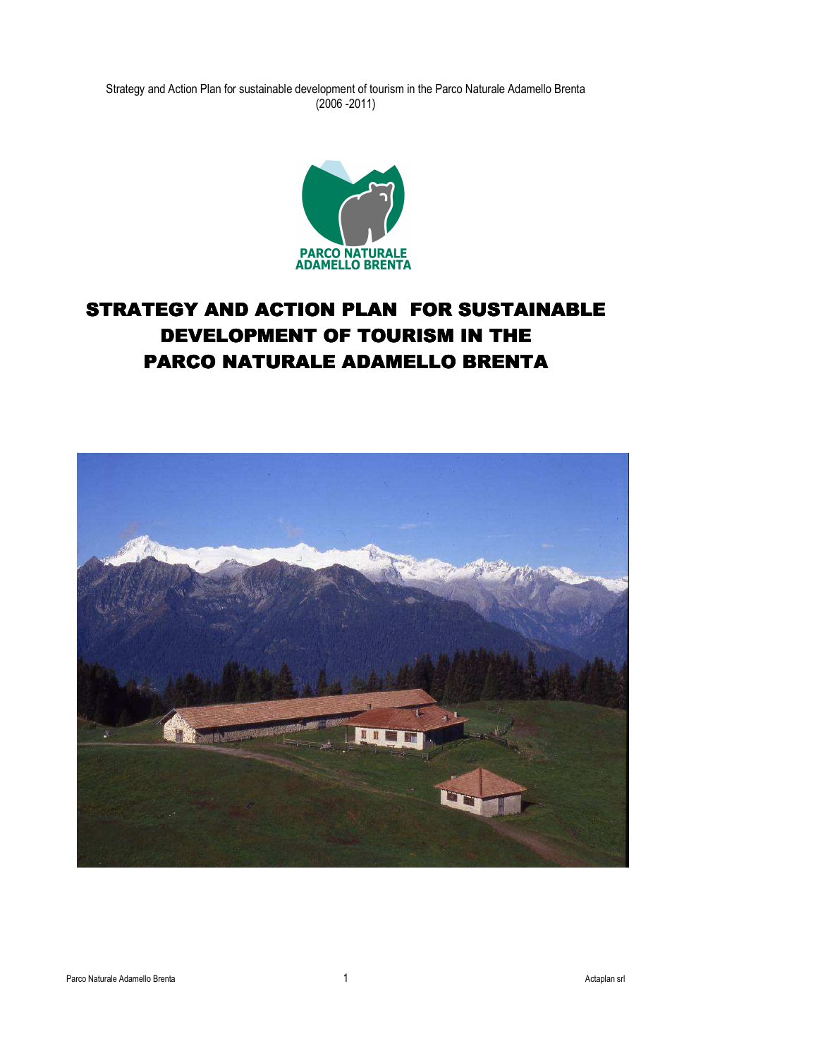Strategy and Action Plan for sustainable development of tourism in the Parco Naturale Adamello Brenta
(2006 -2011)

PARCO NATURALE
ADAMELLO BRENTA

# STRATEGY AND ACTION PLAN FOR SUSTAINABLE DEVELOPMENT OF TOURISM IN THE PARCO NATURALE ADAMELLO BRENTA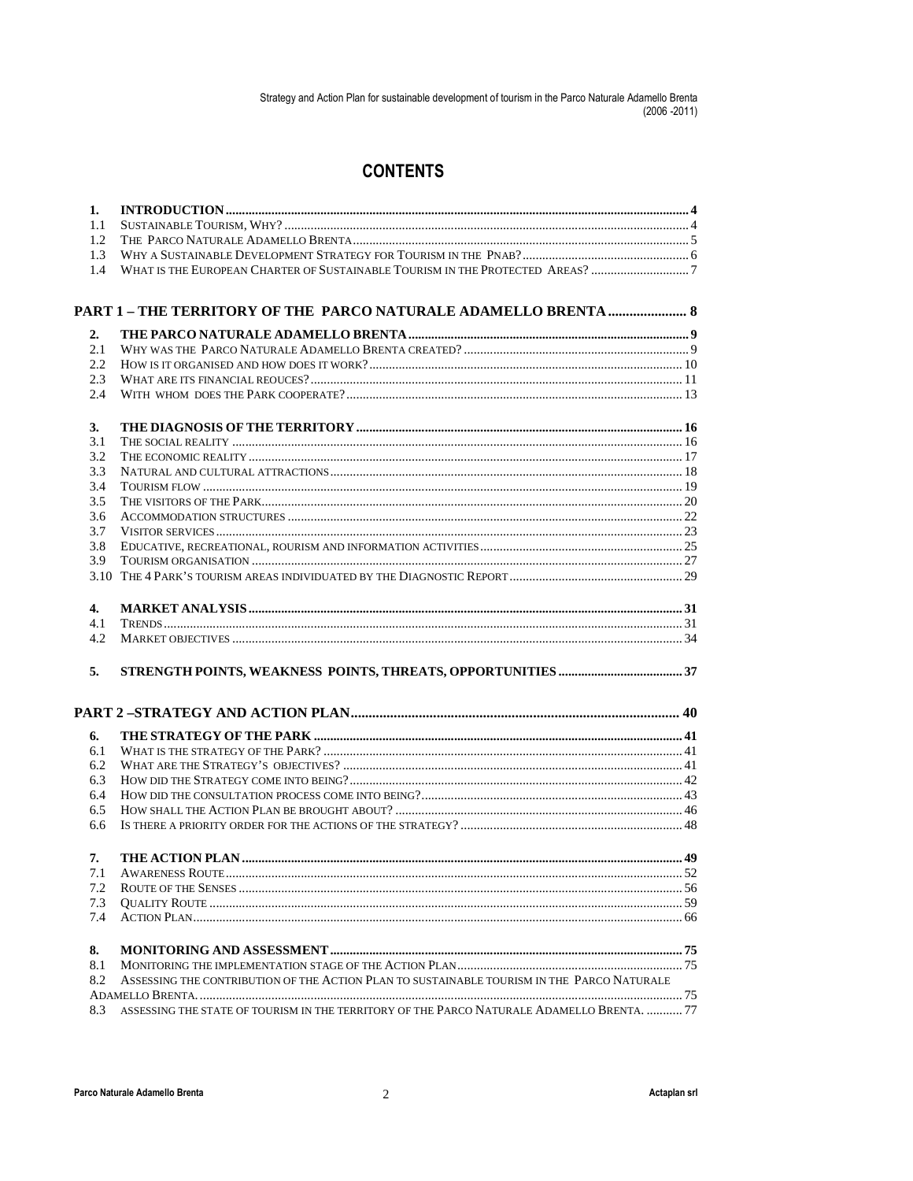# CONTENTS

| | | |
|---|---|---|
| **1.** | **INTRODUCTION** | **4** |
| 1.1 | SUSTAINABLE TOURISM, WHY? | 4 |
| 1.2 | THE PARCO NATURALE ADAMELLO BRENTA | 5 |
| 1.3 | WHY A SUSTAINABLE DEVELOPMENT STRATEGY FOR TOURISM IN THE PNAB? | 6 |
| 1.4 | WHAT IS THE EUROPEAN CHARTER OF SUSTAINABLE TOURISM IN THE PROTECTED AREAS? | 7 |
| | **PART 1 – THE TERRITORY OF THE PARCO NATURALE ADAMELLO BRENTA** | **8** |
| **2.** | **THE PARCO NATURALE ADAMELLO BRENTA** | **9** |
| 2.1 | WHY WAS THE PARCO NATURALE ADAMELLO BRENTA CREATED? | 9 |
| 2.2 | HOW IS IT ORGANISED AND HOW DOES IT WORK? | 10 |
| 2.3 | WHAT ARE ITS FINANCIAL REOUCES? | 11 |
| 2.4 | WITH WHOM DOES THE PARK COOPERATE? | 13 |
| **3.** | **THE DIAGNOSIS OF THE TERRITORY** | **16** |
| 3.1 | THE SOCIAL REALITY | 16 |
| 3.2 | THE ECONOMIC REALITY | 17 |
| 3.3 | NATURAL AND CULTURAL ATTRACTIONS | 18 |
| 3.4 | TOURISM FLOW | 19 |
| 3.5 | THE VISITORS OF THE PARK | 20 |
| 3.6 | ACCOMMODATION STRUCTURES | 22 |
| 3.7 | VISITOR SERVICES | 23 |
| 3.8 | EDUCATIVE, RECREATIONAL, ROURISM AND INFORMATION ACTIVITIES | 25 |
| 3.9 | TOURISM ORGANISATION | 27 |
| 3.10 | THE 4 PARK'S TOURISM AREAS INDIVIDUATED BY THE DIAGNOSTIC REPORT | 29 |
| **4.** | **MARKET ANALYSIS** | **31** |
| 4.1 | TRENDS | 31 |
| 4.2 | MARKET OBJECTIVES | 34 |
| **5.** | **STRENGTH POINTS, WEAKNESS POINTS, THREATS, OPPORTUNITIES** | **37** |
| | **PART 2 –STRATEGY AND ACTION PLAN** | **40** |
| **6.** | **THE STRATEGY OF THE PARK** | **41** |
| 6.1 | WHAT IS THE STRATEGY OF THE PARK? | 41 |
| 6.2 | WHAT ARE THE STRATEGY'S OBJECTIVES? | 41 |
| 6.3 | HOW DID THE STRATEGY COME INTO BEING? | 42 |
| 6.4 | HOW DID THE CONSULTATION PROCESS COME INTO BEING? | 43 |
| 6.5 | HOW SHALL THE ACTION PLAN BE BROUGHT ABOUT? | 46 |
| 6.6 | IS THERE A PRIORITY ORDER FOR THE ACTIONS OF THE STRATEGY? | 48 |
| **7.** | **THE ACTION PLAN** | **49** |
| 7.1 | AWARENESS ROUTE | 52 |
| 7.2 | ROUTE OF THE SENSES | 56 |
| 7.3 | QUALITY ROUTE | 59 |
| 7.4 | ACTION PLAN | 66 |
| **8.** | **MONITORING AND ASSESSMENT** | **75** |
| 8.1 | MONITORING THE IMPLEMENTATION STAGE OF THE ACTION PLAN | 75 |
| 8.2 | ASSESSING THE CONTRIBUTION OF THE ACTION PLAN TO SUSTAINABLE TOURISM IN THE PARCO NATURALE ADAMELLO BRENTA. | 75 |
| 8.3 | ASSESSING THE STATE OF TOURISM IN THE TERRITORY OF THE PARCO NATURALE ADAMELLO BRENTA. | 77 |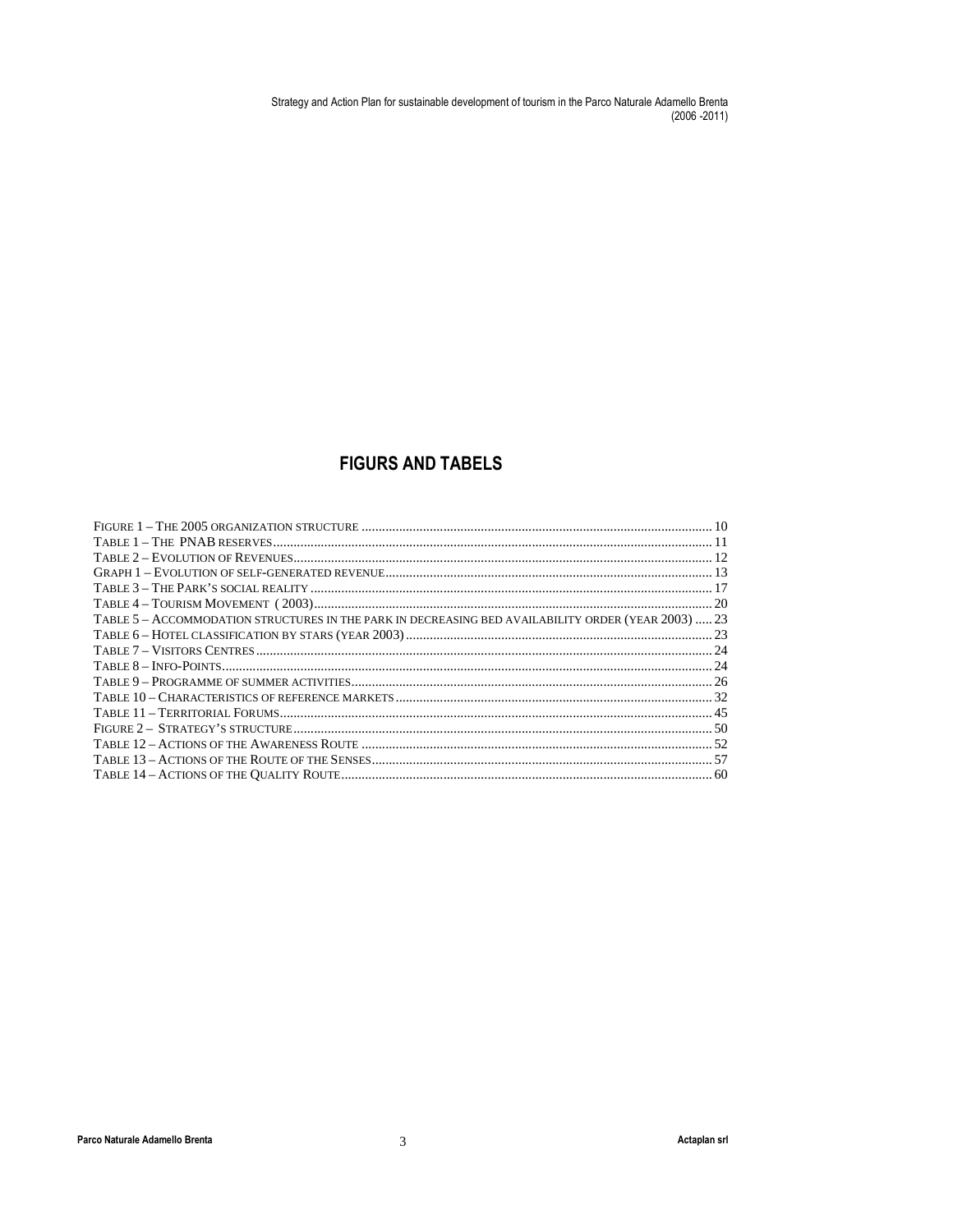## FIGURS AND TABELS

Figure 1 – The 2005 organization structure .................................................................................................... 10
Table 1 – The PNAB reserves ............................................................................................................................ 11
Table 2 – Evolution of Revenues ......................................................................................................................... 12
Graph 1 – Evolution of self-generated revenue .................................................................................................. 13
Table 3 – The Park's social reality ..................................................................................................................... 17
Table 4 – Tourism Movement ( 2003) ................................................................................................................ 20
Table 5 – Accommodation structures in the park in decreasing bed availability order (year 2003) ..... 23
Table 6 – Hotel classification by stars (year 2003) ............................................................................................ 23
Table 7 – Visitors Centres ..................................................................................................................................... 24
Table 8 – Info-Points ............................................................................................................................................ 24
Table 9 – Programme of summer activities ....................................................................................................... 26
Table 10 – Characteristics of reference markets ............................................................................................... 32
Table 11 – Territorial Forums ............................................................................................................................. 45
Figure 2 – Strategy's structure ............................................................................................................................ 50
Table 12 – Actions of the Awareness Route ...................................................................................................... 52
Table 13 – Actions of the Route of the Senses .................................................................................................. 57
Table 14 – Actions of the Quality Route ............................................................................................................ 60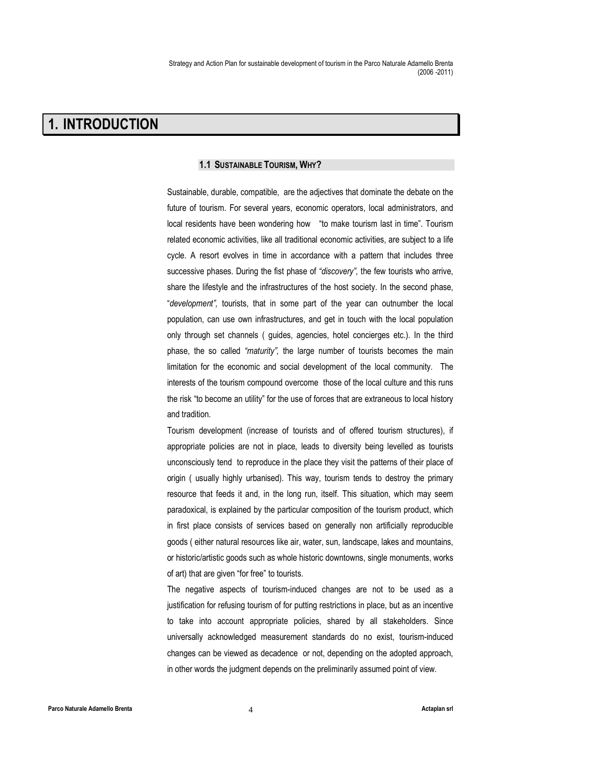# 1. INTRODUCTION

## 1.1 SUSTAINABLE TOURISM, WHY?

Sustainable, durable, compatible, are the adjectives that dominate the debate on the future of tourism. For several years, economic operators, local administrators, and local residents have been wondering how "to make tourism last in time". Tourism related economic activities, like all traditional economic activities, are subject to a life cycle. A resort evolves in time in accordance with a pattern that includes three successive phases. During the fist phase of *"discovery",* the few tourists who arrive, share the lifestyle and the infrastructures of the host society. In the second phase, "*development",* tourists, that in some part of the year can outnumber the local population, can use own infrastructures, and get in touch with the local population only through set channels ( guides, agencies, hotel concierges etc.). In the third phase, the so called *"maturity",* the large number of tourists becomes the main limitation for the economic and social development of the local community. The interests of the tourism compound overcome those of the local culture and this runs the risk "to become an utility" for the use of forces that are extraneous to local history and tradition.

Tourism development (increase of tourists and of offered tourism structures), if appropriate policies are not in place, leads to diversity being levelled as tourists unconsciously tend to reproduce in the place they visit the patterns of their place of origin ( usually highly urbanised). This way, tourism tends to destroy the primary resource that feeds it and, in the long run, itself. This situation, which may seem paradoxical, is explained by the particular composition of the tourism product, which in first place consists of services based on generally non artificially reproducible goods ( either natural resources like air, water, sun, landscape, lakes and mountains, or historic/artistic goods such as whole historic downtowns, single monuments, works of art) that are given "for free" to tourists.

The negative aspects of tourism-induced changes are not to be used as a justification for refusing tourism of for putting restrictions in place, but as an incentive to take into account appropriate policies, shared by all stakeholders. Since universally acknowledged measurement standards do no exist, tourism-induced changes can be viewed as decadence or not, depending on the adopted approach, in other words the judgment depends on the preliminarily assumed point of view.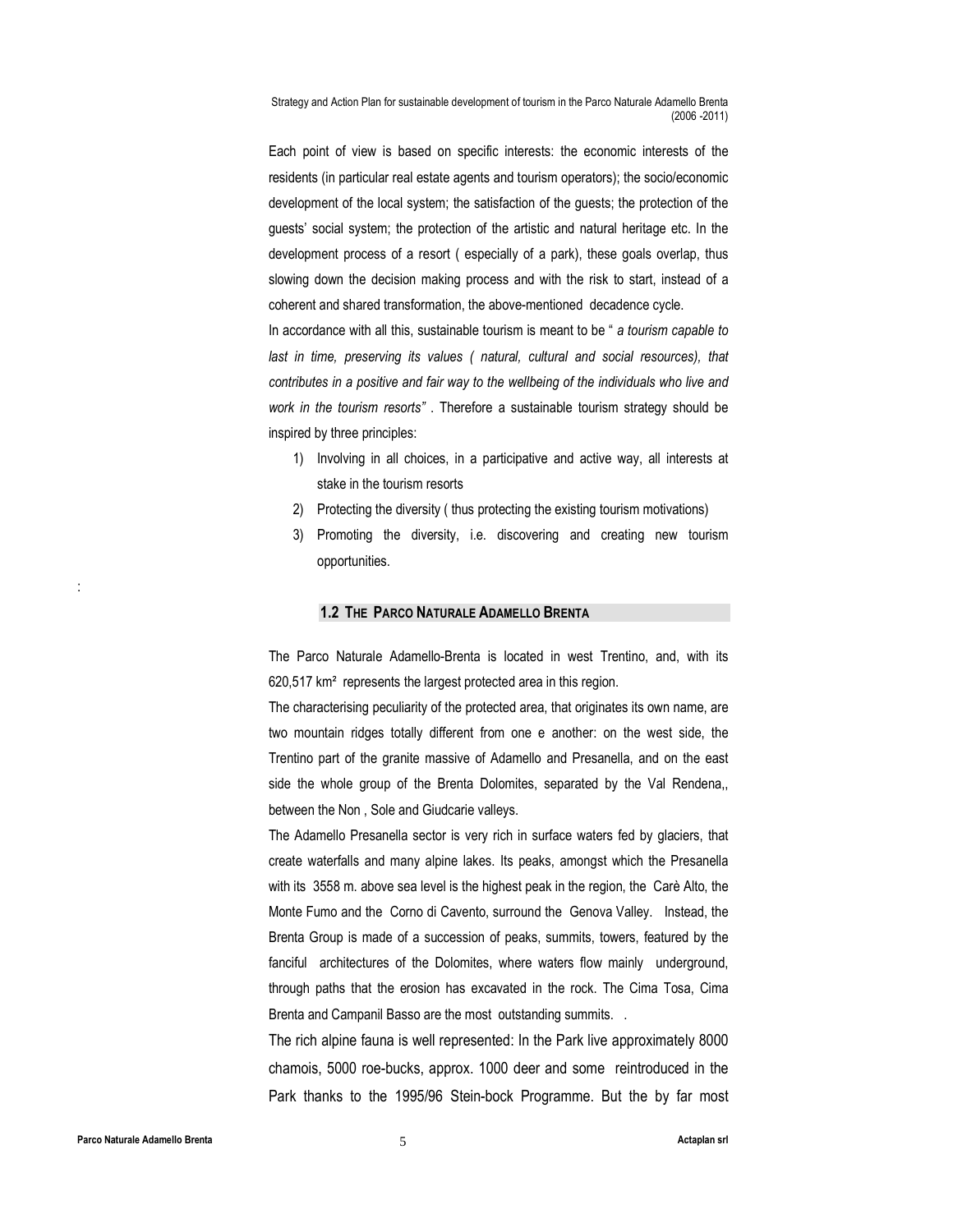Each point of view is based on specific interests: the economic interests of the residents (in particular real estate agents and tourism operators); the socio/economic development of the local system; the satisfaction of the guests; the protection of the guests' social system; the protection of the artistic and natural heritage etc. In the development process of a resort ( especially of a park), these goals overlap, thus slowing down the decision making process and with the risk to start, instead of a coherent and shared transformation, the above-mentioned decadence cycle.

In accordance with all this, sustainable tourism is meant to be " *a tourism capable to last in time, preserving its values ( natural, cultural and social resources), that contributes in a positive and fair way to the wellbeing of the individuals who live and work in the tourism resorts"* . Therefore a sustainable tourism strategy should be inspired by three principles:

1) Involving in all choices, in a participative and active way, all interests at stake in the tourism resorts
2) Protecting the diversity ( thus protecting the existing tourism motivations)
3) Promoting the diversity, i.e. discovering and creating new tourism opportunities.

### 1.2 THE PARCO NATURALE ADAMELLO BRENTA

The Parco Naturale Adamello-Brenta is located in west Trentino, and, with its 620,517 km² represents the largest protected area in this region.

The characterising peculiarity of the protected area, that originates its own name, are two mountain ridges totally different from one e another: on the west side, the Trentino part of the granite massive of Adamello and Presanella, and on the east side the whole group of the Brenta Dolomites, separated by the Val Rendena,, between the Non , Sole and Giudcarie valleys.

The Adamello Presanella sector is very rich in surface waters fed by glaciers, that create waterfalls and many alpine lakes. Its peaks, amongst which the Presanella with its 3558 m. above sea level is the highest peak in the region, the Carè Alto, the Monte Fumo and the Corno di Cavento, surround the Genova Valley. Instead, the Brenta Group is made of a succession of peaks, summits, towers, featured by the fanciful architectures of the Dolomites, where waters flow mainly underground, through paths that the erosion has excavated in the rock. The Cima Tosa, Cima Brenta and Campanil Basso are the most outstanding summits. .

The rich alpine fauna is well represented: In the Park live approximately 8000 chamois, 5000 roe-bucks, approx. 1000 deer and some reintroduced in the Park thanks to the 1995/96 Stein-bock Programme. But the by far most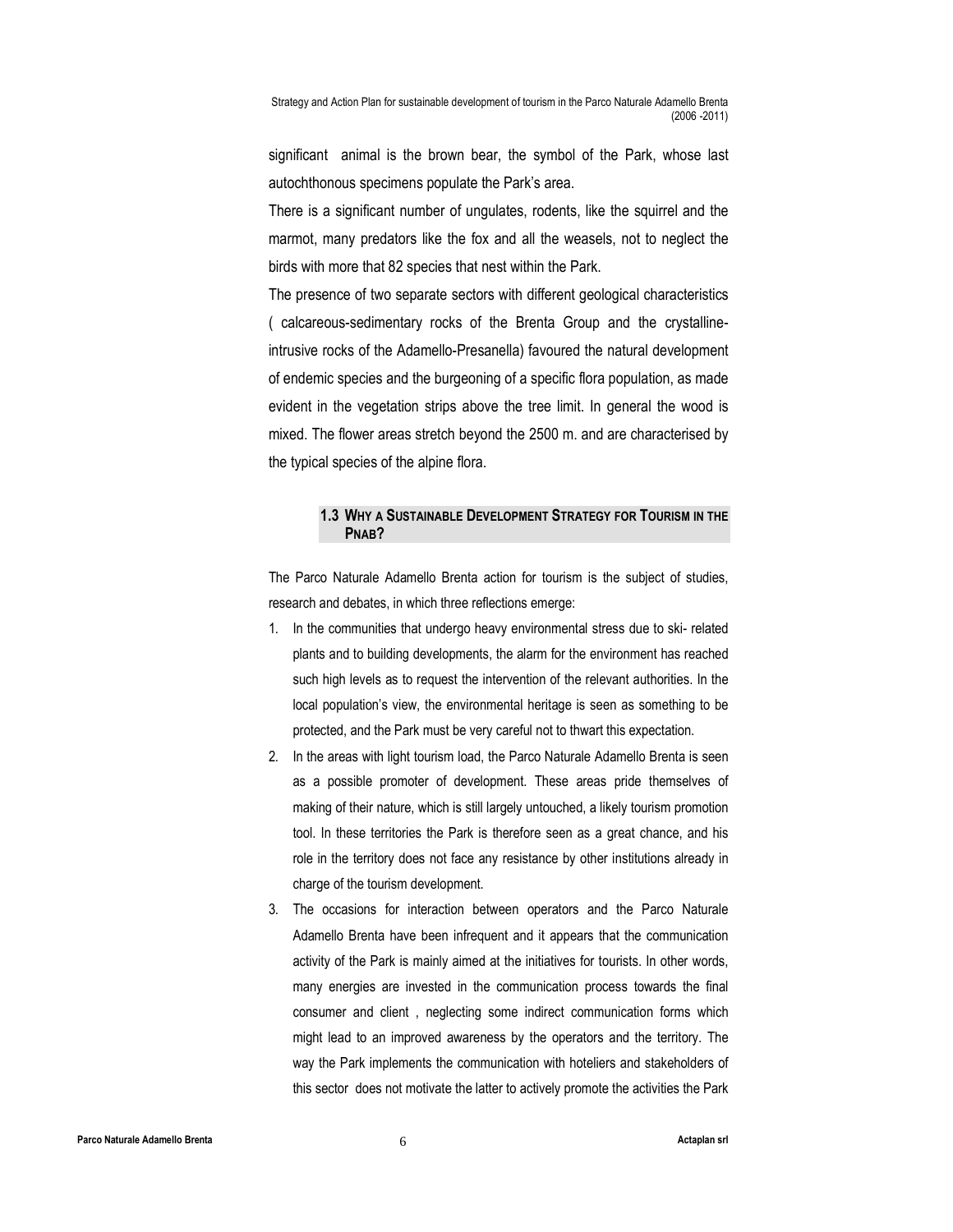significant animal is the brown bear, the symbol of the Park, whose last autochthonous specimens populate the Park's area.

There is a significant number of ungulates, rodents, like the squirrel and the marmot, many predators like the fox and all the weasels, not to neglect the birds with more that 82 species that nest within the Park.

The presence of two separate sectors with different geological characteristics ( calcareous-sedimentary rocks of the Brenta Group and the crystalline-intrusive rocks of the Adamello-Presanella) favoured the natural development of endemic species and the burgeoning of a specific flora population, as made evident in the vegetation strips above the tree limit. In general the wood is mixed. The flower areas stretch beyond the 2500 m. and are characterised by the typical species of the alpine flora.

### 1.3 WHY A SUSTAINABLE DEVELOPMENT STRATEGY FOR TOURISM IN THE PNAB?

The Parco Naturale Adamello Brenta action for tourism is the subject of studies, research and debates, in which three reflections emerge:

1. In the communities that undergo heavy environmental stress due to ski- related plants and to building developments, the alarm for the environment has reached such high levels as to request the intervention of the relevant authorities. In the local population's view, the environmental heritage is seen as something to be protected, and the Park must be very careful not to thwart this expectation.
2. In the areas with light tourism load, the Parco Naturale Adamello Brenta is seen as a possible promoter of development. These areas pride themselves of making of their nature, which is still largely untouched, a likely tourism promotion tool. In these territories the Park is therefore seen as a great chance, and his role in the territory does not face any resistance by other institutions already in charge of the tourism development.
3. The occasions for interaction between operators and the Parco Naturale Adamello Brenta have been infrequent and it appears that the communication activity of the Park is mainly aimed at the initiatives for tourists. In other words, many energies are invested in the communication process towards the final consumer and client , neglecting some indirect communication forms which might lead to an improved awareness by the operators and the territory. The way the Park implements the communication with hoteliers and stakeholders of this sector does not motivate the latter to actively promote the activities the Park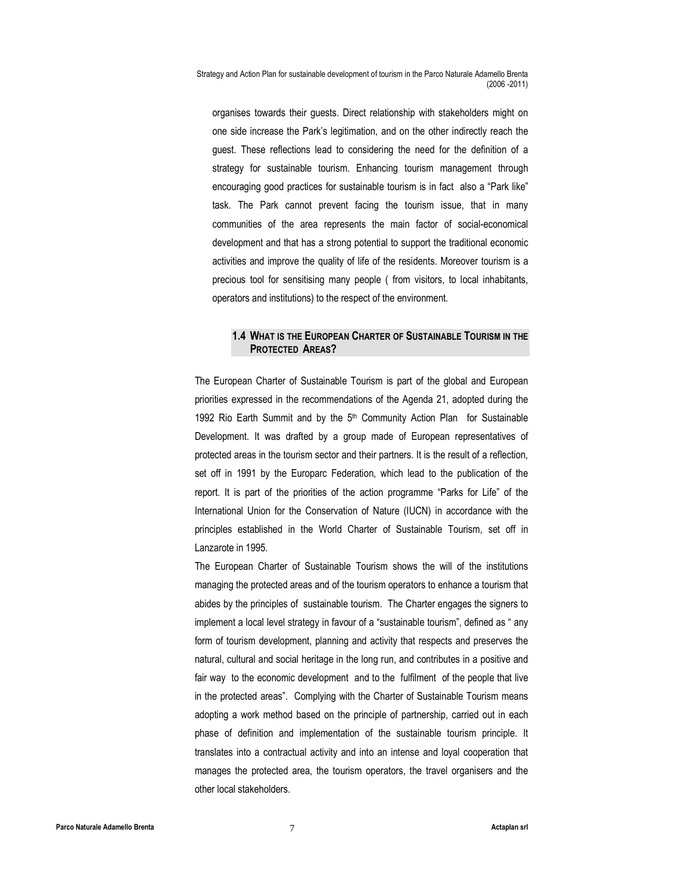organises towards their guests. Direct relationship with stakeholders might on one side increase the Park's legitimation, and on the other indirectly reach the guest. These reflections lead to considering the need for the definition of a strategy for sustainable tourism. Enhancing tourism management through encouraging good practices for sustainable tourism is in fact also a "Park like" task. The Park cannot prevent facing the tourism issue, that in many communities of the area represents the main factor of social-economical development and that has a strong potential to support the traditional economic activities and improve the quality of life of the residents. Moreover tourism is a precious tool for sensitising many people ( from visitors, to local inhabitants, operators and institutions) to the respect of the environment.

## 1.4 What is the European Charter of Sustainable Tourism in the Protected Areas?

The European Charter of Sustainable Tourism is part of the global and European priorities expressed in the recommendations of the Agenda 21, adopted during the 1992 Rio Earth Summit and by the 5th Community Action Plan for Sustainable Development. It was drafted by a group made of European representatives of protected areas in the tourism sector and their partners. It is the result of a reflection, set off in 1991 by the Europarc Federation, which lead to the publication of the report. It is part of the priorities of the action programme "Parks for Life" of the International Union for the Conservation of Nature (IUCN) in accordance with the principles established in the World Charter of Sustainable Tourism, set off in Lanzarote in 1995.

The European Charter of Sustainable Tourism shows the will of the institutions managing the protected areas and of the tourism operators to enhance a tourism that abides by the principles of sustainable tourism. The Charter engages the signers to implement a local level strategy in favour of a "sustainable tourism", defined as " any form of tourism development, planning and activity that respects and preserves the natural, cultural and social heritage in the long run, and contributes in a positive and fair way to the economic development and to the fulfilment of the people that live in the protected areas". Complying with the Charter of Sustainable Tourism means adopting a work method based on the principle of partnership, carried out in each phase of definition and implementation of the sustainable tourism principle. It translates into a contractual activity and into an intense and loyal cooperation that manages the protected area, the tourism operators, the travel organisers and the other local stakeholders.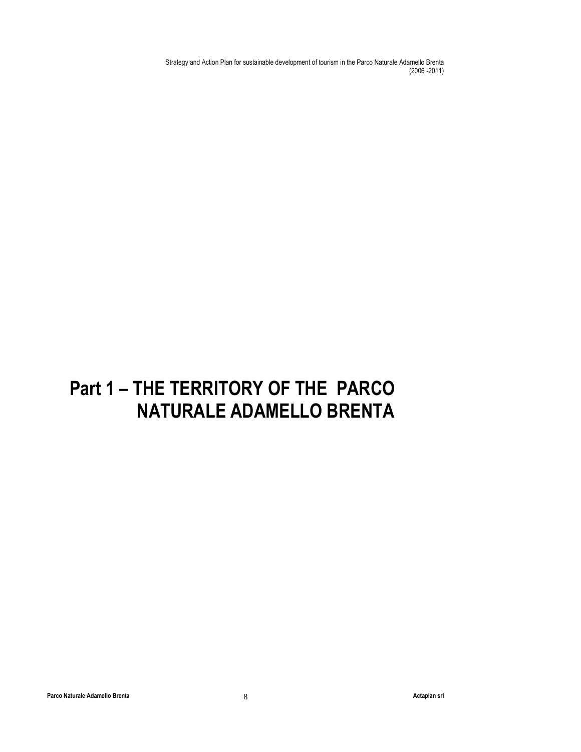# Part 1 – THE TERRITORY OF THE PARCO NATURALE ADAMELLO BRENTA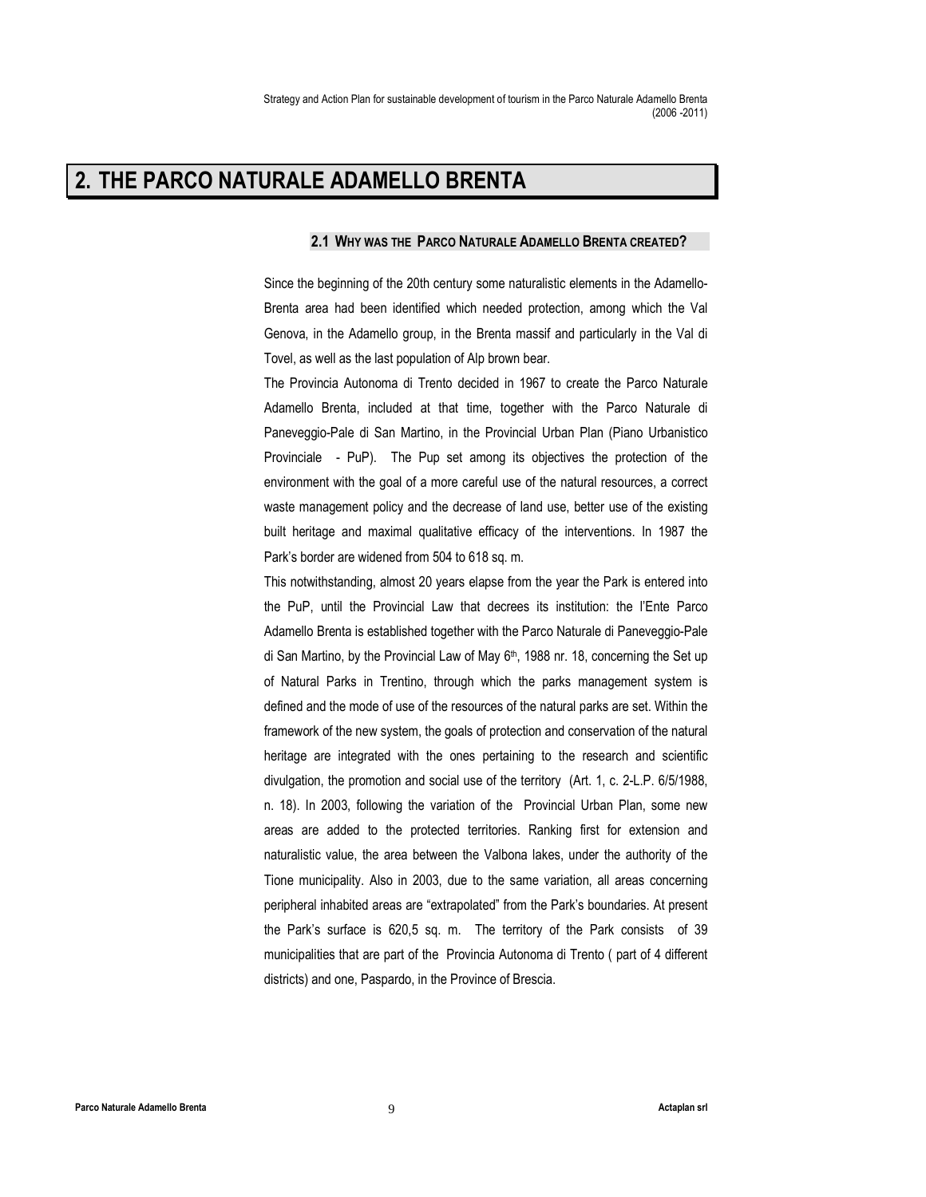# 2. THE PARCO NATURALE ADAMELLO BRENTA

## 2.1 WHY WAS THE PARCO NATURALE ADAMELLO BRENTA CREATED?

Since the beginning of the 20th century some naturalistic elements in the Adamello-Brenta area had been identified which needed protection, among which the Val Genova, in the Adamello group, in the Brenta massif and particularly in the Val di Tovel, as well as the last population of Alp brown bear.

The Provincia Autonoma di Trento decided in 1967 to create the Parco Naturale Adamello Brenta, included at that time, together with the Parco Naturale di Paneveggio-Pale di San Martino, in the Provincial Urban Plan (Piano Urbanistico Provinciale - PuP). The Pup set among its objectives the protection of the environment with the goal of a more careful use of the natural resources, a correct waste management policy and the decrease of land use, better use of the existing built heritage and maximal qualitative efficacy of the interventions. In 1987 the Park's border are widened from 504 to 618 sq. m.

This notwithstanding, almost 20 years elapse from the year the Park is entered into the PuP, until the Provincial Law that decrees its institution: the l'Ente Parco Adamello Brenta is established together with the Parco Naturale di Paneveggio-Pale di San Martino, by the Provincial Law of May 6th, 1988 nr. 18, concerning the Set up of Natural Parks in Trentino, through which the parks management system is defined and the mode of use of the resources of the natural parks are set. Within the framework of the new system, the goals of protection and conservation of the natural heritage are integrated with the ones pertaining to the research and scientific divulgation, the promotion and social use of the territory (Art. 1, c. 2-L.P. 6/5/1988, n. 18). In 2003, following the variation of the Provincial Urban Plan, some new areas are added to the protected territories. Ranking first for extension and naturalistic value, the area between the Valbona lakes, under the authority of the Tione municipality. Also in 2003, due to the same variation, all areas concerning peripheral inhabited areas are "extrapolated" from the Park's boundaries. At present the Park's surface is 620,5 sq. m. The territory of the Park consists of 39 municipalities that are part of the Provincia Autonoma di Trento ( part of 4 different districts) and one, Paspardo, in the Province of Brescia.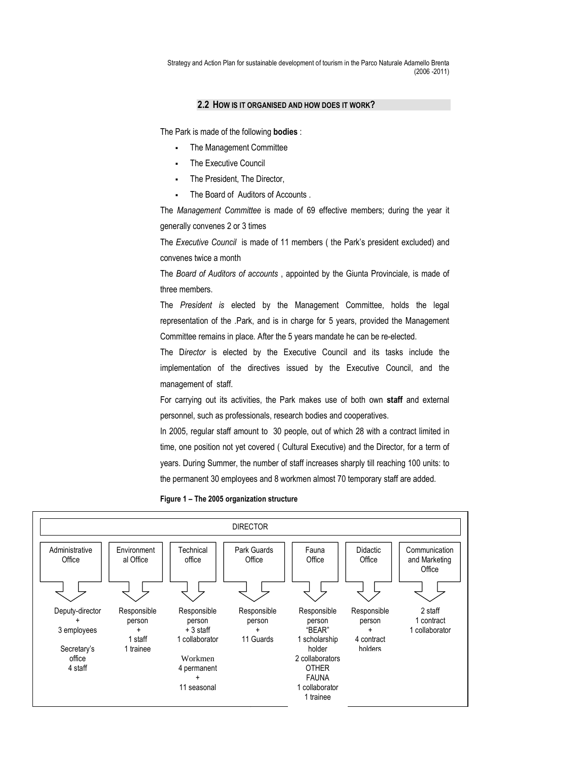## 2.2 How is it organised and how does it work?

The Park is made of the following **bodies** :

- The Management Committee
- The Executive Council
- The President, The Director,
- The Board of Auditors of Accounts .

The *Management Committee* is made of 69 effective members; during the year it generally convenes 2 or 3 times

The *Executive Council* is made of 11 members ( the Park's president excluded) and convenes twice a month

The *Board of Auditors of accounts* , appointed by the Giunta Provinciale, is made of three members.

The *President is* elected by the Management Committee, holds the legal representation of the .Park, and is in charge for 5 years, provided the Management Committee remains in place. After the 5 years mandate he can be re-elected.

The D*irector* is elected by the Executive Council and its tasks include the implementation of the directives issued by the Executive Council, and the management of staff.

For carrying out its activities, the Park makes use of both own **staff** and external personnel, such as professionals, research bodies and cooperatives.

In 2005, regular staff amount to 30 people, out of which 28 with a contract limited in time, one position not yet covered ( Cultural Executive) and the Director, for a term of years. During Summer, the number of staff increases sharply till reaching 100 units: to the permanent 30 employees and 8 workmen almost 70 temporary staff are added.

**Figure 1 – The 2005 organization structure**

| DIRECTOR | | | | | | |
|---|---|---|---|---|---|---|
| Administrative Office | Environmental Office | Technical office | Park Guards Office | Fauna Office | Didactic Office | Communication and Marketing Office |
| Deputy-director + 3 employees<br><br>Secretary's office 4 staff | Responsible person + 1 staff 1 trainee | Responsible person + 3 staff 1 collaborator<br><br>Workmen 4 permanent + 11 seasonal | Responsible person + 11 Guards | Responsible person "BEAR" 1 scholarship holder 2 collaborators<br>OTHER FAUNA 1 collaborator 1 trainee | Responsible person + 4 contract holders | 2 staff 1 contract 1 collaborator |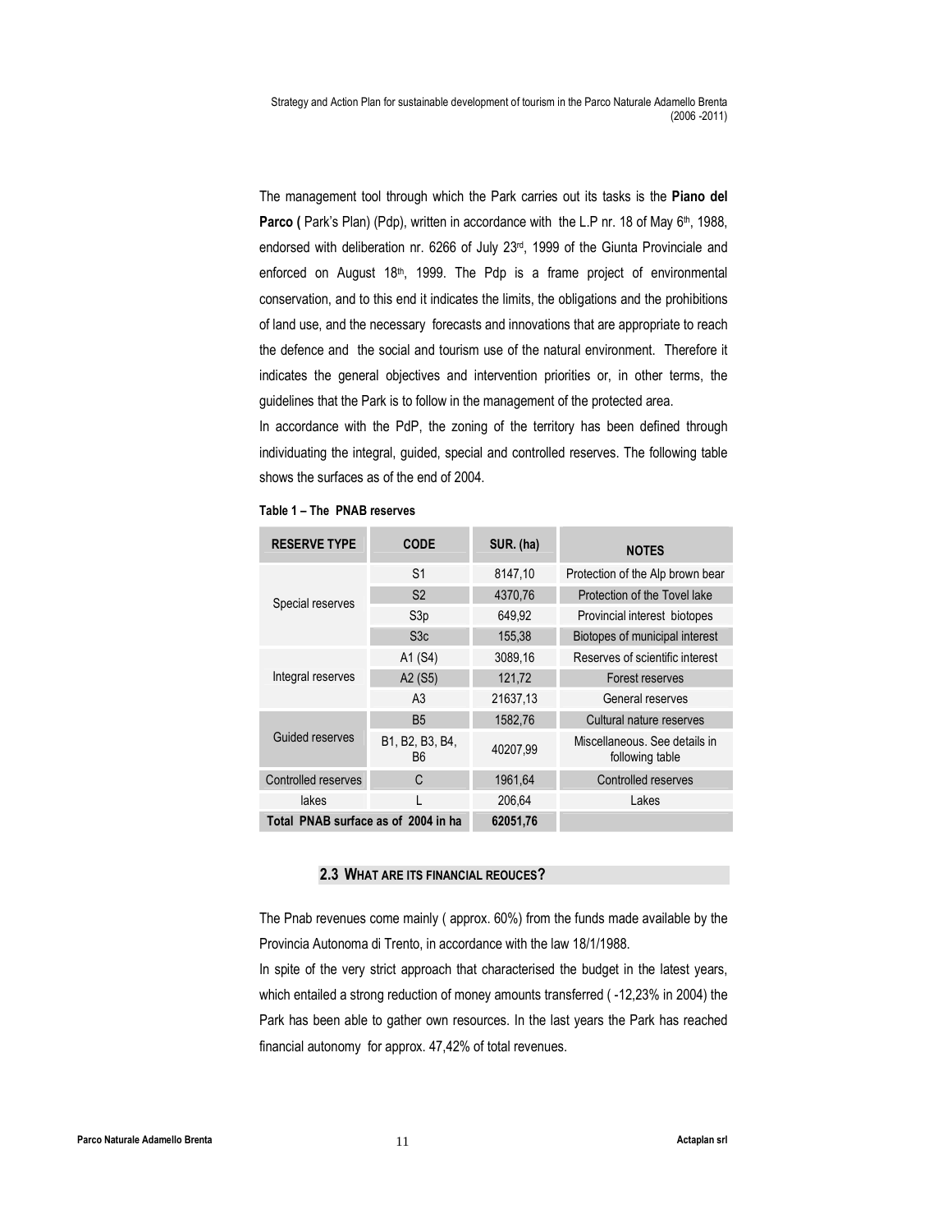The management tool through which the Park carries out its tasks is the **Piano del Parco (** Park's Plan) (Pdp), written in accordance with the L.P nr. 18 of May 6th, 1988, endorsed with deliberation nr. 6266 of July 23rd, 1999 of the Giunta Provinciale and enforced on August 18th, 1999. The Pdp is a frame project of environmental conservation, and to this end it indicates the limits, the obligations and the prohibitions of land use, and the necessary forecasts and innovations that are appropriate to reach the defence and the social and tourism use of the natural environment. Therefore it indicates the general objectives and intervention priorities or, in other terms, the guidelines that the Park is to follow in the management of the protected area.

In accordance with the PdP, the zoning of the territory has been defined through individuating the integral, guided, special and controlled reserves. The following table shows the surfaces as of the end of 2004.

**Table 1 – The PNAB reserves**

| RESERVE TYPE | CODE | SUR. (ha) | NOTES |
|---|---|---|---|
| Special reserves | S1 | 8147,10 | Protection of the Alp brown bear |
| | S2 | 4370,76 | Protection of the Tovel lake |
| | S3p | 649,92 | Provincial interest biotopes |
| | S3c | 155,38 | Biotopes of municipal interest |
| Integral reserves | A1 (S4) | 3089,16 | Reserves of scientific interest |
| | A2 (S5) | 121,72 | Forest reserves |
| | A3 | 21637,13 | General reserves |
| Guided reserves | B5 | 1582,76 | Cultural nature reserves |
| | B1, B2, B3, B4, B6 | 40207,99 | Miscellaneous. See details in following table |
| Controlled reserves | C | 1961,64 | Controlled reserves |
| lakes | L | 206,64 | Lakes |
| Total PNAB surface as of 2004 in ha | | 62051,76 | |

## 2.3 WHAT ARE ITS FINANCIAL REOUCES?

The Pnab revenues come mainly ( approx. 60%) from the funds made available by the Provincia Autonoma di Trento, in accordance with the law 18/1/1988.

In spite of the very strict approach that characterised the budget in the latest years, which entailed a strong reduction of money amounts transferred ( -12,23% in 2004) the Park has been able to gather own resources. In the last years the Park has reached financial autonomy for approx. 47,42% of total revenues.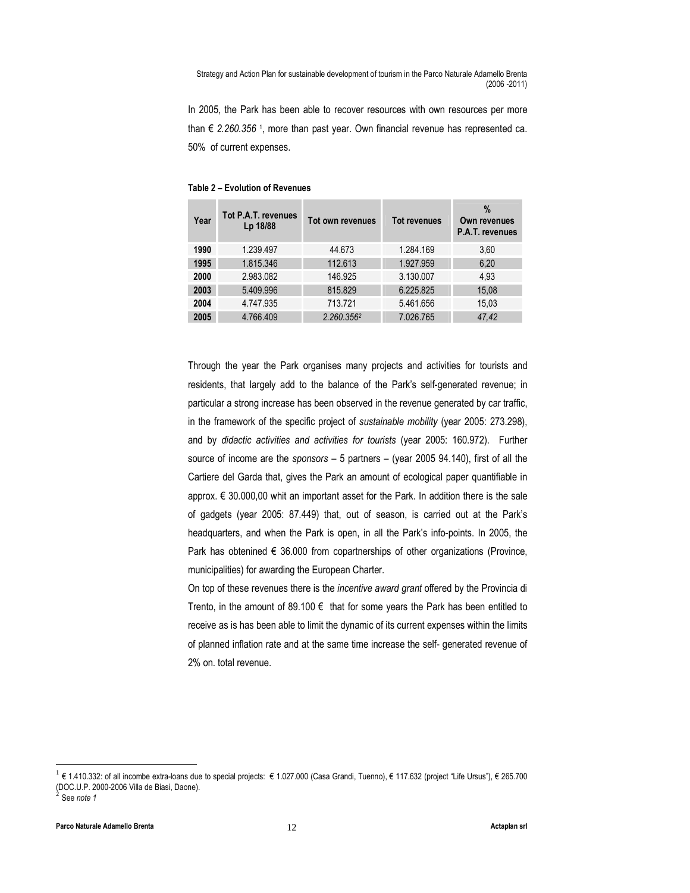In 2005, the Park has been able to recover resources with own resources per more than € *2.260.356* [1], more than past year. Own financial revenue has represented ca. 50% of current expenses.

**Table 2 – Evolution of Revenues**

| Year | Tot P.A.T. revenues Lp 18/88 | Tot own revenues | Tot revenues | % Own revenues P.A.T. revenues |
|---|---|---|---|---|
| **1990** | 1.239.497 | 44.673 | 1.284.169 | 3,60 |
| **1995** | 1.815.346 | 112.613 | 1.927.959 | 6,20 |
| **2000** | 2.983.082 | 146.925 | 3.130.007 | 4,93 |
| **2003** | 5.409.996 | 815.829 | 6.225.825 | 15,08 |
| **2004** | 4.747.935 | 713.721 | 5.461.656 | 15,03 |
| **2005** | 4.766.409 | *2.260.356*[2] | 7.026.765 | *47,42* |

Through the year the Park organises many projects and activities for tourists and residents, that largely add to the balance of the Park's self-generated revenue; in particular a strong increase has been observed in the revenue generated by car traffic, in the framework of the specific project of *sustainable mobility* (year 2005: 273.298), and by *didactic activities and activities for tourists* (year 2005: 160.972). Further source of income are the *sponsors* – 5 partners – (year 2005 94.140), first of all the Cartiere del Garda that, gives the Park an amount of ecological paper quantifiable in approx. € 30.000,00 whit an important asset for the Park. In addition there is the sale of gadgets (year 2005: 87.449) that, out of season, is carried out at the Park's headquarters, and when the Park is open, in all the Park's info-points. In 2005, the Park has obtenined € 36.000 from copartnerships of other organizations (Province, municipalities) for awarding the European Charter.

On top of these revenues there is the *incentive award grant* offered by the Provincia di Trento, in the amount of 89.100 € that for some years the Park has been entitled to receive as is has been able to limit the dynamic of its current expenses within the limits of planned inflation rate and at the same time increase the self- generated revenue of 2% on. total revenue.

---

[1] € 1.410.332: of all incombe extra-loans due to special projects: € 1.027.000 (Casa Grandi, Tuenno), € 117.632 (project "Life Ursus"), € 265.700 (DOC.U.P. 2000-2006 Villa de Biasi, Daone).

[2] See *note 1*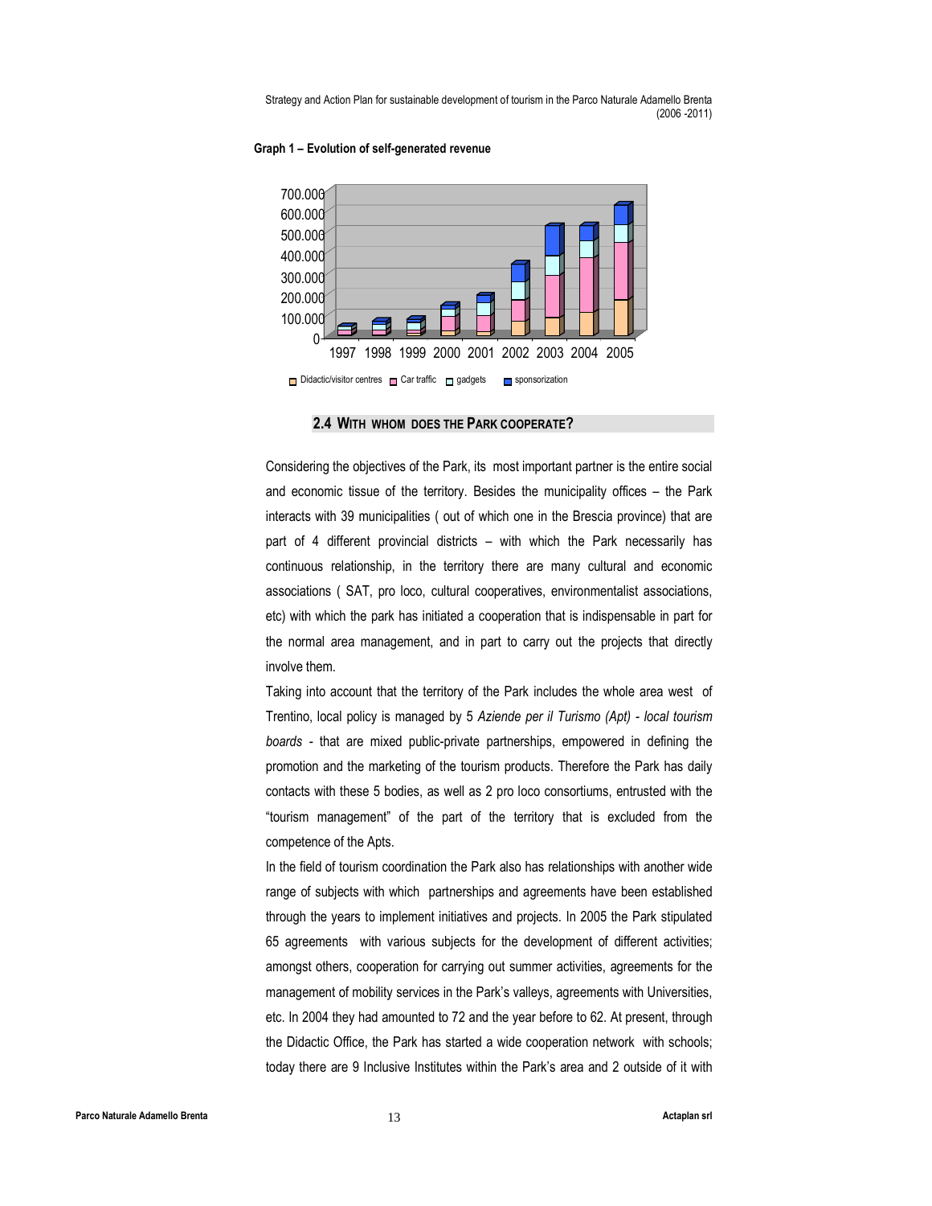**Graph 1 – Evolution of self-generated revenue**

## 2.4 WITH WHOM DOES THE PARK COOPERATE?

Considering the objectives of the Park, its most important partner is the entire social and economic tissue of the territory. Besides the municipality offices – the Park interacts with 39 municipalities ( out of which one in the Brescia province) that are part of 4 different provincial districts – with which the Park necessarily has continuous relationship, in the territory there are many cultural and economic associations ( SAT, pro loco, cultural cooperatives, environmentalist associations, etc) with which the park has initiated a cooperation that is indispensable in part for the normal area management, and in part to carry out the projects that directly involve them.

Taking into account that the territory of the Park includes the whole area west of Trentino, local policy is managed by 5 *Aziende per il Turismo (Apt) - local tourism boards* - that are mixed public-private partnerships, empowered in defining the promotion and the marketing of the tourism products. Therefore the Park has daily contacts with these 5 bodies, as well as 2 pro loco consortiums, entrusted with the "tourism management" of the part of the territory that is excluded from the competence of the Apts.

In the field of tourism coordination the Park also has relationships with another wide range of subjects with which partnerships and agreements have been established through the years to implement initiatives and projects. In 2005 the Park stipulated 65 agreements with various subjects for the development of different activities; amongst others, cooperation for carrying out summer activities, agreements for the management of mobility services in the Park's valleys, agreements with Universities, etc. In 2004 they had amounted to 72 and the year before to 62. At present, through the Didactic Office, the Park has started a wide cooperation network with schools; today there are 9 Inclusive Institutes within the Park's area and 2 outside of it with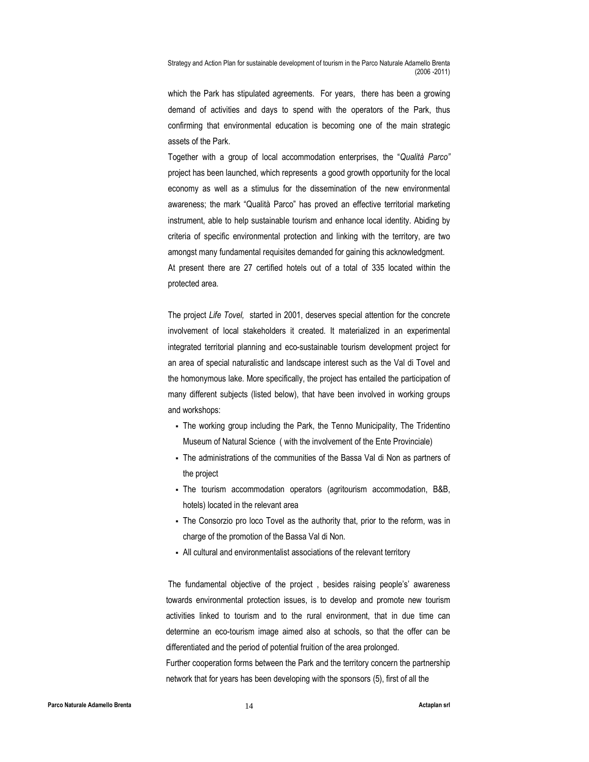which the Park has stipulated agreements. For years, there has been a growing demand of activities and days to spend with the operators of the Park, thus confirming that environmental education is becoming one of the main strategic assets of the Park.

Together with a group of local accommodation enterprises, the "*Qualità Parco*" project has been launched, which represents a good growth opportunity for the local economy as well as a stimulus for the dissemination of the new environmental awareness; the mark "Qualità Parco" has proved an effective territorial marketing instrument, able to help sustainable tourism and enhance local identity. Abiding by criteria of specific environmental protection and linking with the territory, are two amongst many fundamental requisites demanded for gaining this acknowledgment.
At present there are 27 certified hotels out of a total of 335 located within the protected area.

The project *Life Tovel,* started in 2001, deserves special attention for the concrete involvement of local stakeholders it created. It materialized in an experimental integrated territorial planning and eco-sustainable tourism development project for an area of special naturalistic and landscape interest such as the Val di Tovel and the homonymous lake. More specifically, the project has entailed the participation of many different subjects (listed below), that have been involved in working groups and workshops:

- The working group including the Park, the Tenno Municipality, The Tridentino Museum of Natural Science ( with the involvement of the Ente Provinciale)
- The administrations of the communities of the Bassa Val di Non as partners of the project
- The tourism accommodation operators (agritourism accommodation, B&B, hotels) located in the relevant area
- The Consorzio pro loco Tovel as the authority that, prior to the reform, was in charge of the promotion of the Bassa Val di Non.
- All cultural and environmentalist associations of the relevant territory

The fundamental objective of the project , besides raising people's' awareness towards environmental protection issues, is to develop and promote new tourism activities linked to tourism and to the rural environment, that in due time can determine an eco-tourism image aimed also at schools, so that the offer can be differentiated and the period of potential fruition of the area prolonged.
Further cooperation forms between the Park and the territory concern the partnership network that for years has been developing with the sponsors (5), first of all the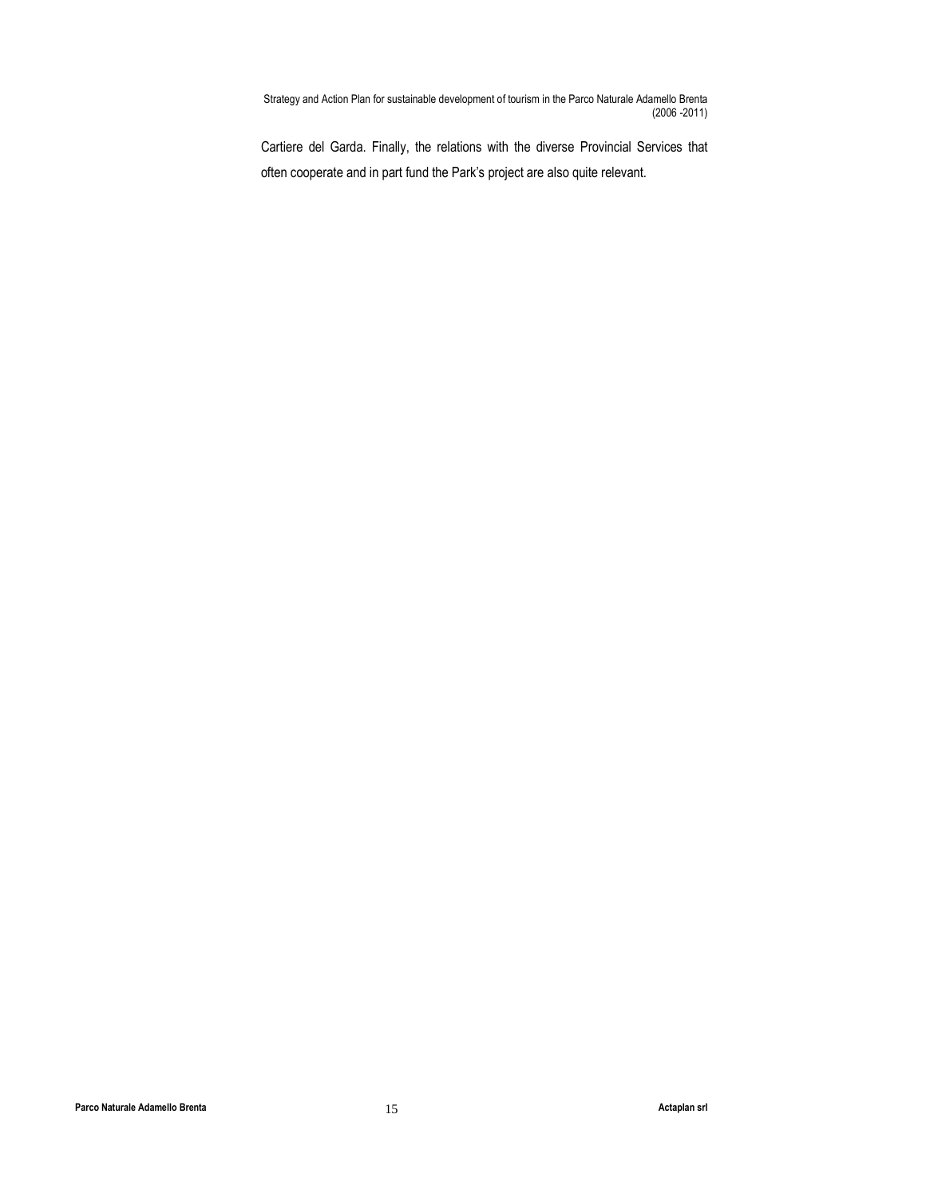Cartiere del Garda. Finally, the relations with the diverse Provincial Services that often cooperate and in part fund the Park's project are also quite relevant.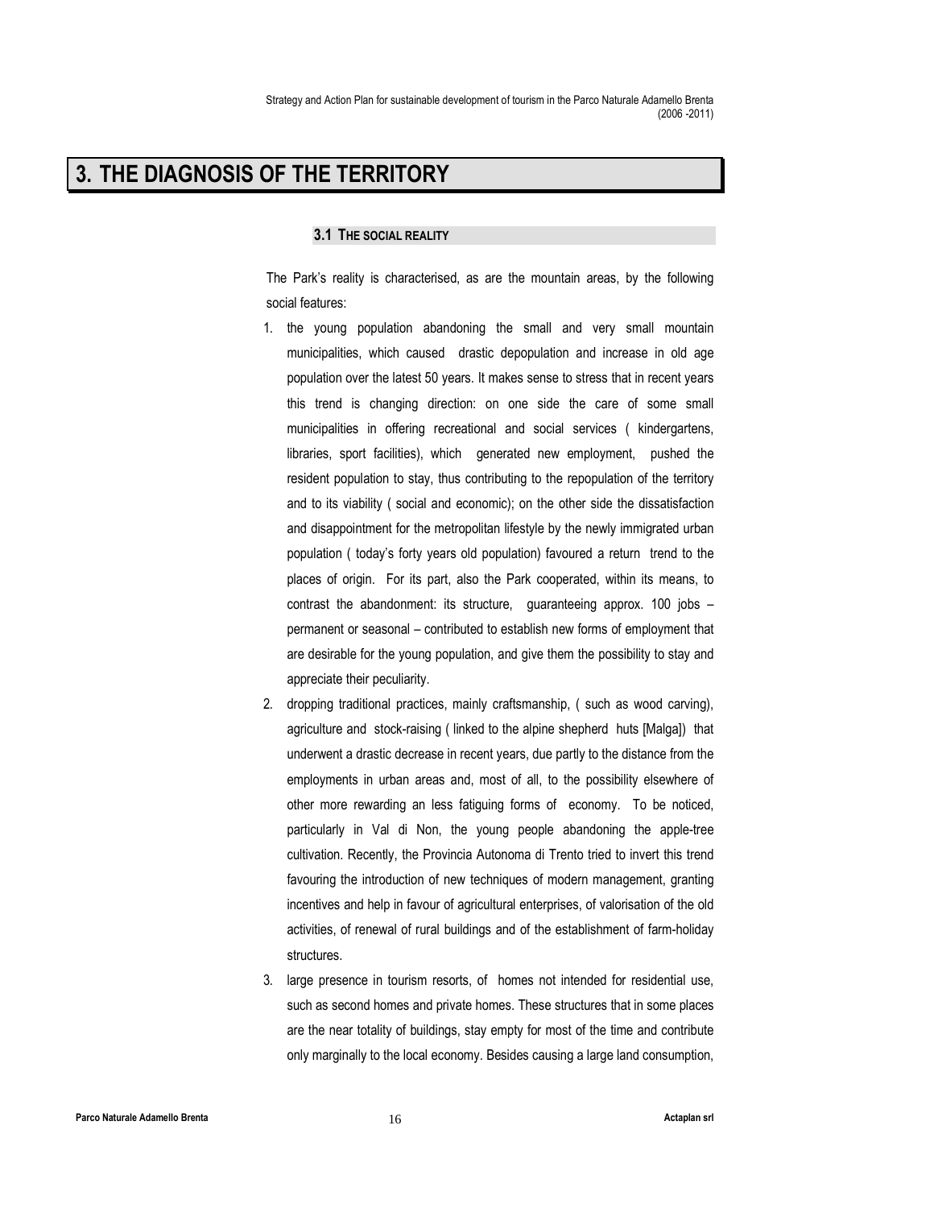# 3. THE DIAGNOSIS OF THE TERRITORY

## 3.1 THE SOCIAL REALITY

The Park's reality is characterised, as are the mountain areas, by the following social features:

1. the young population abandoning the small and very small mountain municipalities, which caused drastic depopulation and increase in old age population over the latest 50 years. It makes sense to stress that in recent years this trend is changing direction: on one side the care of some small municipalities in offering recreational and social services ( kindergartens, libraries, sport facilities), which generated new employment, pushed the resident population to stay, thus contributing to the repopulation of the territory and to its viability ( social and economic); on the other side the dissatisfaction and disappointment for the metropolitan lifestyle by the newly immigrated urban population ( today's forty years old population) favoured a return trend to the places of origin. For its part, also the Park cooperated, within its means, to contrast the abandonment: its structure, guaranteeing approx. 100 jobs – permanent or seasonal – contributed to establish new forms of employment that are desirable for the young population, and give them the possibility to stay and appreciate their peculiarity.
2. dropping traditional practices, mainly craftsmanship, ( such as wood carving), agriculture and stock-raising ( linked to the alpine shepherd huts [Malga]) that underwent a drastic decrease in recent years, due partly to the distance from the employments in urban areas and, most of all, to the possibility elsewhere of other more rewarding an less fatiguing forms of economy. To be noticed, particularly in Val di Non, the young people abandoning the apple-tree cultivation. Recently, the Provincia Autonoma di Trento tried to invert this trend favouring the introduction of new techniques of modern management, granting incentives and help in favour of agricultural enterprises, of valorisation of the old activities, of renewal of rural buildings and of the establishment of farm-holiday structures.
3. large presence in tourism resorts, of homes not intended for residential use, such as second homes and private homes. These structures that in some places are the near totality of buildings, stay empty for most of the time and contribute only marginally to the local economy. Besides causing a large land consumption,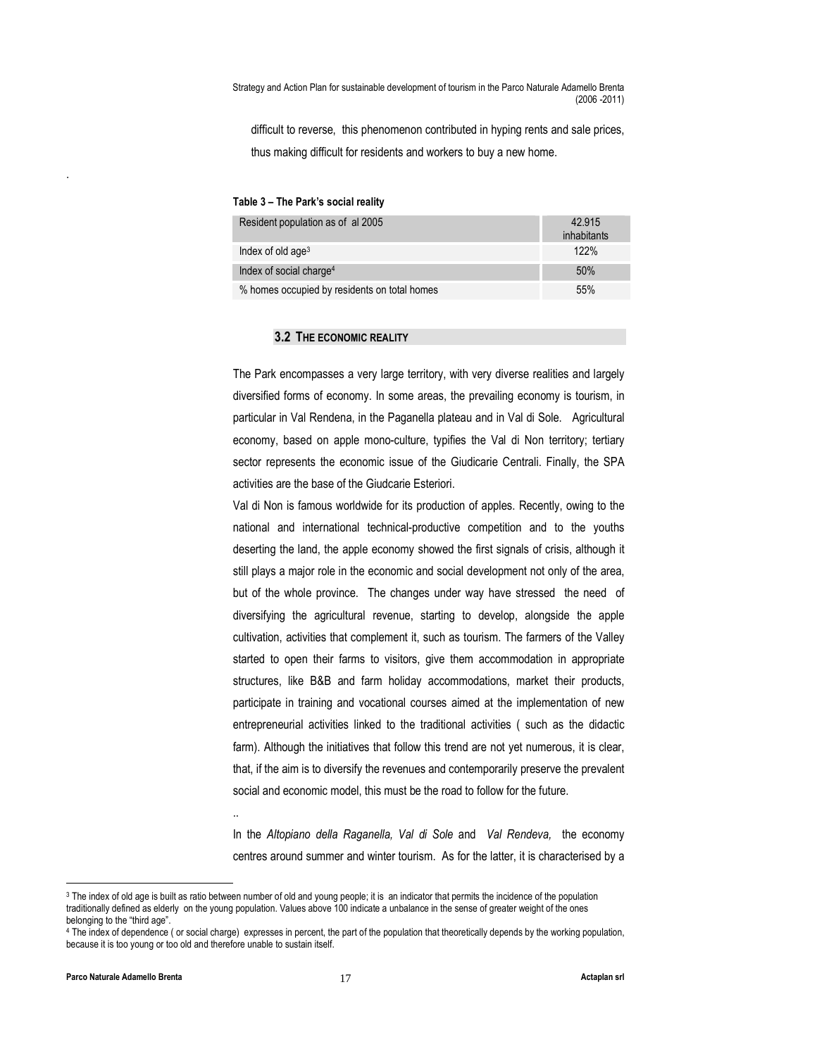difficult to reverse, this phenomenon contributed in hyping rents and sale prices, thus making difficult for residents and workers to buy a new home.

.

**Table 3 – The Park's social reality**

| Resident population as of al 2005 | 42.915 inhabitants |
|---|---|
| Index of old age[3] | 122% |
| Index of social charge[4] | 50% |
| % homes occupied by residents on total homes | 55% |

### 3.2 The economic reality

The Park encompasses a very large territory, with very diverse realities and largely diversified forms of economy. In some areas, the prevailing economy is tourism, in particular in Val Rendena, in the Paganella plateau and in Val di Sole. Agricultural economy, based on apple mono-culture, typifies the Val di Non territory; tertiary sector represents the economic issue of the Giudicarie Centrali. Finally, the SPA activities are the base of the Giudcarie Esteriori.

Val di Non is famous worldwide for its production of apples. Recently, owing to the national and international technical-productive competition and to the youths deserting the land, the apple economy showed the first signals of crisis, although it still plays a major role in the economic and social development not only of the area, but of the whole province. The changes under way have stressed the need of diversifying the agricultural revenue, starting to develop, alongside the apple cultivation, activities that complement it, such as tourism. The farmers of the Valley started to open their farms to visitors, give them accommodation in appropriate structures, like B&B and farm holiday accommodations, market their products, participate in training and vocational courses aimed at the implementation of new entrepreneurial activities linked to the traditional activities ( such as the didactic farm). Although the initiatives that follow this trend are not yet numerous, it is clear, that, if the aim is to diversify the revenues and contemporarily preserve the prevalent social and economic model, this must be the road to follow for the future.

..

In the *Altopiano della Raganella, Val di Sole* and *Val Rendeva,* the economy centres around summer and winter tourism. As for the latter, it is characterised by a

---

[3] The index of old age is built as ratio between number of old and young people; it is an indicator that permits the incidence of the population traditionally defined as elderly on the young population. Values above 100 indicate a unbalance in the sense of greater weight of the ones belonging to the "third age".

[4] The index of dependence ( or social charge) expresses in percent, the part of the population that theoretically depends by the working population, because it is too young or too old and therefore unable to sustain itself.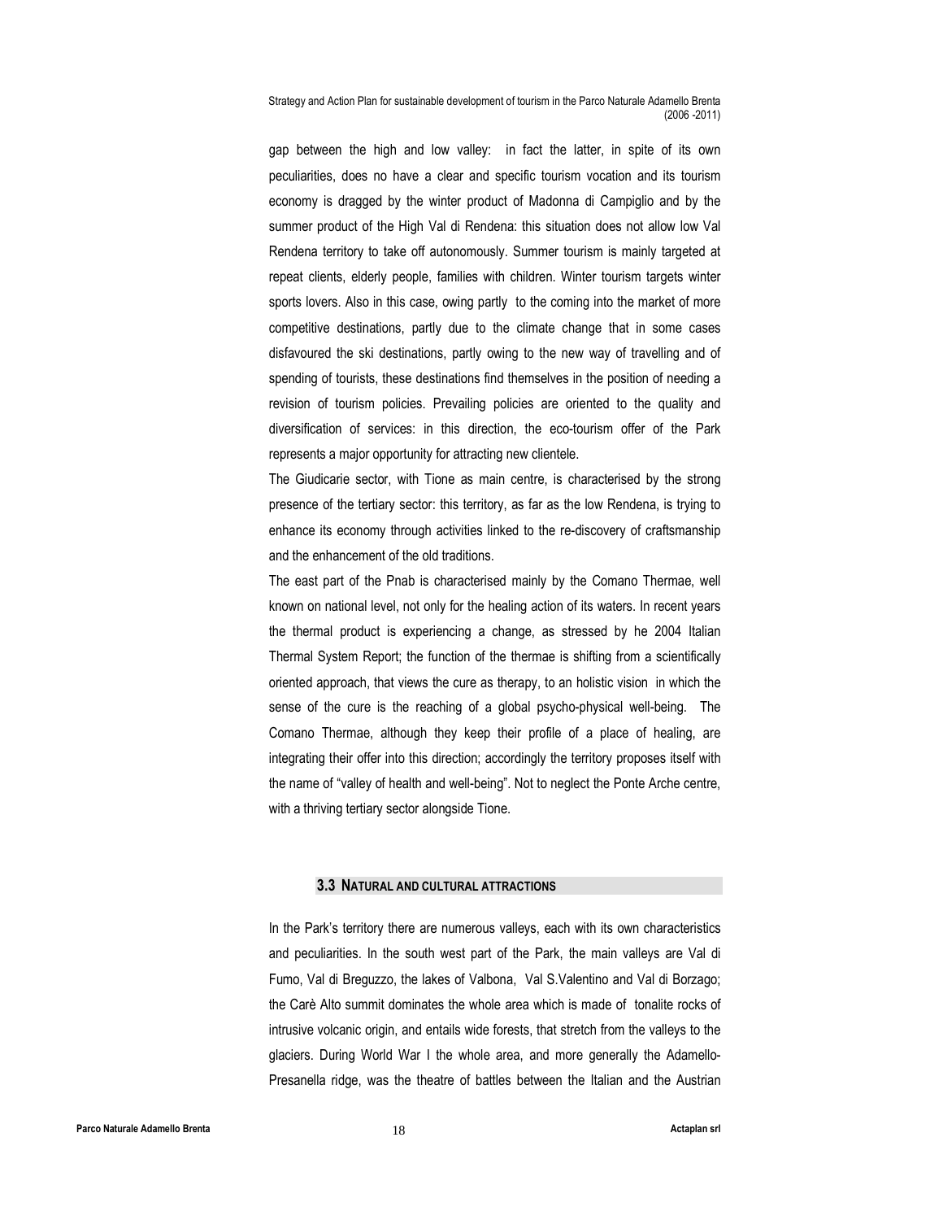gap between the high and low valley: in fact the latter, in spite of its own peculiarities, does no have a clear and specific tourism vocation and its tourism economy is dragged by the winter product of Madonna di Campiglio and by the summer product of the High Val di Rendena: this situation does not allow low Val Rendena territory to take off autonomously. Summer tourism is mainly targeted at repeat clients, elderly people, families with children. Winter tourism targets winter sports lovers. Also in this case, owing partly to the coming into the market of more competitive destinations, partly due to the climate change that in some cases disfavoured the ski destinations, partly owing to the new way of travelling and of spending of tourists, these destinations find themselves in the position of needing a revision of tourism policies. Prevailing policies are oriented to the quality and diversification of services: in this direction, the eco-tourism offer of the Park represents a major opportunity for attracting new clientele.

The Giudicarie sector, with Tione as main centre, is characterised by the strong presence of the tertiary sector: this territory, as far as the low Rendena, is trying to enhance its economy through activities linked to the re-discovery of craftsmanship and the enhancement of the old traditions.

The east part of the Pnab is characterised mainly by the Comano Thermae, well known on national level, not only for the healing action of its waters. In recent years the thermal product is experiencing a change, as stressed by he 2004 Italian Thermal System Report; the function of the thermae is shifting from a scientifically oriented approach, that views the cure as therapy, to an holistic vision in which the sense of the cure is the reaching of a global psycho-physical well-being. The Comano Thermae, although they keep their profile of a place of healing, are integrating their offer into this direction; accordingly the territory proposes itself with the name of "valley of health and well-being". Not to neglect the Ponte Arche centre, with a thriving tertiary sector alongside Tione.

### 3.3 Natural and cultural attractions

In the Park's territory there are numerous valleys, each with its own characteristics and peculiarities. In the south west part of the Park, the main valleys are Val di Fumo, Val di Breguzzo, the lakes of Valbona, Val S.Valentino and Val di Borzago; the Carè Alto summit dominates the whole area which is made of tonalite rocks of intrusive volcanic origin, and entails wide forests, that stretch from the valleys to the glaciers. During World War I the whole area, and more generally the Adamello-Presanella ridge, was the theatre of battles between the Italian and the Austrian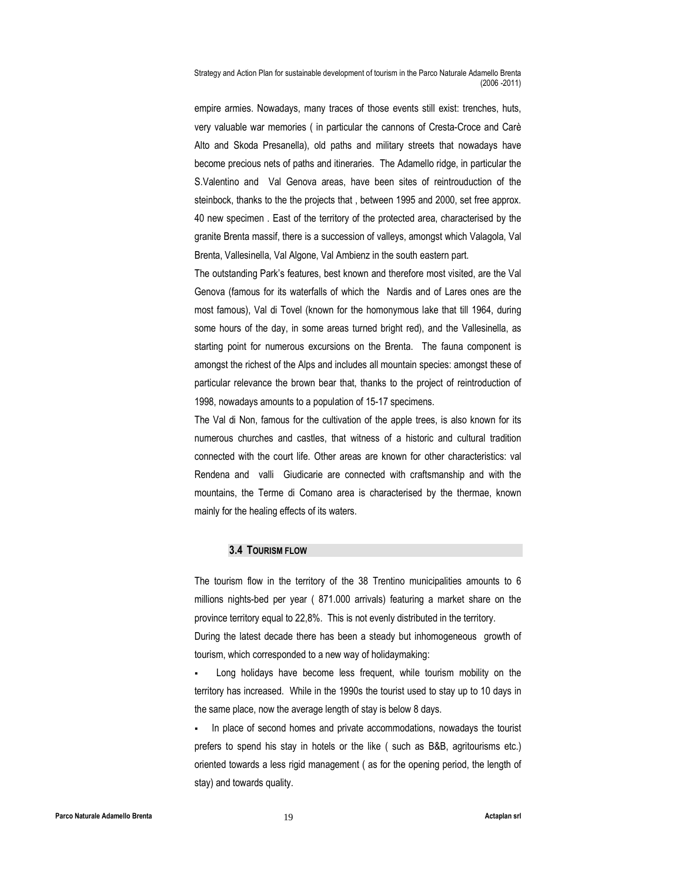empire armies. Nowadays, many traces of those events still exist: trenches, huts, very valuable war memories ( in particular the cannons of Cresta-Croce and Carè Alto and Skoda Presanella), old paths and military streets that nowadays have become precious nets of paths and itineraries. The Adamello ridge, in particular the S.Valentino and Val Genova areas, have been sites of reintrouduction of the steinbock, thanks to the the projects that , between 1995 and 2000, set free approx. 40 new specimen . East of the territory of the protected area, characterised by the granite Brenta massif, there is a succession of valleys, amongst which Valagola, Val Brenta, Vallesinella, Val Algone, Val Ambienz in the south eastern part.

The outstanding Park's features, best known and therefore most visited, are the Val Genova (famous for its waterfalls of which the Nardis and of Lares ones are the most famous), Val di Tovel (known for the homonymous lake that till 1964, during some hours of the day, in some areas turned bright red), and the Vallesinella, as starting point for numerous excursions on the Brenta. The fauna component is amongst the richest of the Alps and includes all mountain species: amongst these of particular relevance the brown bear that, thanks to the project of reintroduction of 1998, nowadays amounts to a population of 15-17 specimens.

The Val di Non, famous for the cultivation of the apple trees, is also known for its numerous churches and castles, that witness of a historic and cultural tradition connected with the court life. Other areas are known for other characteristics: val Rendena and valli Giudicarie are connected with craftsmanship and with the mountains, the Terme di Comano area is characterised by the thermae, known mainly for the healing effects of its waters.

### 3.4 TOURISM FLOW

The tourism flow in the territory of the 38 Trentino municipalities amounts to 6 millions nights-bed per year ( 871.000 arrivals) featuring a market share on the province territory equal to 22,8%. This is not evenly distributed in the territory.

During the latest decade there has been a steady but inhomogeneous growth of tourism, which corresponded to a new way of holidaymaking:

- Long holidays have become less frequent, while tourism mobility on the territory has increased. While in the 1990s the tourist used to stay up to 10 days in the same place, now the average length of stay is below 8 days.
- In place of second homes and private accommodations, nowadays the tourist prefers to spend his stay in hotels or the like ( such as B&B, agritourisms etc.) oriented towards a less rigid management ( as for the opening period, the length of stay) and towards quality.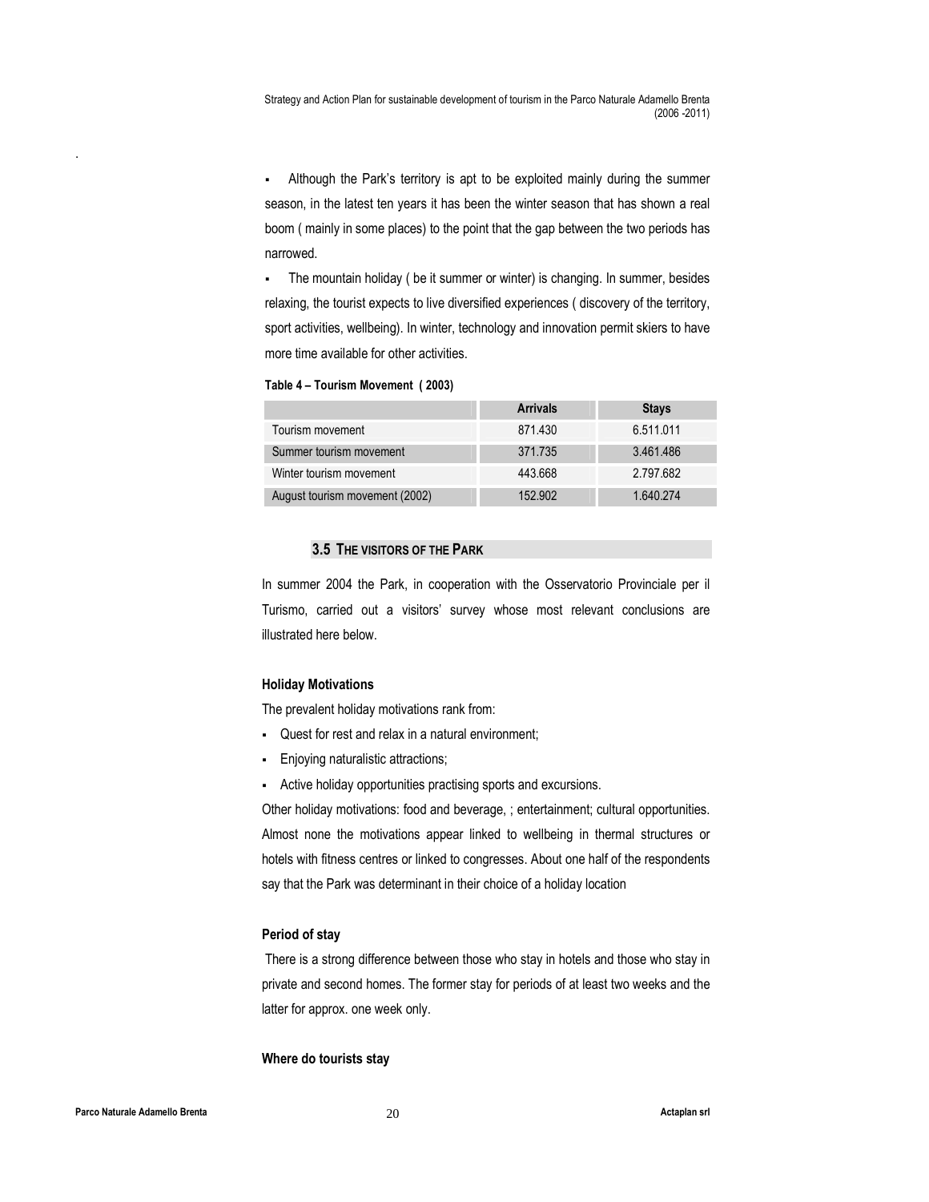- Although the Park's territory is apt to be exploited mainly during the summer season, in the latest ten years it has been the winter season that has shown a real boom ( mainly in some places) to the point that the gap between the two periods has narrowed.
- The mountain holiday ( be it summer or winter) is changing. In summer, besides relaxing, the tourist expects to live diversified experiences ( discovery of the territory, sport activities, wellbeing). In winter, technology and innovation permit skiers to have more time available for other activities.

**Table 4 – Tourism Movement ( 2003)**

| | Arrivals | Stays |
|---|---|---|
| Tourism movement | 871.430 | 6.511.011 |
| Summer tourism movement | 371.735 | 3.461.486 |
| Winter tourism movement | 443.668 | 2.797.682 |
| August tourism movement (2002) | 152.902 | 1.640.274 |

### 3.5 THE VISITORS OF THE PARK

In summer 2004 the Park, in cooperation with the Osservatorio Provinciale per il Turismo, carried out a visitors' survey whose most relevant conclusions are illustrated here below.

**Holiday Motivations**

The prevalent holiday motivations rank from:

- Quest for rest and relax in a natural environment;
- Enjoying naturalistic attractions;
- Active holiday opportunities practising sports and excursions.

Other holiday motivations: food and beverage, ; entertainment; cultural opportunities. Almost none the motivations appear linked to wellbeing in thermal structures or hotels with fitness centres or linked to congresses. About one half of the respondents say that the Park was determinant in their choice of a holiday location

**Period of stay**

There is a strong difference between those who stay in hotels and those who stay in private and second homes. The former stay for periods of at least two weeks and the latter for approx. one week only.

**Where do tourists stay**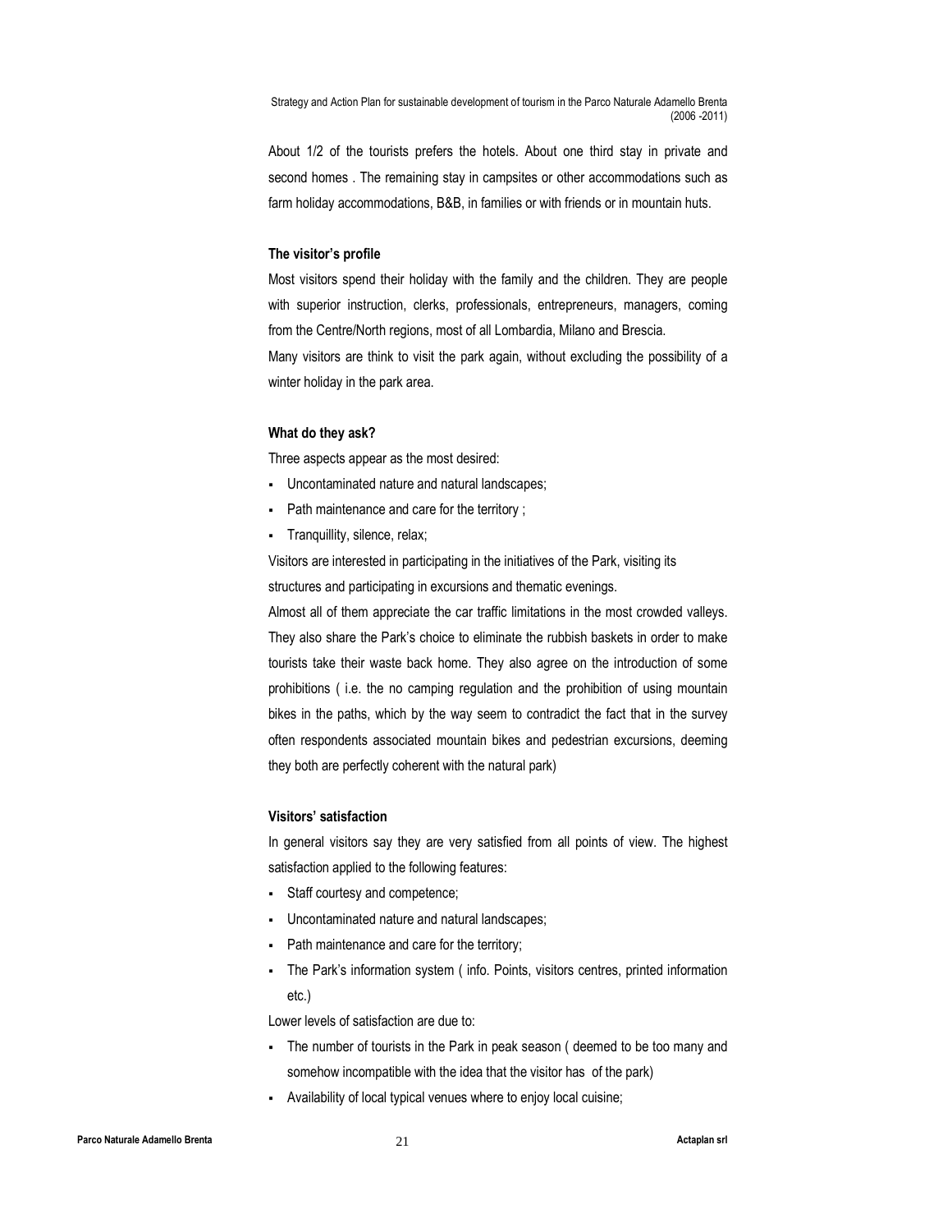About 1/2 of the tourists prefers the hotels. About one third stay in private and second homes . The remaining stay in campsites or other accommodations such as farm holiday accommodations, B&B, in families or with friends or in mountain huts.

**The visitor's profile**

Most visitors spend their holiday with the family and the children. They are people with superior instruction, clerks, professionals, entrepreneurs, managers, coming from the Centre/North regions, most of all Lombardia, Milano and Brescia.

Many visitors are think to visit the park again, without excluding the possibility of a winter holiday in the park area.

**What do they ask?**

Three aspects appear as the most desired:

- Uncontaminated nature and natural landscapes;
- Path maintenance and care for the territory ;
- Tranquillity, silence, relax;

Visitors are interested in participating in the initiatives of the Park, visiting its structures and participating in excursions and thematic evenings.

Almost all of them appreciate the car traffic limitations in the most crowded valleys. They also share the Park's choice to eliminate the rubbish baskets in order to make tourists take their waste back home. They also agree on the introduction of some prohibitions ( i.e. the no camping regulation and the prohibition of using mountain bikes in the paths, which by the way seem to contradict the fact that in the survey often respondents associated mountain bikes and pedestrian excursions, deeming they both are perfectly coherent with the natural park)

**Visitors' satisfaction**

In general visitors say they are very satisfied from all points of view. The highest satisfaction applied to the following features:

- Staff courtesy and competence;
- Uncontaminated nature and natural landscapes;
- Path maintenance and care for the territory;
- The Park's information system ( info. Points, visitors centres, printed information etc.)

Lower levels of satisfaction are due to:

- The number of tourists in the Park in peak season ( deemed to be too many and somehow incompatible with the idea that the visitor has of the park)
- Availability of local typical venues where to enjoy local cuisine;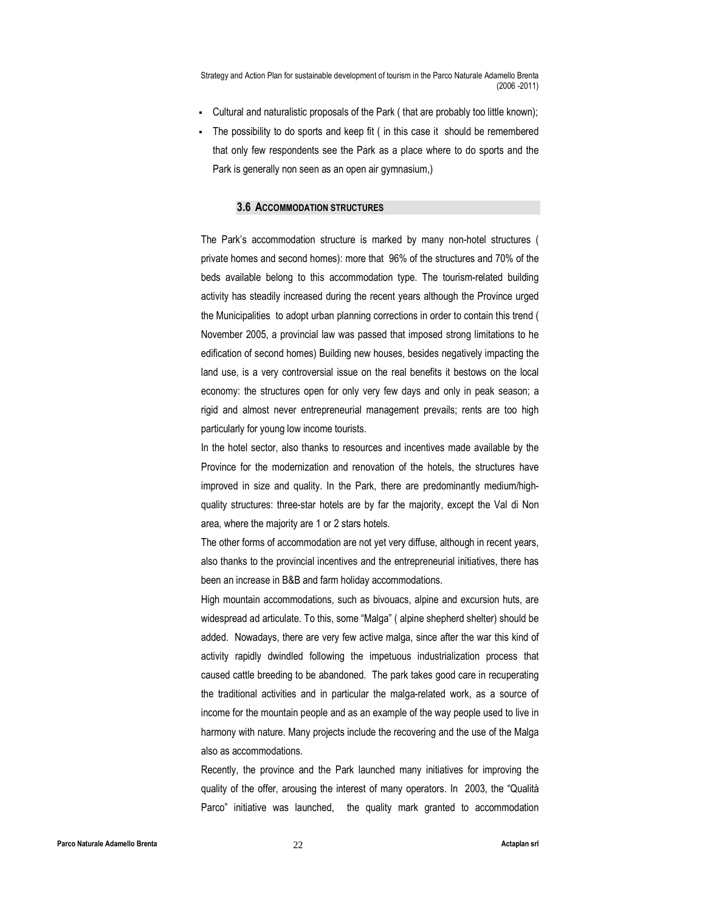- Cultural and naturalistic proposals of the Park ( that are probably too little known);
- The possibility to do sports and keep fit ( in this case it should be remembered that only few respondents see the Park as a place where to do sports and the Park is generally non seen as an open air gymnasium,)

### 3.6 ACCOMMODATION STRUCTURES

The Park's accommodation structure is marked by many non-hotel structures ( private homes and second homes): more that 96% of the structures and 70% of the beds available belong to this accommodation type. The tourism-related building activity has steadily increased during the recent years although the Province urged the Municipalities to adopt urban planning corrections in order to contain this trend ( November 2005, a provincial law was passed that imposed strong limitations to he edification of second homes) Building new houses, besides negatively impacting the land use, is a very controversial issue on the real benefits it bestows on the local economy: the structures open for only very few days and only in peak season; a rigid and almost never entrepreneurial management prevails; rents are too high particularly for young low income tourists.

In the hotel sector, also thanks to resources and incentives made available by the Province for the modernization and renovation of the hotels, the structures have improved in size and quality. In the Park, there are predominantly medium/high-quality structures: three-star hotels are by far the majority, except the Val di Non area, where the majority are 1 or 2 stars hotels.

The other forms of accommodation are not yet very diffuse, although in recent years, also thanks to the provincial incentives and the entrepreneurial initiatives, there has been an increase in B&B and farm holiday accommodations.

High mountain accommodations, such as bivouacs, alpine and excursion huts, are widespread ad articulate. To this, some "Malga" ( alpine shepherd shelter) should be added. Nowadays, there are very few active malga, since after the war this kind of activity rapidly dwindled following the impetuous industrialization process that caused cattle breeding to be abandoned. The park takes good care in recuperating the traditional activities and in particular the malga-related work, as a source of income for the mountain people and as an example of the way people used to live in harmony with nature. Many projects include the recovering and the use of the Malga also as accommodations.

Recently, the province and the Park launched many initiatives for improving the quality of the offer, arousing the interest of many operators. In 2003, the "Qualità Parco" initiative was launched, the quality mark granted to accommodation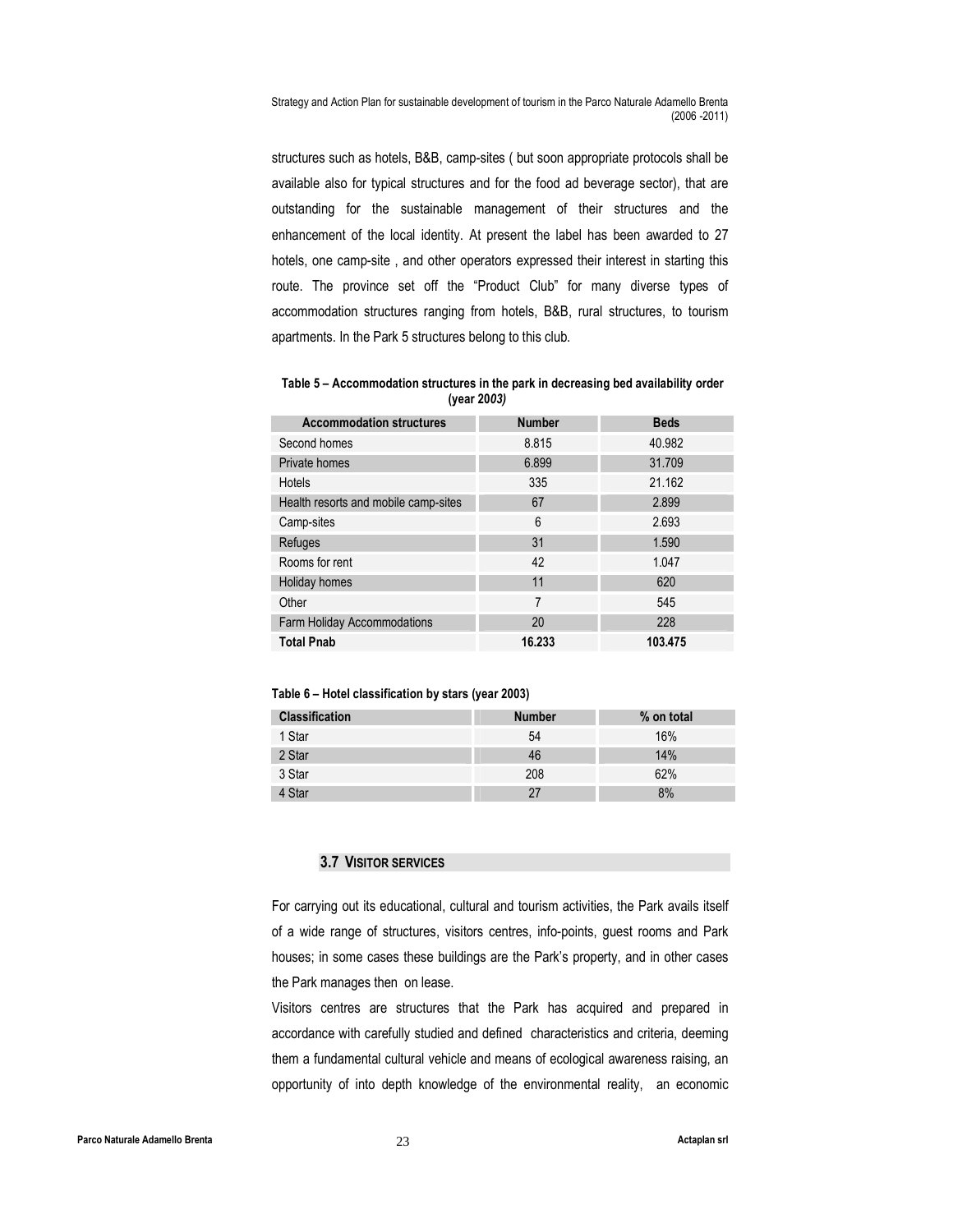structures such as hotels, B&B, camp-sites ( but soon appropriate protocols shall be available also for typical structures and for the food ad beverage sector), that are outstanding for the sustainable management of their structures and the enhancement of the local identity. At present the label has been awarded to 27 hotels, one camp-site , and other operators expressed their interest in starting this route. The province set off the "Product Club" for many diverse types of accommodation structures ranging from hotels, B&B, rural structures, to tourism apartments. In the Park 5 structures belong to this club.

**Table 5 – Accommodation structures in the park in decreasing bed availability order (year 20*03)***

| Accommodation structures | Number | Beds |
|---|---|---|
| Second homes | 8.815 | 40.982 |
| Private homes | 6.899 | 31.709 |
| Hotels | 335 | 21.162 |
| Health resorts and mobile camp-sites | 67 | 2.899 |
| Camp-sites | 6 | 2.693 |
| Refuges | 31 | 1.590 |
| Rooms for rent | 42 | 1.047 |
| Holiday homes | 11 | 620 |
| Other | 7 | 545 |
| Farm Holiday Accommodations | 20 | 228 |
| **Total Pnab** | **16.233** | **103.475** |

**Table 6 – Hotel classification by stars (year 2003)**

| Classification | Number | % on total |
|---|---|---|
| 1 Star | 54 | 16% |
| 2 Star | 46 | 14% |
| 3 Star | 208 | 62% |
| 4 Star | 27 | 8% |

### 3.7 VISITOR SERVICES

For carrying out its educational, cultural and tourism activities, the Park avails itself of a wide range of structures, visitors centres, info-points, guest rooms and Park houses; in some cases these buildings are the Park's property, and in other cases the Park manages then on lease.

Visitors centres are structures that the Park has acquired and prepared in accordance with carefully studied and defined characteristics and criteria, deeming them a fundamental cultural vehicle and means of ecological awareness raising, an opportunity of into depth knowledge of the environmental reality, an economic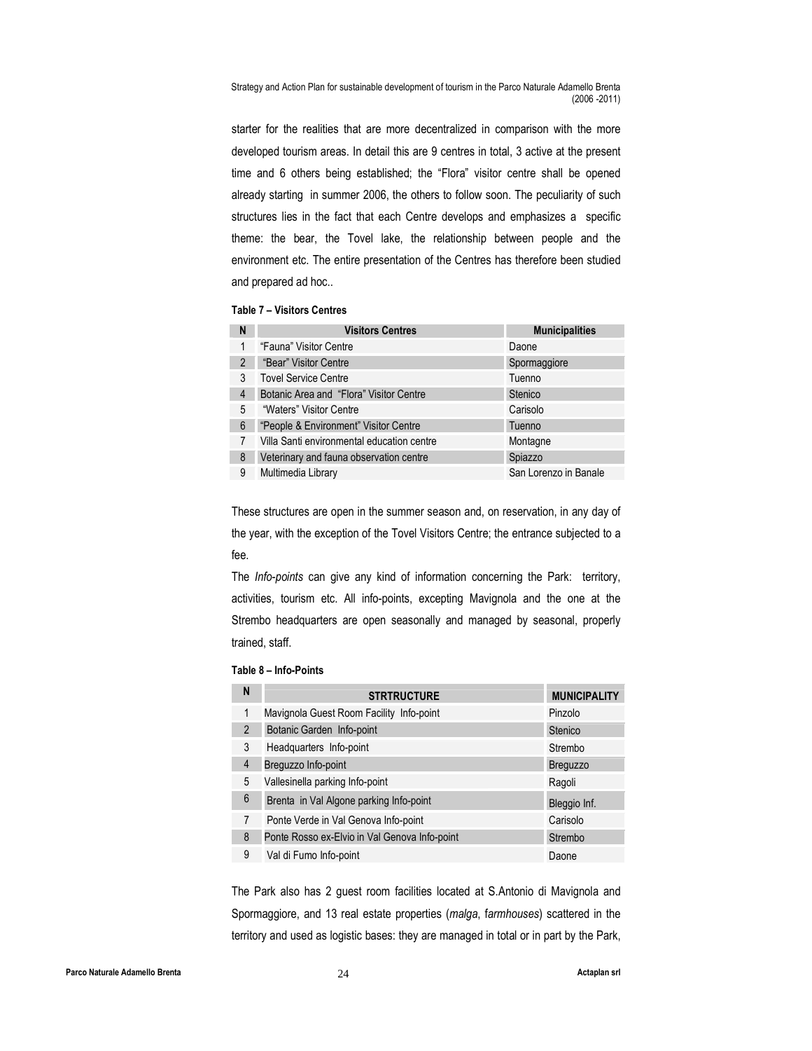starter for the realities that are more decentralized in comparison with the more developed tourism areas. In detail this are 9 centres in total, 3 active at the present time and 6 others being established; the "Flora" visitor centre shall be opened already starting in summer 2006, the others to follow soon. The peculiarity of such structures lies in the fact that each Centre develops and emphasizes a specific theme: the bear, the Tovel lake, the relationship between people and the environment etc. The entire presentation of the Centres has therefore been studied and prepared ad hoc..

**Table 7 – Visitors Centres**

| N | Visitors Centres | Municipalities |
|---|---|---|
| 1 | "Fauna" Visitor Centre | Daone |
| 2 | "Bear" Visitor Centre | Spormaggiore |
| 3 | Tovel Service Centre | Tuenno |
| 4 | Botanic Area and "Flora" Visitor Centre | Stenico |
| 5 | "Waters" Visitor Centre | Carisolo |
| 6 | "People & Environment" Visitor Centre | Tuenno |
| 7 | Villa Santi environmental education centre | Montagne |
| 8 | Veterinary and fauna observation centre | Spiazzo |
| 9 | Multimedia Library | San Lorenzo in Banale |

These structures are open in the summer season and, on reservation, in any day of the year, with the exception of the Tovel Visitors Centre; the entrance subjected to a fee.

The *Info-points* can give any kind of information concerning the Park: territory, activities, tourism etc. All info-points, excepting Mavignola and the one at the Strembo headquarters are open seasonally and managed by seasonal, properly trained, staff.

**Table 8 – Info-Points**

| N | STRTRUCTURE | MUNICIPALITY |
|---|---|---|
| 1 | Mavignola Guest Room Facility Info-point | Pinzolo |
| 2 | Botanic Garden Info-point | Stenico |
| 3 | Headquarters Info-point | Strembo |
| 4 | Breguzzo Info-point | Breguzzo |
| 5 | Vallesinella parking Info-point | Ragoli |
| 6 | Brenta in Val Algone parking Info-point | Bleggio Inf. |
| 7 | Ponte Verde in Val Genova Info-point | Carisolo |
| 8 | Ponte Rosso ex-Elvio in Val Genova Info-point | Strembo |
| 9 | Val di Fumo Info-point | Daone |

The Park also has 2 guest room facilities located at S.Antonio di Mavignola and Spormaggiore, and 13 real estate properties (*malga*, f*armhouses*) scattered in the territory and used as logistic bases: they are managed in total or in part by the Park,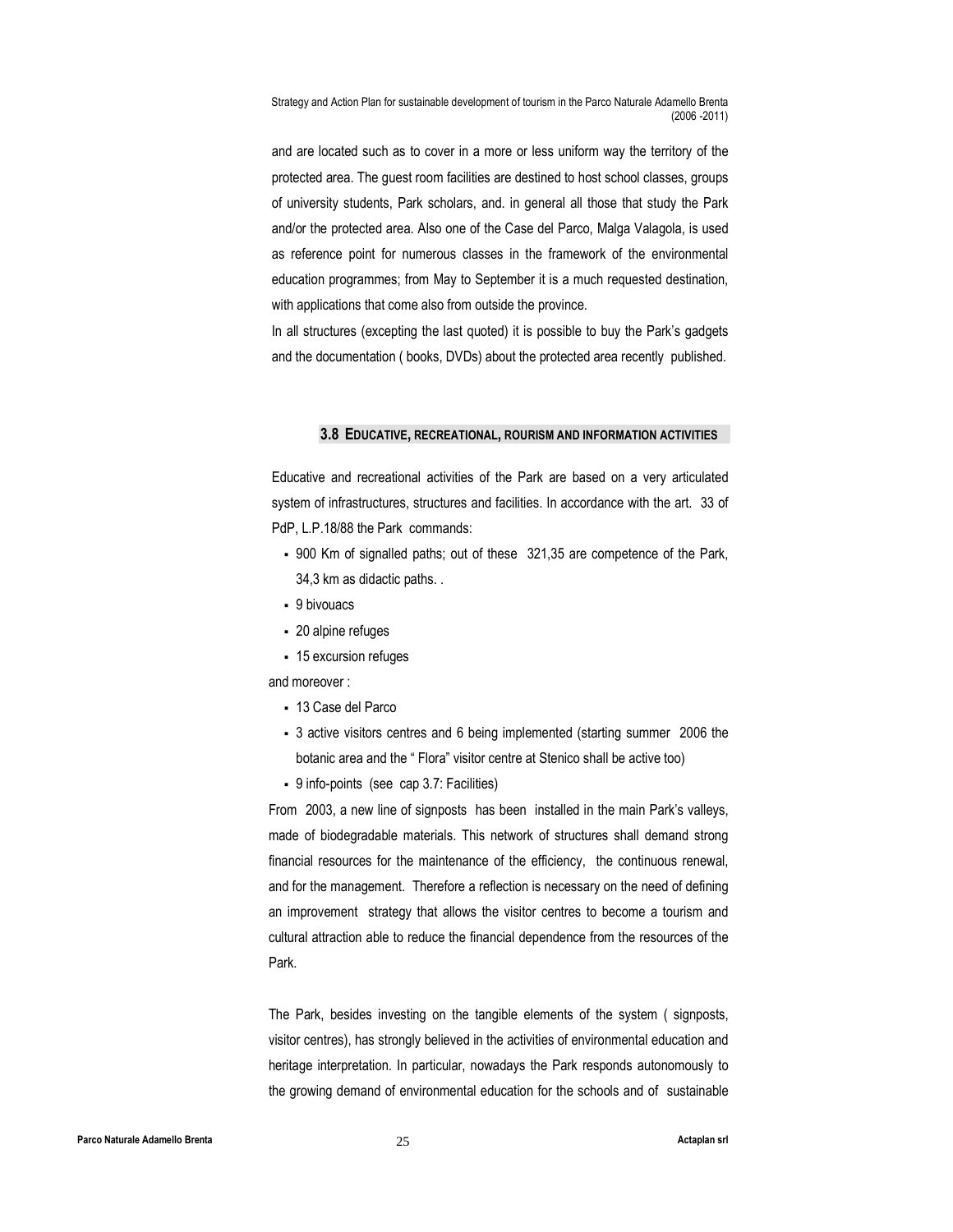and are located such as to cover in a more or less uniform way the territory of the protected area. The guest room facilities are destined to host school classes, groups of university students, Park scholars, and. in general all those that study the Park and/or the protected area. Also one of the Case del Parco, Malga Valagola, is used as reference point for numerous classes in the framework of the environmental education programmes; from May to September it is a much requested destination, with applications that come also from outside the province.

In all structures (excepting the last quoted) it is possible to buy the Park's gadgets and the documentation ( books, DVDs) about the protected area recently published.

### 3.8 EDUCATIVE, RECREATIONAL, ROURISM AND INFORMATION ACTIVITIES

Educative and recreational activities of the Park are based on a very articulated system of infrastructures, structures and facilities. In accordance with the art. 33 of PdP, L.P.18/88 the Park commands:

- 900 Km of signalled paths; out of these 321,35 are competence of the Park, 34,3 km as didactic paths. .
- 9 bivouacs
- 20 alpine refuges
- 15 excursion refuges

and moreover :

- 13 Case del Parco
- 3 active visitors centres and 6 being implemented (starting summer 2006 the botanic area and the " Flora" visitor centre at Stenico shall be active too)
- 9 info-points (see cap 3.7: Facilities)

From 2003, a new line of signposts has been installed in the main Park's valleys, made of biodegradable materials. This network of structures shall demand strong financial resources for the maintenance of the efficiency, the continuous renewal, and for the management. Therefore a reflection is necessary on the need of defining an improvement strategy that allows the visitor centres to become a tourism and cultural attraction able to reduce the financial dependence from the resources of the Park.

The Park, besides investing on the tangible elements of the system ( signposts, visitor centres), has strongly believed in the activities of environmental education and heritage interpretation. In particular, nowadays the Park responds autonomously to the growing demand of environmental education for the schools and of sustainable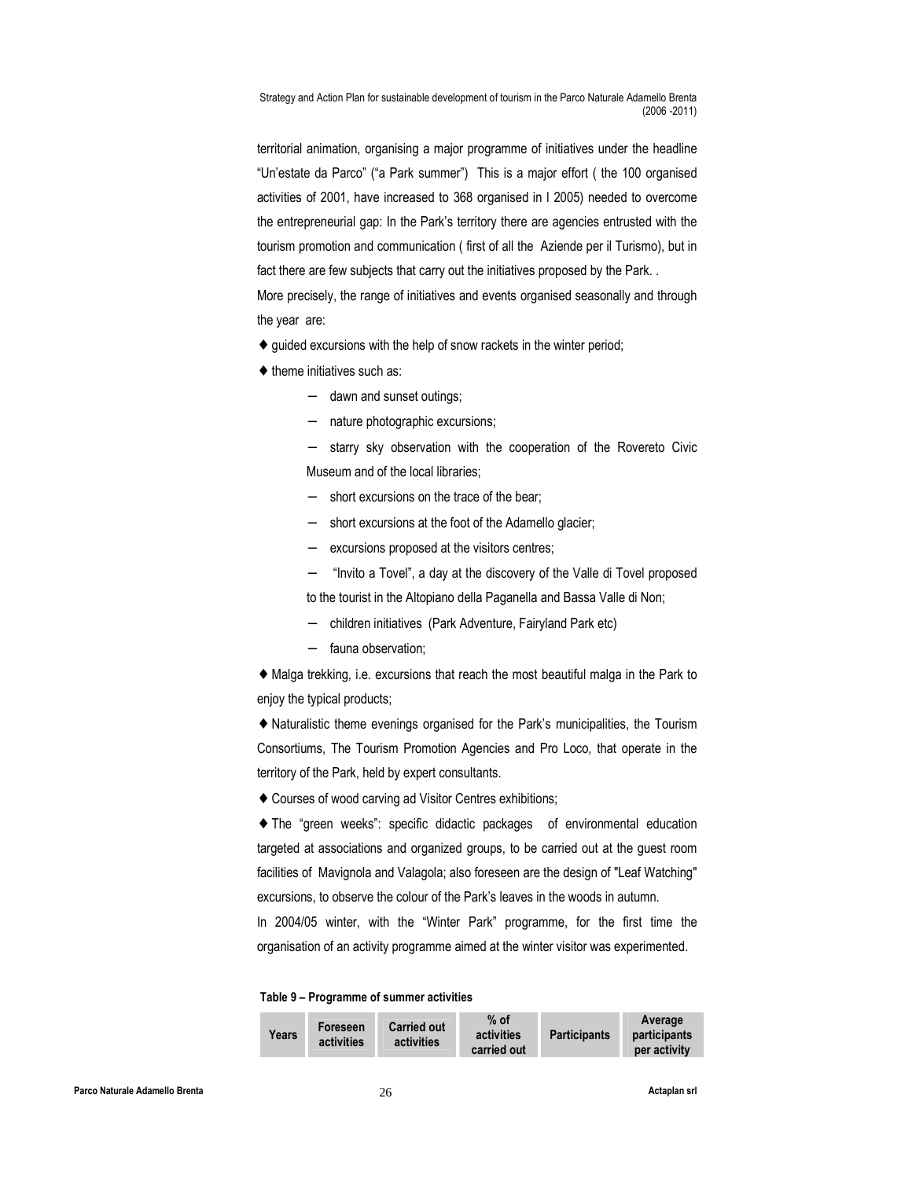territorial animation, organising a major programme of initiatives under the headline "Un'estate da Parco" ("a Park summer") This is a major effort ( the 100 organised activities of 2001, have increased to 368 organised in l 2005) needed to overcome the entrepreneurial gap: In the Park's territory there are agencies entrusted with the tourism promotion and communication ( first of all the Aziende per il Turismo), but in fact there are few subjects that carry out the initiatives proposed by the Park. .

More precisely, the range of initiatives and events organised seasonally and through the year are:

- ♦ guided excursions with the help of snow rackets in the winter period;
- ♦ theme initiatives such as:
  - dawn and sunset outings;
  - nature photographic excursions;
  - starry sky observation with the cooperation of the Rovereto Civic Museum and of the local libraries;
  - short excursions on the trace of the bear;
  - short excursions at the foot of the Adamello glacier;
  - excursions proposed at the visitors centres;
  - "Invito a Tovel", a day at the discovery of the Valle di Tovel proposed to the tourist in the Altopiano della Paganella and Bassa Valle di Non;
  - children initiatives (Park Adventure, Fairyland Park etc)
  - fauna observation;
- ♦ Malga trekking, i.e. excursions that reach the most beautiful malga in the Park to enjoy the typical products;
- ♦ Naturalistic theme evenings organised for the Park's municipalities, the Tourism Consortiums, The Tourism Promotion Agencies and Pro Loco, that operate in the territory of the Park, held by expert consultants.
- ♦ Courses of wood carving ad Visitor Centres exhibitions;
- ♦ The "green weeks": specific didactic packages of environmental education targeted at associations and organized groups, to be carried out at the guest room facilities of Mavignola and Valagola; also foreseen are the design of "Leaf Watching" excursions, to observe the colour of the Park's leaves in the woods in autumn.

In 2004/05 winter, with the "Winter Park" programme, for the first time the organisation of an activity programme aimed at the winter visitor was experimented.

**Table 9 – Programme of summer activities**

| Years | Foreseen activities | Carried out activities | % of activities carried out | Participants | Average participants per activity |
|---|---|---|---|---|---|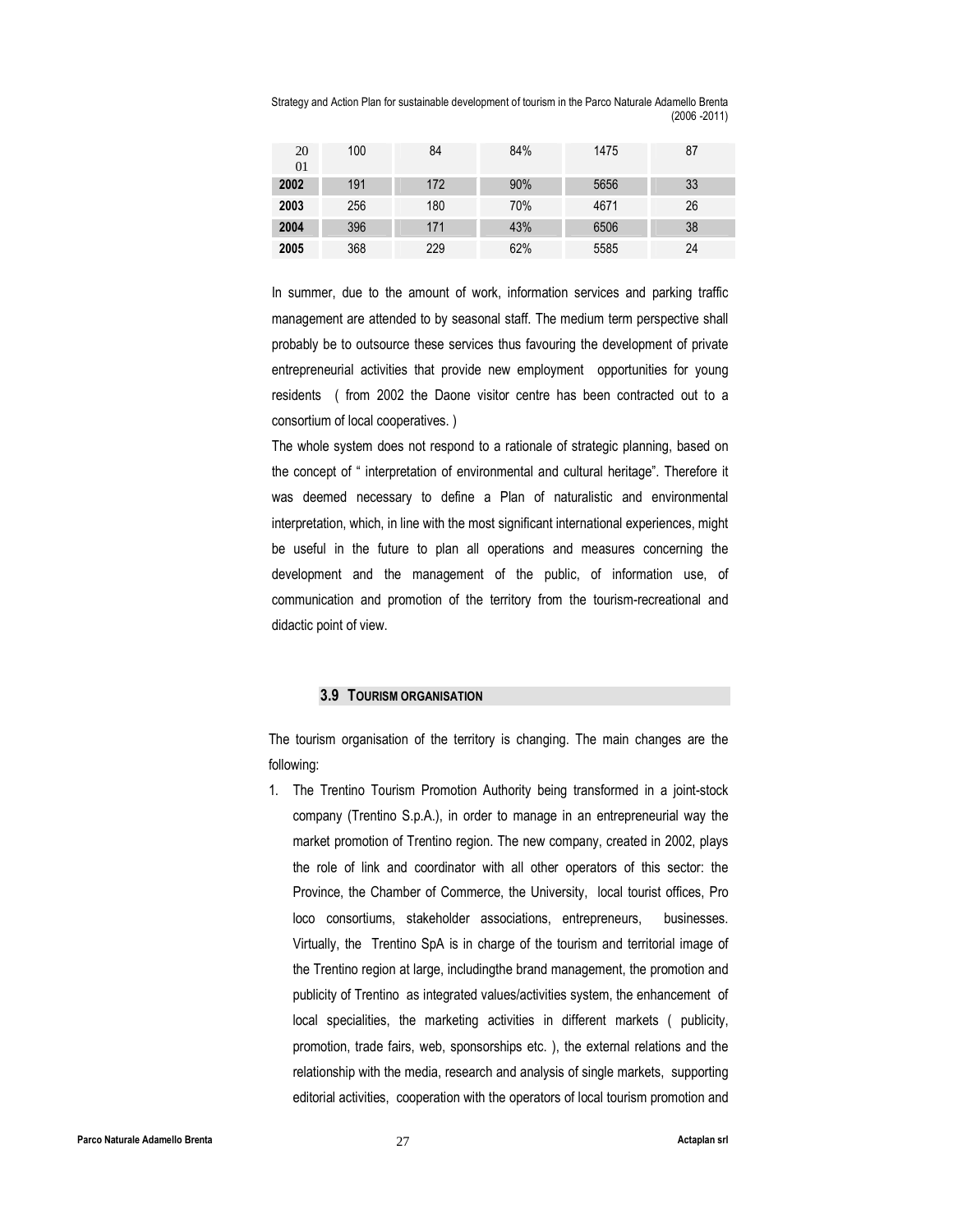| 2001 | 100 | 84 | 84% | 1475 | 87 |
|---|---|---|---|---|---|
| **2002** | 191 | 172 | 90% | 5656 | 33 |
| **2003** | 256 | 180 | 70% | 4671 | 26 |
| **2004** | 396 | 171 | 43% | 6506 | 38 |
| **2005** | 368 | 229 | 62% | 5585 | 24 |

In summer, due to the amount of work, information services and parking traffic management are attended to by seasonal staff. The medium term perspective shall probably be to outsource these services thus favouring the development of private entrepreneurial activities that provide new employment opportunities for young residents ( from 2002 the Daone visitor centre has been contracted out to a consortium of local cooperatives. )

The whole system does not respond to a rationale of strategic planning, based on the concept of " interpretation of environmental and cultural heritage". Therefore it was deemed necessary to define a Plan of naturalistic and environmental interpretation, which, in line with the most significant international experiences, might be useful in the future to plan all operations and measures concerning the development and the management of the public, of information use, of communication and promotion of the territory from the tourism-recreational and didactic point of view.

### 3.9 Tourism organisation

The tourism organisation of the territory is changing. The main changes are the following:

1. The Trentino Tourism Promotion Authority being transformed in a joint-stock company (Trentino S.p.A.), in order to manage in an entrepreneurial way the market promotion of Trentino region. The new company, created in 2002, plays the role of link and coordinator with all other operators of this sector: the Province, the Chamber of Commerce, the University, local tourist offices, Pro loco consortiums, stakeholder associations, entrepreneurs, businesses. Virtually, the Trentino SpA is in charge of the tourism and territorial image of the Trentino region at large, includingthe brand management, the promotion and publicity of Trentino as integrated values/activities system, the enhancement of local specialities, the marketing activities in different markets ( publicity, promotion, trade fairs, web, sponsorships etc. ), the external relations and the relationship with the media, research and analysis of single markets, supporting editorial activities, cooperation with the operators of local tourism promotion and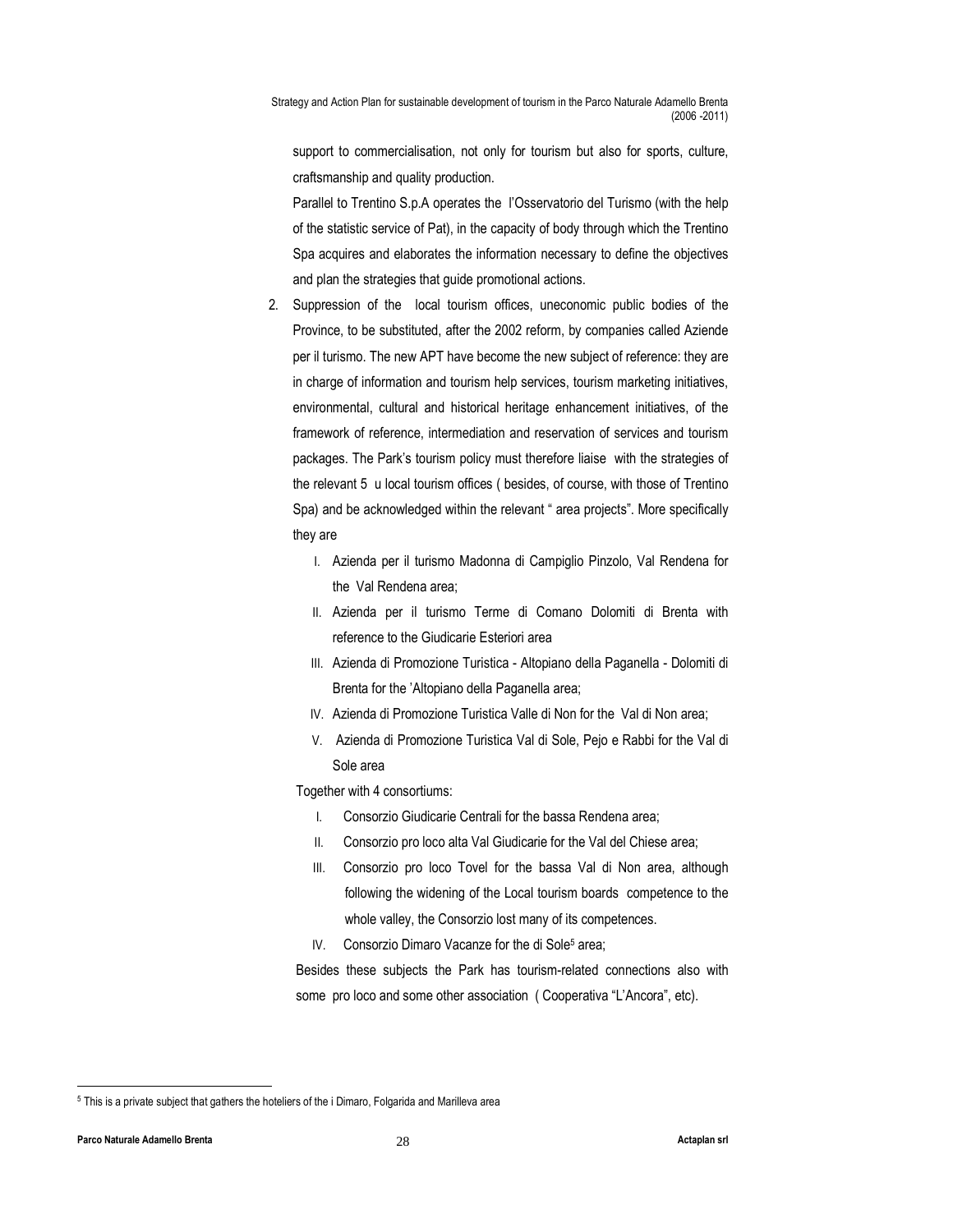support to commercialisation, not only for tourism but also for sports, culture, craftsmanship and quality production.

Parallel to Trentino S.p.A operates the l'Osservatorio del Turismo (with the help of the statistic service of Pat), in the capacity of body through which the Trentino Spa acquires and elaborates the information necessary to define the objectives and plan the strategies that guide promotional actions.

2. Suppression of the local tourism offices, uneconomic public bodies of the Province, to be substituted, after the 2002 reform, by companies called Aziende per il turismo. The new APT have become the new subject of reference: they are in charge of information and tourism help services, tourism marketing initiatives, environmental, cultural and historical heritage enhancement initiatives, of the framework of reference, intermediation and reservation of services and tourism packages. The Park's tourism policy must therefore liaise with the strategies of the relevant 5 u local tourism offices ( besides, of course, with those of Trentino Spa) and be acknowledged within the relevant " area projects". More specifically they are

    I. Azienda per il turismo Madonna di Campiglio Pinzolo, Val Rendena for the Val Rendena area;
    II. Azienda per il turismo Terme di Comano Dolomiti di Brenta with reference to the Giudicarie Esteriori area
    III. Azienda di Promozione Turistica - Altopiano della Paganella - Dolomiti di Brenta for the 'Altopiano della Paganella area;
    IV. Azienda di Promozione Turistica Valle di Non for the Val di Non area;
    V. Azienda di Promozione Turistica Val di Sole, Pejo e Rabbi for the Val di Sole area

    Together with 4 consortiums:

    I. Consorzio Giudicarie Centrali for the bassa Rendena area;
    II. Consorzio pro loco alta Val Giudicarie for the Val del Chiese area;
    III. Consorzio pro loco Tovel for the bassa Val di Non area, although following the widening of the Local tourism boards competence to the whole valley, the Consorzio lost many of its competences.
    IV. Consorzio Dimaro Vacanze for the di Sole[5] area;

    Besides these subjects the Park has tourism-related connections also with some pro loco and some other association ( Cooperativa "L'Ancora", etc).

[5] This is a private subject that gathers the hoteliers of the i Dimaro, Folgarida and Marilleva area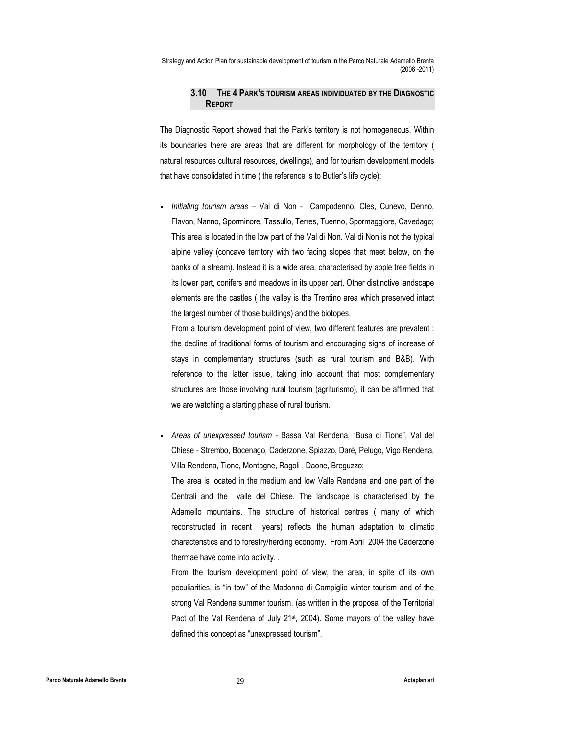### 3.10 THE 4 PARK'S TOURISM AREAS INDIVIDUATED BY THE DIAGNOSTIC REPORT

The Diagnostic Report showed that the Park's territory is not homogeneous. Within its boundaries there are areas that are different for morphology of the territory ( natural resources cultural resources, dwellings), and for tourism development models that have consolidated in time ( the reference is to Butler's life cycle):

- *Initiating tourism areas* – Val di Non - Campodenno, Cles, Cunevo, Denno, Flavon, Nanno, Sporminore, Tassullo, Terres, Tuenno, Spormaggiore, Cavedago; This area is located in the low part of the Val di Non. Val di Non is not the typical alpine valley (concave territory with two facing slopes that meet below, on the banks of a stream). Instead it is a wide area, characterised by apple tree fields in its lower part, conifers and meadows in its upper part. Other distinctive landscape elements are the castles ( the valley is the Trentino area which preserved intact the largest number of those buildings) and the biotopes.

  From a tourism development point of view, two different features are prevalent : the decline of traditional forms of tourism and encouraging signs of increase of stays in complementary structures (such as rural tourism and B&B). With reference to the latter issue, taking into account that most complementary structures are those involving rural tourism (agriturismo), it can be affirmed that we are watching a starting phase of rural tourism.

- *Areas of unexpressed tourism* - Bassa Val Rendena, "Busa di Tione", Val del Chiese - Strembo, Bocenago, Caderzone, Spiazzo, Darè, Pelugo, Vigo Rendena, Villa Rendena, Tione, Montagne, Ragoli , Daone, Breguzzo;

  The area is located in the medium and low Valle Rendena and one part of the Centrali and the valle del Chiese. The landscape is characterised by the Adamello mountains. The structure of historical centres ( many of which reconstructed in recent years) reflects the human adaptation to climatic characteristics and to forestry/herding economy. From April 2004 the Caderzone thermae have come into activity. .

  From the tourism development point of view, the area, in spite of its own peculiarities, is "in tow" of the Madonna di Campiglio winter tourism and of the strong Val Rendena summer tourism. (as written in the proposal of the Territorial Pact of the Val Rendena of July 21st, 2004). Some mayors of the valley have defined this concept as "unexpressed tourism".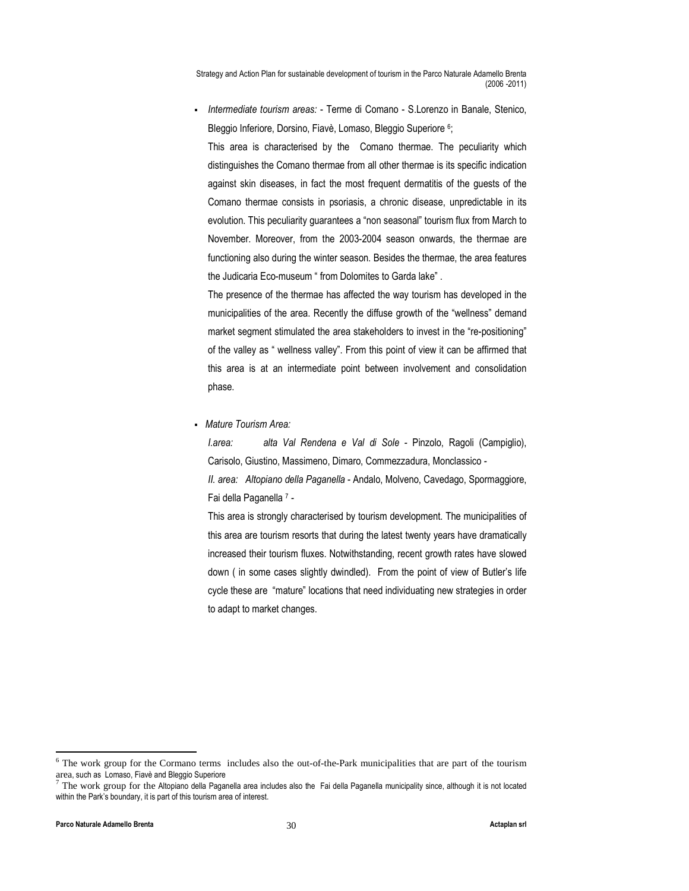- *Intermediate tourism areas:* - Terme di Comano - S.Lorenzo in Banale, Stenico, Bleggio Inferiore, Dorsino, Fiavè, Lomaso, Bleggio Superiore [6];

  This area is characterised by the Comano thermae. The peculiarity which distinguishes the Comano thermae from all other thermae is its specific indication against skin diseases, in fact the most frequent dermatitis of the guests of the Comano thermae consists in psoriasis, a chronic disease, unpredictable in its evolution. This peculiarity guarantees a "non seasonal" tourism flux from March to November. Moreover, from the 2003-2004 season onwards, the thermae are functioning also during the winter season. Besides the thermae, the area features the Judicaria Eco-museum " from Dolomites to Garda lake" .

  The presence of the thermae has affected the way tourism has developed in the municipalities of the area. Recently the diffuse growth of the "wellness" demand market segment stimulated the area stakeholders to invest in the "re-positioning" of the valley as " wellness valley". From this point of view it can be affirmed that this area is at an intermediate point between involvement and consolidation phase.

- *Mature Tourism Area:*

  *I.area: alta Val Rendena e Val di Sole* - Pinzolo, Ragoli (Campiglio), Carisolo, Giustino, Massimeno, Dimaro, Commezzadura, Monclassico -

  *II. area: Altopiano della Paganella* - Andalo, Molveno, Cavedago, Spormaggiore, Fai della Paganella [7] -

  This area is strongly characterised by tourism development. The municipalities of this area are tourism resorts that during the latest twenty years have dramatically increased their tourism fluxes. Notwithstanding, recent growth rates have slowed down ( in some cases slightly dwindled). From the point of view of Butler's life cycle these are "mature" locations that need individuating new strategies in order to adapt to market changes.

---

[6] The work group for the Cormano terms includes also the out-of-the-Park municipalities that are part of the tourism area, such as Lomaso, Fiavè and Bleggio Superiore

[7] The work group for the Altopiano della Paganella area includes also the Fai della Paganella municipality since, although it is not located within the Park's boundary, it is part of this tourism area of interest.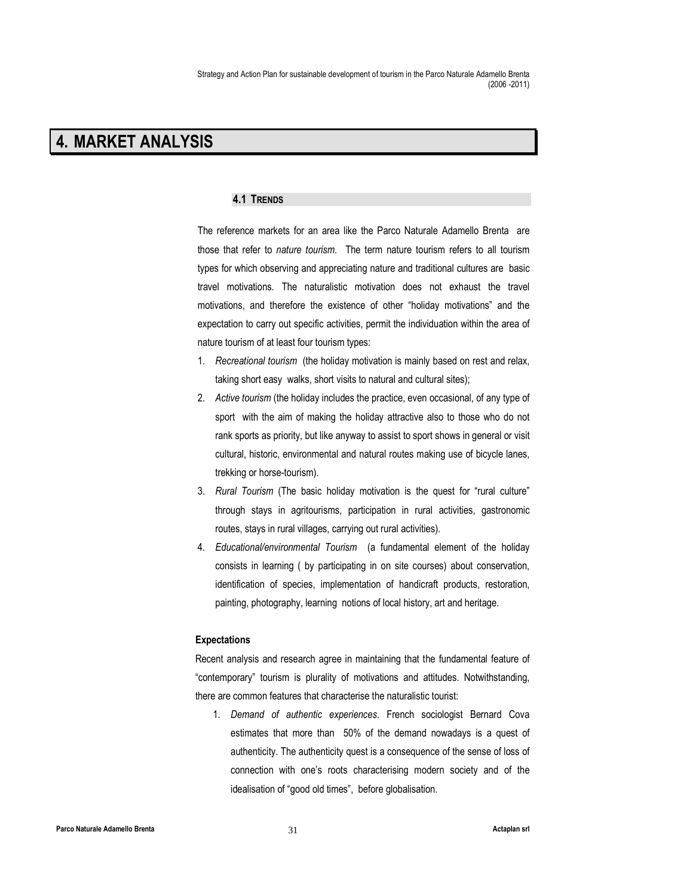# 4. MARKET ANALYSIS

## 4.1 TRENDS

The reference markets for an area like the Parco Naturale Adamello Brenta are those that refer to *nature tourism.* The term nature tourism refers to all tourism types for which observing and appreciating nature and traditional cultures are basic travel motivations. The naturalistic motivation does not exhaust the travel motivations, and therefore the existence of other "holiday motivations" and the expectation to carry out specific activities, permit the individuation within the area of nature tourism of at least four tourism types:

1. *Recreational tourism* (the holiday motivation is mainly based on rest and relax, taking short easy walks, short visits to natural and cultural sites);
2. *Active tourism* (the holiday includes the practice, even occasional, of any type of sport with the aim of making the holiday attractive also to those who do not rank sports as priority, but like anyway to assist to sport shows in general or visit cultural, historic, environmental and natural routes making use of bicycle lanes, trekking or horse-tourism).
3. *Rural Tourism* (The basic holiday motivation is the quest for "rural culture" through stays in agritourisms, participation in rural activities, gastronomic routes, stays in rural villages, carrying out rural activities).
4. *Educational/environmental Tourism* (a fundamental element of the holiday consists in learning ( by participating in on site courses) about conservation, identification of species, implementation of handicraft products, restoration, painting, photography, learning notions of local history, art and heritage.

**Expectations**

Recent analysis and research agree in maintaining that the fundamental feature of "contemporary" tourism is plurality of motivations and attitudes. Notwithstanding, there are common features that characterise the naturalistic tourist:

1. *Demand of authentic experiences*. French sociologist Bernard Cova estimates that more than 50% of the demand nowadays is a quest of authenticity. The authenticity quest is a consequence of the sense of loss of connection with one's roots characterising modern society and of the idealisation of "good old times", before globalisation.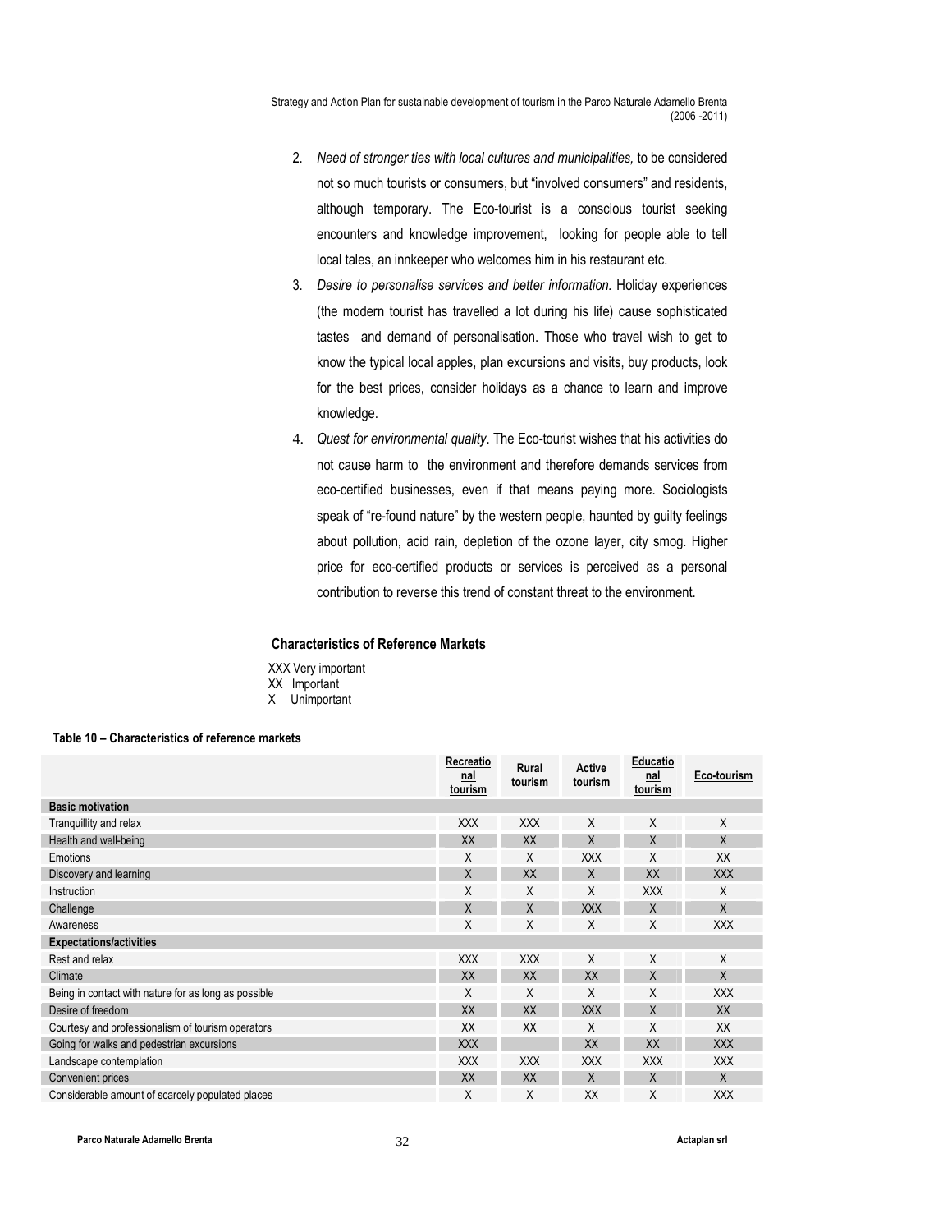2. *Need of stronger ties with local cultures and municipalities,* to be considered not so much tourists or consumers, but "involved consumers" and residents, although temporary. The Eco-tourist is a conscious tourist seeking encounters and knowledge improvement, looking for people able to tell local tales, an innkeeper who welcomes him in his restaurant etc.
3. *Desire to personalise services and better information.* Holiday experiences (the modern tourist has travelled a lot during his life) cause sophisticated tastes and demand of personalisation. Those who travel wish to get to know the typical local apples, plan excursions and visits, buy products, look for the best prices, consider holidays as a chance to learn and improve knowledge.
4. *Quest for environmental quality*. The Eco-tourist wishes that his activities do not cause harm to the environment and therefore demands services from eco-certified businesses, even if that means paying more. Sociologists speak of "re-found nature" by the western people, haunted by guilty feelings about pollution, acid rain, depletion of the ozone layer, city smog. Higher price for eco-certified products or services is perceived as a personal contribution to reverse this trend of constant threat to the environment.

### Characteristics of Reference Markets

XXX Very important
XX Important
X Unimportant

**Table 10 – Characteristics of reference markets**

| | Recreational tourism | Rural tourism | Active tourism | Educational tourism | Eco-tourism |
|---|---|---|---|---|---|
| **Basic motivation** | | | | | |
| Tranquillity and relax | XXX | XXX | X | X | X |
| Health and well-being | XX | XX | X | X | X |
| Emotions | X | X | XXX | X | XX |
| Discovery and learning | X | XX | X | XX | XXX |
| Instruction | X | X | X | XXX | X |
| Challenge | X | X | XXX | X | X |
| Awareness | X | X | X | X | XXX |
| **Expectations/activities** | | | | | |
| Rest and relax | XXX | XXX | X | X | X |
| Climate | XX | XX | XX | X | X |
| Being in contact with nature for as long as possible | X | X | X | X | XXX |
| Desire of freedom | XX | XX | XXX | X | XX |
| Courtesy and professionalism of tourism operators | XX | XX | X | X | XX |
| Going for walks and pedestrian excursions | XXX | | XX | XX | XXX |
| Landscape contemplation | XXX | XXX | XXX | XXX | XXX |
| Convenient prices | XX | XX | X | X | X |
| Considerable amount of scarcely populated places | X | X | XX | X | XXX |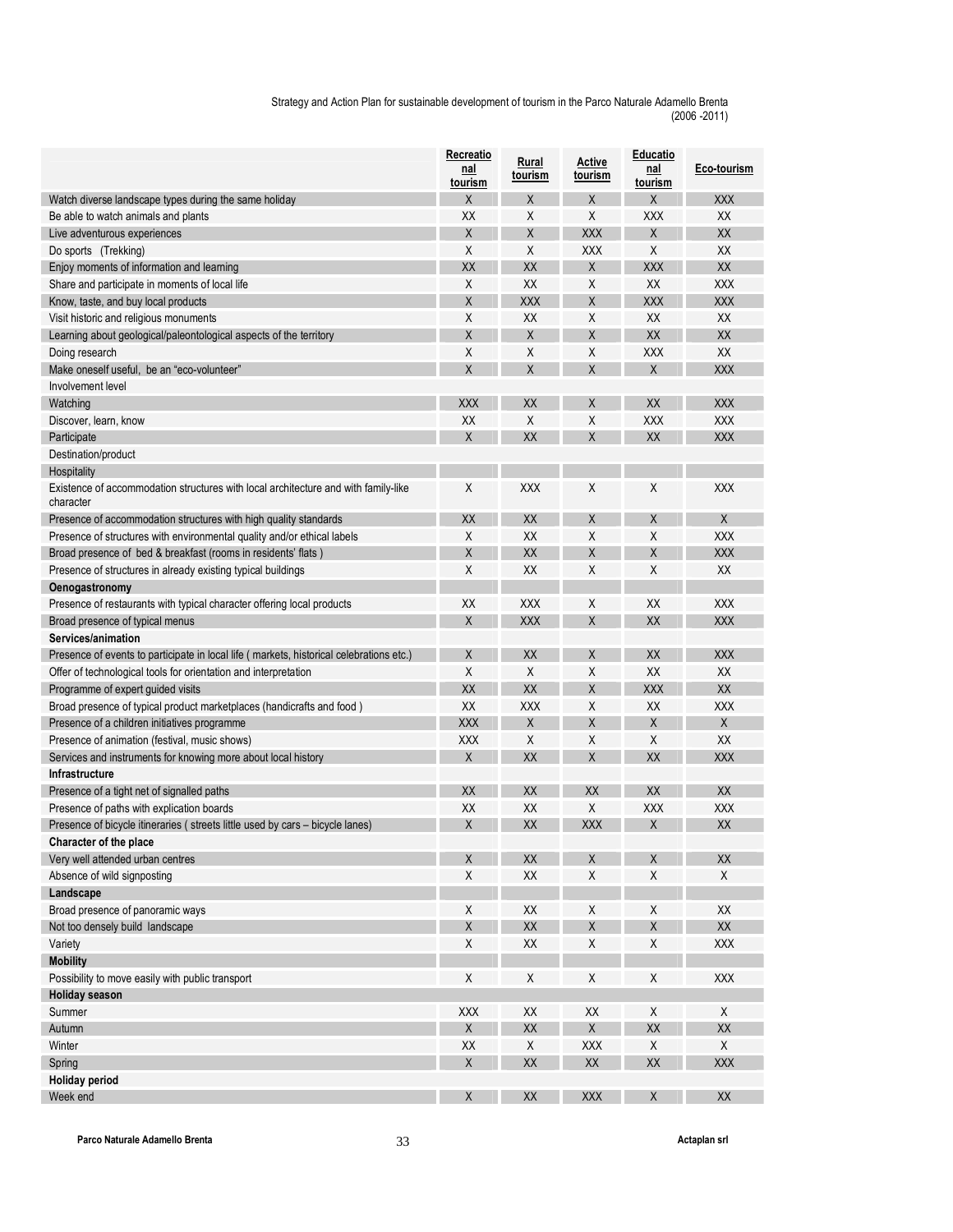| | Recreational tourism | Rural tourism | Active tourism | Educational tourism | Eco-tourism |
|---|---|---|---|---|---|
| Watch diverse landscape types during the same holiday | X | X | X | X | XXX |
| Be able to watch animals and plants | XX | X | X | XXX | XX |
| Live adventurous experiences | X | X | XXX | X | XX |
| Do sports (Trekking) | X | X | XXX | X | XX |
| Enjoy moments of information and learning | XX | XX | X | XXX | XX |
| Share and participate in moments of local life | X | XX | X | XX | XXX |
| Know, taste, and buy local products | X | XXX | X | XXX | XXX |
| Visit historic and religious monuments | X | XX | X | XX | XX |
| Learning about geological/paleontological aspects of the territory | X | X | X | XX | XX |
| Doing research | X | X | X | XXX | XX |
| Make oneself useful, be an "eco-volunteer" | X | X | X | X | XXX |
| Involvement level | | | | | |
| Watching | XXX | XX | X | XX | XXX |
| Discover, learn, know | XX | X | X | XXX | XXX |
| Participate | X | XX | X | XX | XXX |
| Destination/product | | | | | |
| Hospitality | | | | | |
| Existence of accommodation structures with local architecture and with family-like character | X | XXX | X | X | XXX |
| Presence of accommodation structures with high quality standards | XX | XX | X | X | X |
| Presence of structures with environmental quality and/or ethical labels | X | XX | X | X | XXX |
| Broad presence of bed & breakfast (rooms in residents' flats ) | X | XX | X | X | XXX |
| Presence of structures in already existing typical buildings | X | XX | X | X | XX |
| **Oenogastronomy** | | | | | |
| Presence of restaurants with typical character offering local products | XX | XXX | X | XX | XXX |
| Broad presence of typical menus | X | XXX | X | XX | XXX |
| **Services/animation** | | | | | |
| Presence of events to participate in local life ( markets, historical celebrations etc.) | X | XX | X | XX | XXX |
| Offer of technological tools for orientation and interpretation | X | X | X | XX | XX |
| Programme of expert guided visits | XX | XX | X | XXX | XX |
| Broad presence of typical product marketplaces (handicrafts and food ) | XX | XXX | X | XX | XXX |
| Presence of a children initiatives programme | XXX | X | X | X | X |
| Presence of animation (festival, music shows) | XXX | X | X | X | XX |
| Services and instruments for knowing more about local history | X | XX | X | XX | XXX |
| **Infrastructure** | | | | | |
| Presence of a tight net of signalled paths | XX | XX | XX | XX | XX |
| Presence of paths with explication boards | XX | XX | X | XXX | XXX |
| Presence of bicycle itineraries ( streets little used by cars – bicycle lanes) | X | XX | XXX | X | XX |
| **Character of the place** | | | | | |
| Very well attended urban centres | X | XX | X | X | XX |
| Absence of wild signposting | X | XX | X | X | X |
| **Landscape** | | | | | |
| Broad presence of panoramic ways | X | XX | X | X | XX |
| Not too densely build landscape | X | XX | X | X | XX |
| Variety | X | XX | X | X | XXX |
| **Mobility** | | | | | |
| Possibility to move easily with public transport | X | X | X | X | XXX |
| **Holiday season** | | | | | |
| Summer | XXX | XX | XX | X | X |
| Autumn | X | XX | X | XX | XX |
| Winter | XX | X | XXX | X | X |
| Spring | X | XX | XX | XX | XXX |
| **Holiday period** | | | | | |
| Week end | X | XX | XXX | X | XX |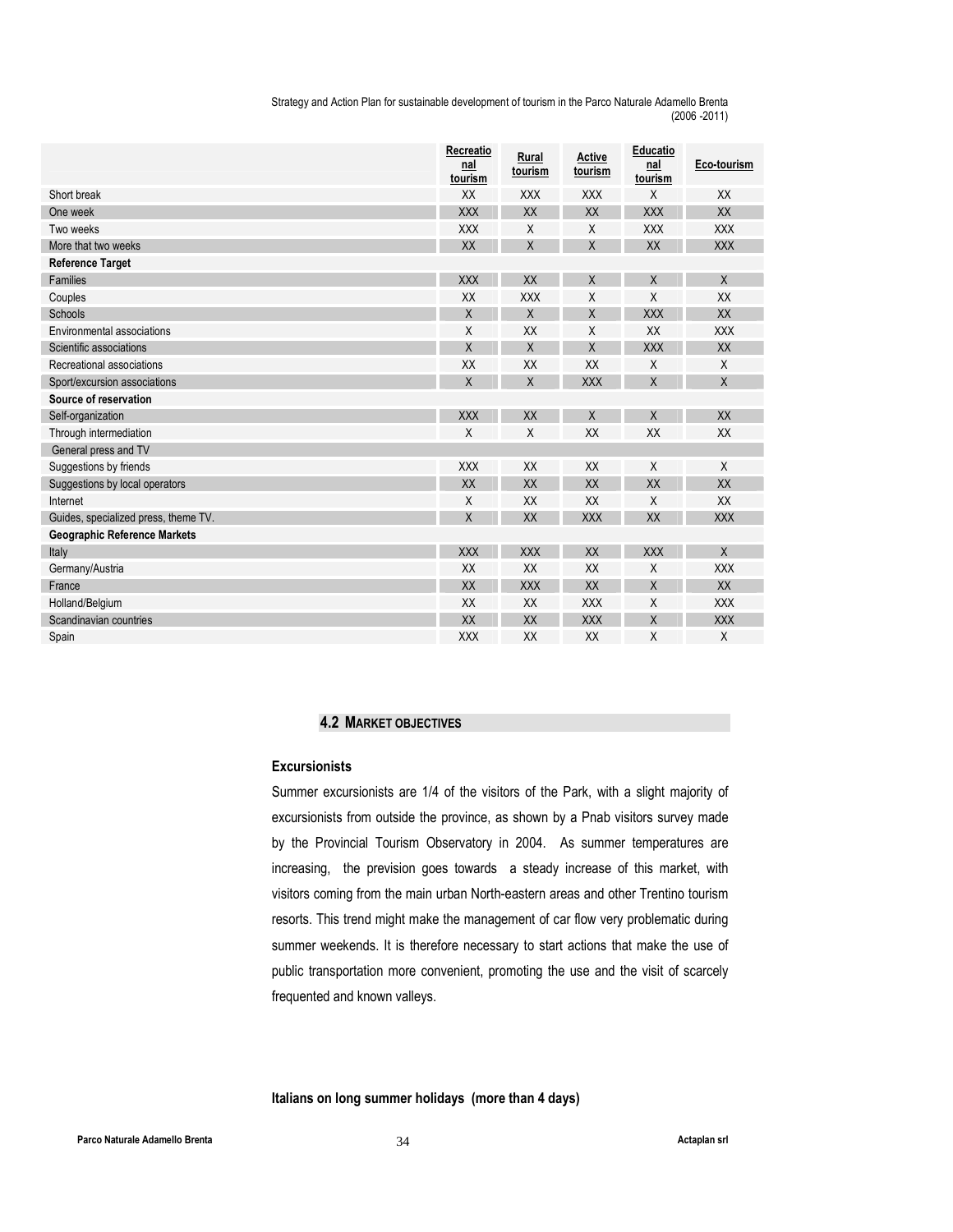| | Recreational tourism | Rural tourism | Active tourism | Educational tourism | Eco-tourism |
|---|---|---|---|---|---|
| Short break | XX | XXX | XXX | X | XX |
| One week | XXX | XX | XX | XXX | XX |
| Two weeks | XXX | X | X | XXX | XXX |
| More that two weeks | XX | X | X | XX | XXX |
| **Reference Target** | | | | | |
| Families | XXX | XX | X | X | X |
| Couples | XX | XXX | X | X | XX |
| Schools | X | X | X | XXX | XX |
| Environmental associations | X | XX | X | XX | XXX |
| Scientific associations | X | X | X | XXX | XX |
| Recreational associations | XX | XX | XX | X | X |
| Sport/excursion associations | X | X | XXX | X | X |
| **Source of reservation** | | | | | |
| Self-organization | XXX | XX | X | X | XX |
| Through intermediation | X | X | XX | XX | XX |
| General press and TV | | | | | |
| Suggestions by friends | XXX | XX | XX | X | X |
| Suggestions by local operators | XX | XX | XX | XX | XX |
| Internet | X | XX | XX | X | XX |
| Guides, specialized press, theme TV. | X | XX | XXX | XX | XXX |
| **Geographic Reference Markets** | | | | | |
| Italy | XXX | XXX | XX | XXX | X |
| Germany/Austria | XX | XX | XX | X | XXX |
| France | XX | XXX | XX | X | XX |
| Holland/Belgium | XX | XX | XXX | X | XXX |
| Scandinavian countries | XX | XX | XXX | X | XXX |
| Spain | XXX | XX | XX | X | X |

## 4.2 MARKET OBJECTIVES

### Excursionists

Summer excursionists are 1/4 of the visitors of the Park, with a slight majority of excursionists from outside the province, as shown by a Pnab visitors survey made by the Provincial Tourism Observatory in 2004. As summer temperatures are increasing, the prevision goes towards a steady increase of this market, with visitors coming from the main urban North-eastern areas and other Trentino tourism resorts. This trend might make the management of car flow very problematic during summer weekends. It is therefore necessary to start actions that make the use of public transportation more convenient, promoting the use and the visit of scarcely frequented and known valleys.

### Italians on long summer holidays (more than 4 days)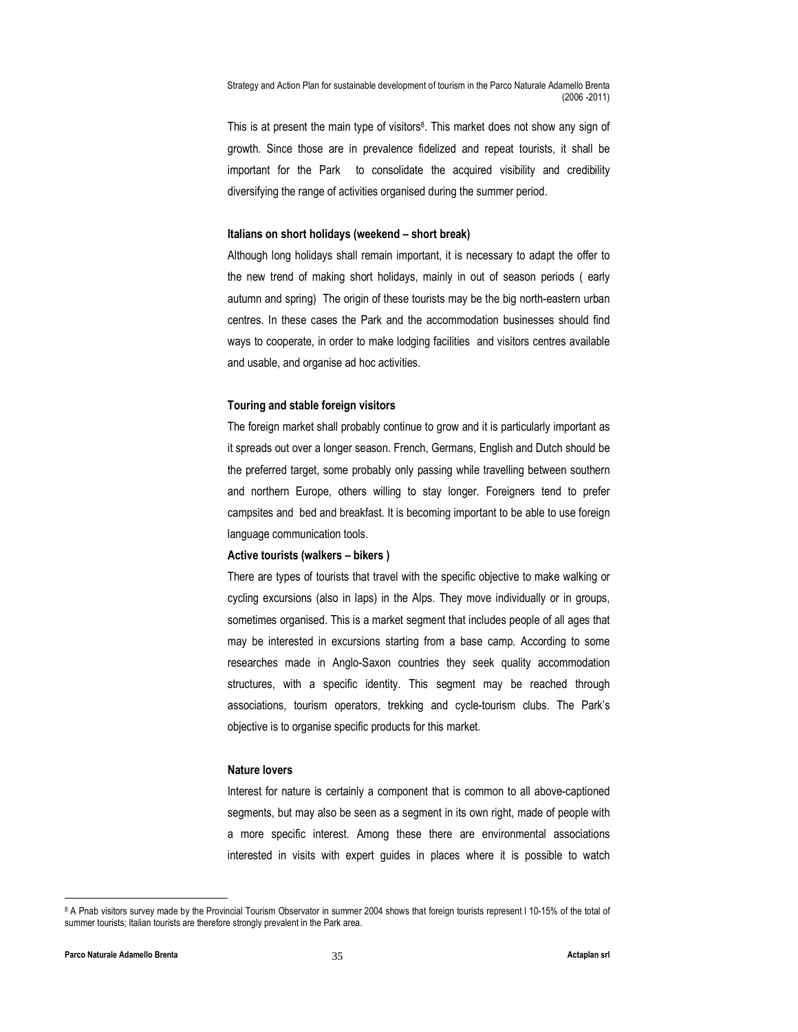This is at present the main type of visitors[8]. This market does not show any sign of growth. Since those are in prevalence fidelized and repeat tourists, it shall be important for the Park to consolidate the acquired visibility and credibility diversifying the range of activities organised during the summer period.

**Italians on short holidays (weekend – short break)**

Although long holidays shall remain important, it is necessary to adapt the offer to the new trend of making short holidays, mainly in out of season periods ( early autumn and spring) The origin of these tourists may be the big north-eastern urban centres. In these cases the Park and the accommodation businesses should find ways to cooperate, in order to make lodging facilities and visitors centres available and usable, and organise ad hoc activities.

**Touring and stable foreign visitors**

The foreign market shall probably continue to grow and it is particularly important as it spreads out over a longer season. French, Germans, English and Dutch should be the preferred target, some probably only passing while travelling between southern and northern Europe, others willing to stay longer. Foreigners tend to prefer campsites and bed and breakfast. It is becoming important to be able to use foreign language communication tools.

**Active tourists (walkers – bikers )**

There are types of tourists that travel with the specific objective to make walking or cycling excursions (also in laps) in the Alps. They move individually or in groups, sometimes organised. This is a market segment that includes people of all ages that may be interested in excursions starting from a base camp. According to some researches made in Anglo-Saxon countries they seek quality accommodation structures, with a specific identity. This segment may be reached through associations, tourism operators, trekking and cycle-tourism clubs. The Park's objective is to organise specific products for this market.

**Nature lovers**

Interest for nature is certainly a component that is common to all above-captioned segments, but may also be seen as a segment in its own right, made of people with a more specific interest. Among these there are environmental associations interested in visits with expert guides in places where it is possible to watch

[8] A Pnab visitors survey made by the Provincial Tourism Observator in summer 2004 shows that foreign tourists represent l 10-15% of the total of summer tourists; Italian tourists are therefore strongly prevalent in the Park area.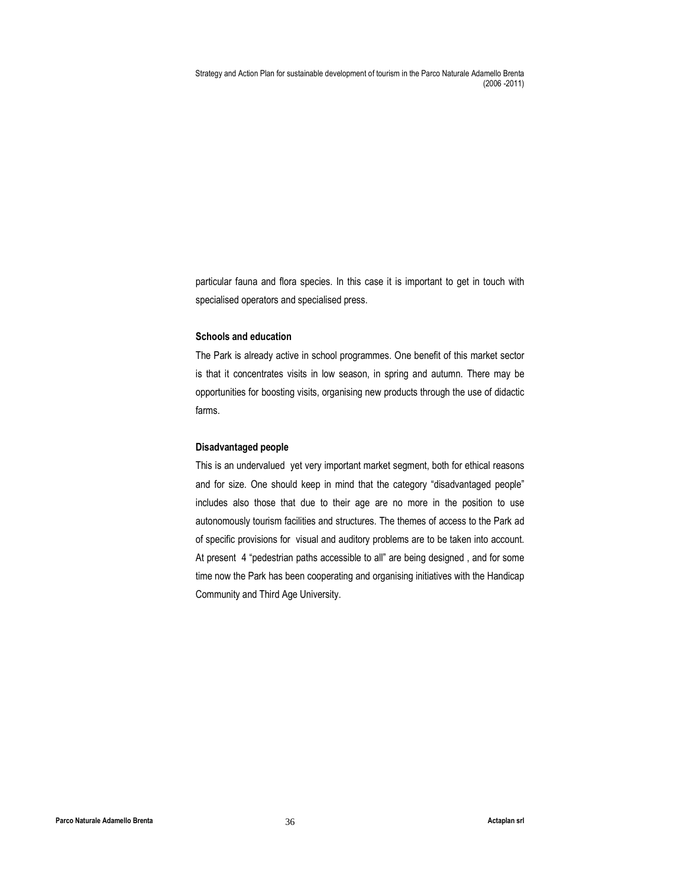particular fauna and flora species. In this case it is important to get in touch with specialised operators and specialised press.

**Schools and education**

The Park is already active in school programmes. One benefit of this market sector is that it concentrates visits in low season, in spring and autumn. There may be opportunities for boosting visits, organising new products through the use of didactic farms.

**Disadvantaged people**

This is an undervalued yet very important market segment, both for ethical reasons and for size. One should keep in mind that the category "disadvantaged people" includes also those that due to their age are no more in the position to use autonomously tourism facilities and structures. The themes of access to the Park ad of specific provisions for visual and auditory problems are to be taken into account. At present 4 "pedestrian paths accessible to all" are being designed , and for some time now the Park has been cooperating and organising initiatives with the Handicap Community and Third Age University.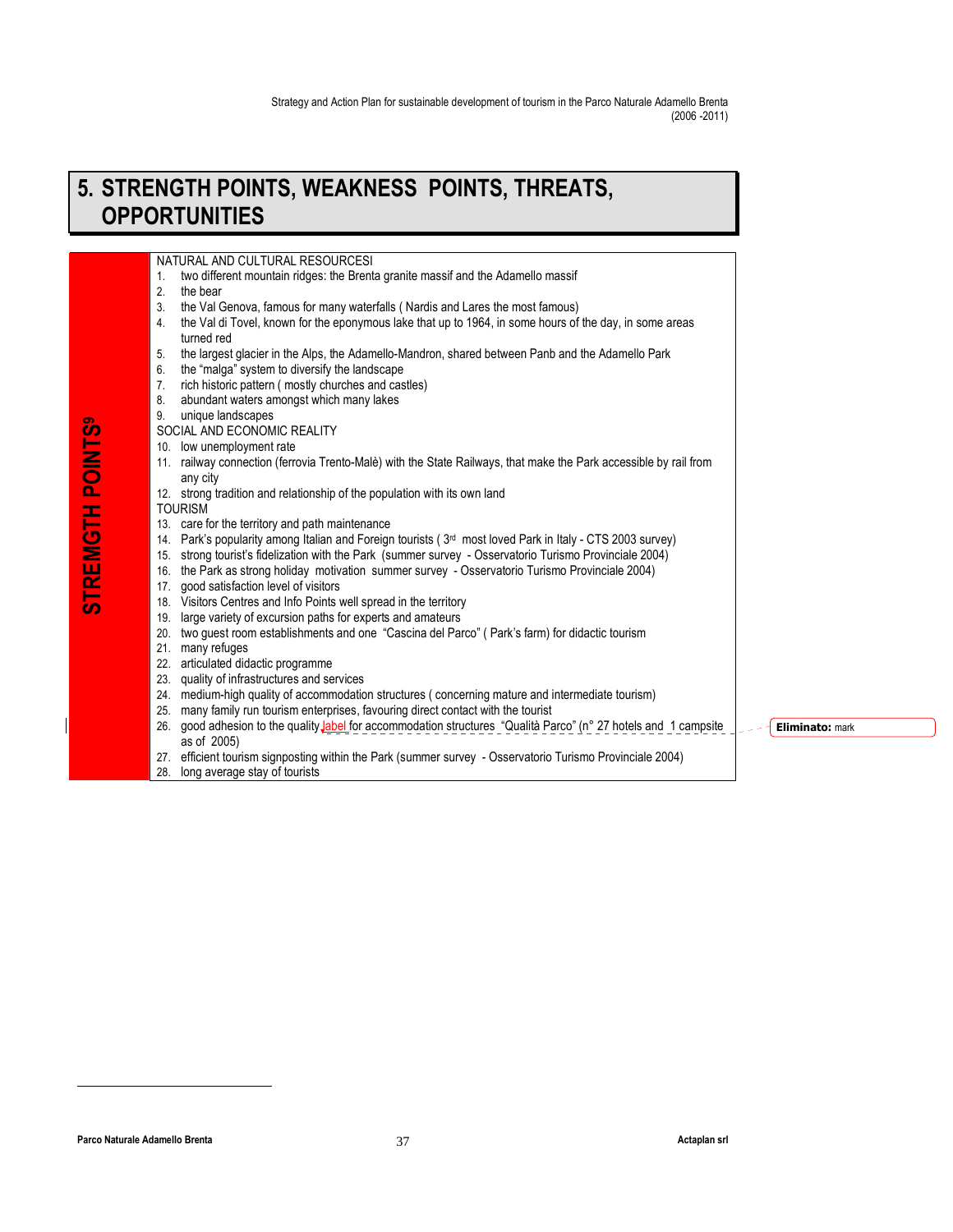# 5. STRENGTH POINTS, WEAKNESS POINTS, THREATS, OPPORTUNITIES

**STREMGTH POINTS**[9]

NATURAL AND CULTURAL RESOURCESI

1. two different mountain ridges: the Brenta granite massif and the Adamello massif
2. the bear
3. the Val Genova, famous for many waterfalls ( Nardis and Lares the most famous)
4. the Val di Tovel, known for the eponymous lake that up to 1964, in some hours of the day, in some areas turned red
5. the largest glacier in the Alps, the Adamello-Mandron, shared between Panb and the Adamello Park
6. the "malga" system to diversify the landscape
7. rich historic pattern ( mostly churches and castles)
8. abundant waters amongst which many lakes
9. unique landscapes

SOCIAL AND ECONOMIC REALITY

10. low unemployment rate
11. railway connection (ferrovia Trento-Malè) with the State Railways, that make the Park accessible by rail from any city
12. strong tradition and relationship of the population with its own land

TOURISM

13. care for the territory and path maintenance
14. Park's popularity among Italian and Foreign tourists ( 3rd most loved Park in Italy - CTS 2003 survey)
15. strong tourist's fidelization with the Park (summer survey - Osservatorio Turismo Provinciale 2004)
16. the Park as strong holiday motivation summer survey - Osservatorio Turismo Provinciale 2004)
17. good satisfaction level of visitors
18. Visitors Centres and Info Points well spread in the territory
19. large variety of excursion paths for experts and amateurs
20. two guest room establishments and one "Cascina del Parco" ( Park's farm) for didactic tourism
21. many refuges
22. articulated didactic programme
23. quality of infrastructures and services
24. medium-high quality of accommodation structures ( concerning mature and intermediate tourism)
25. many family run tourism enterprises, favouring direct contact with the tourist
26. good adhesion to the quality label for accommodation structures "Qualità Parco" (n° 27 hotels and 1 campsite as of 2005)
27. efficient tourism signposting within the Park (summer survey - Osservatorio Turismo Provinciale 2004)
28. long average stay of tourists

Eliminato: mark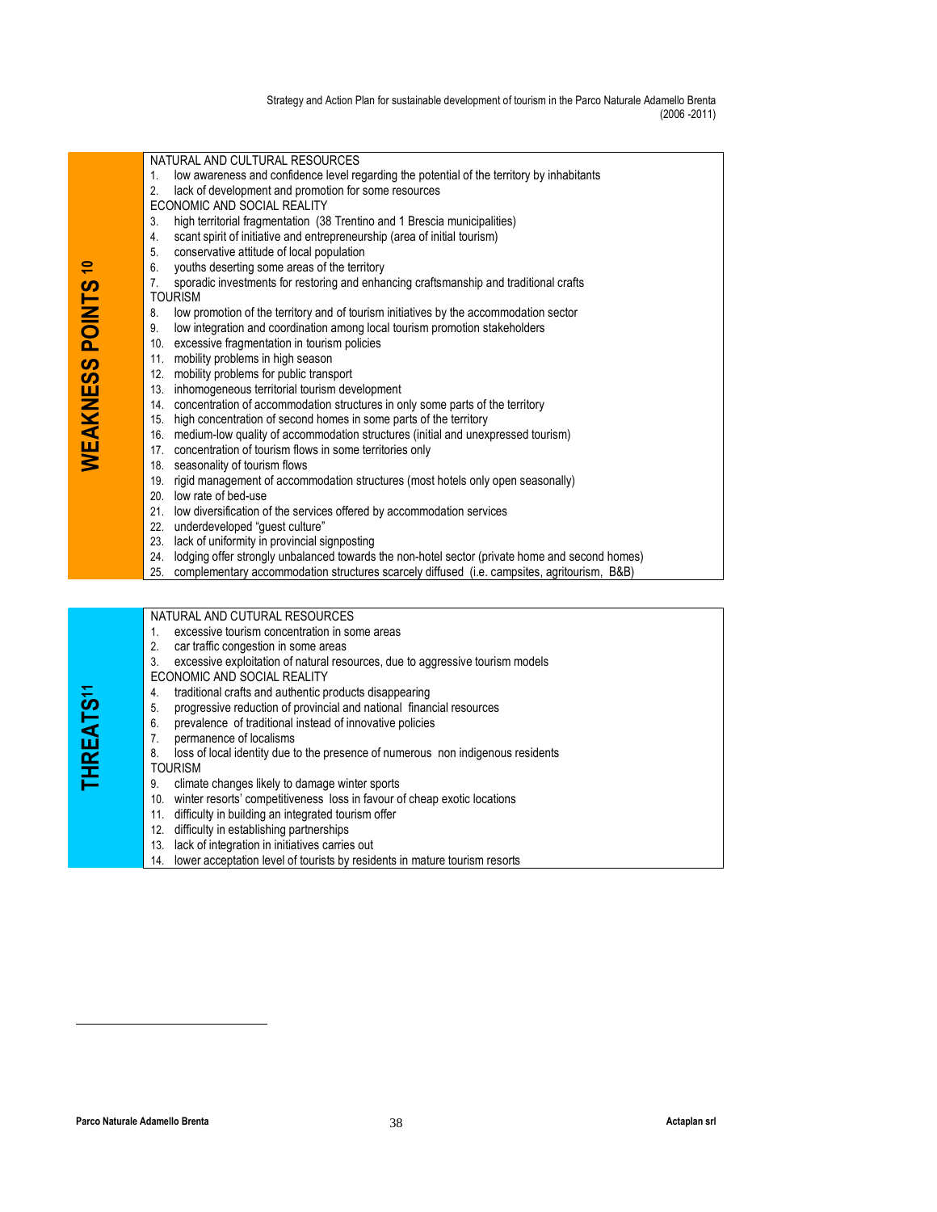## WEAKNESS POINTS [10]

NATURAL AND CULTURAL RESOURCES

1. low awareness and confidence level regarding the potential of the territory by inhabitants
2. lack of development and promotion for some resources

ECONOMIC AND SOCIAL REALITY

3. high territorial fragmentation (38 Trentino and 1 Brescia municipalities)
4. scant spirit of initiative and entrepreneurship (area of initial tourism)
5. conservative attitude of local population
6. youths deserting some areas of the territory
7. sporadic investments for restoring and enhancing craftsmanship and traditional crafts

TOURISM

8. low promotion of the territory and of tourism initiatives by the accommodation sector
9. low integration and coordination among local tourism promotion stakeholders
10. excessive fragmentation in tourism policies
11. mobility problems in high season
12. mobility problems for public transport
13. inhomogeneous territorial tourism development
14. concentration of accommodation structures in only some parts of the territory
15. high concentration of second homes in some parts of the territory
16. medium-low quality of accommodation structures (initial and unexpressed tourism)
17. concentration of tourism flows in some territories only
18. seasonality of tourism flows
19. rigid management of accommodation structures (most hotels only open seasonally)
20. low rate of bed-use
21. low diversification of the services offered by accommodation services
22. underdeveloped "guest culture"
23. lack of uniformity in provincial signposting
24. lodging offer strongly unbalanced towards the non-hotel sector (private home and second homes)
25. complementary accommodation structures scarcely diffused (i.e. campsites, agritourism, B&B)

## THREATS[11]

NATURAL AND CUTURAL RESOURCES

1. excessive tourism concentration in some areas
2. car traffic congestion in some areas
3. excessive exploitation of natural resources, due to aggressive tourism models

ECONOMIC AND SOCIAL REALITY

4. traditional crafts and authentic products disappearing
5. progressive reduction of provincial and national financial resources
6. prevalence of traditional instead of innovative policies
7. permanence of localisms
8. loss of local identity due to the presence of numerous non indigenous residents

TOURISM

9. climate changes likely to damage winter sports
10. winter resorts' competitiveness loss in favour of cheap exotic locations
11. difficulty in building an integrated tourism offer
12. difficulty in establishing partnerships
13. lack of integration in initiatives carries out
14. lower acceptation level of tourists by residents in mature tourism resorts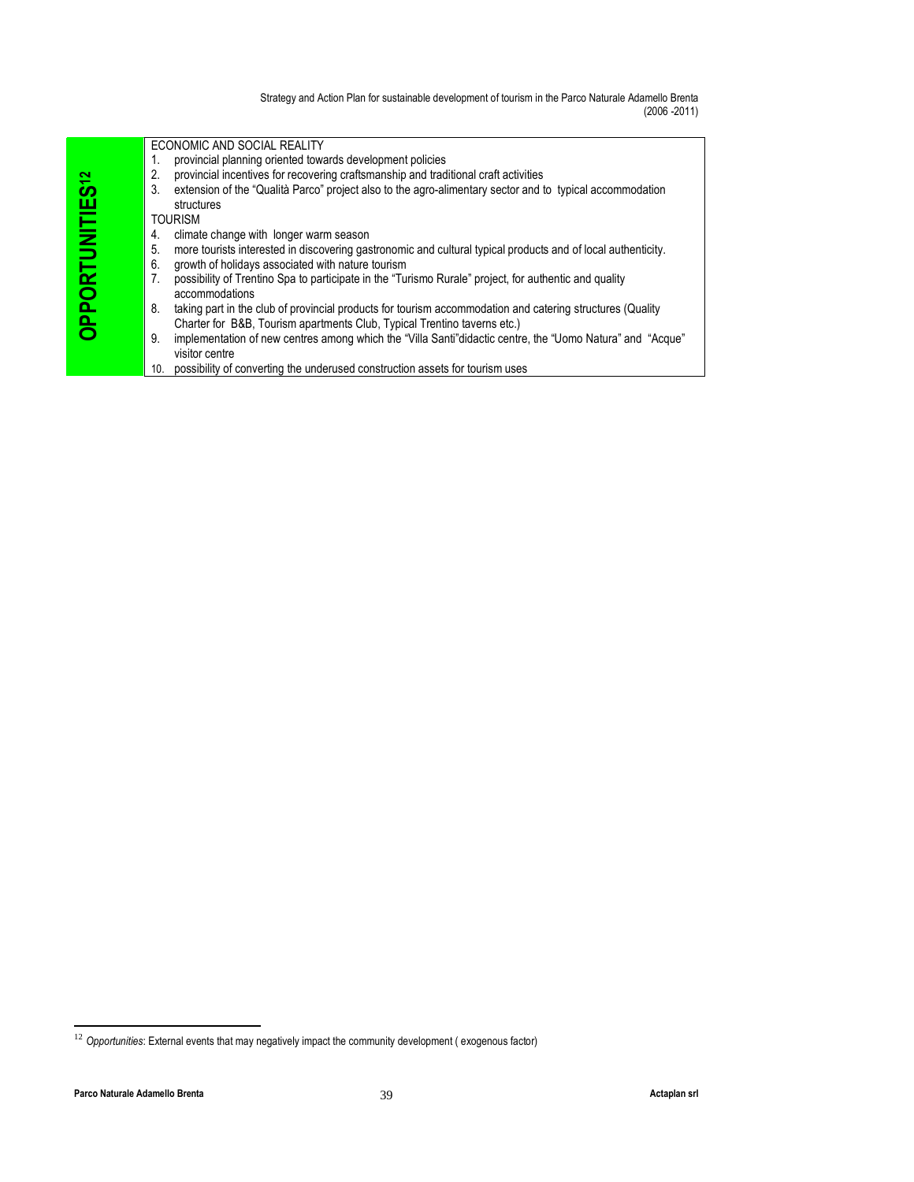| **OPPORTUNITIES**[12] | ECONOMIC AND SOCIAL REALITY<br>1. provincial planning oriented towards development policies<br>2. provincial incentives for recovering craftsmanship and traditional craft activities<br>3. extension of the "Qualità Parco" project also to the agro-alimentary sector and to typical accommodation structures<br>TOURISM<br>4. climate change with longer warm season<br>5. more tourists interested in discovering gastronomic and cultural typical products and of local authenticity.<br>6. growth of holidays associated with nature tourism<br>7. possibility of Trentino Spa to participate in the "Turismo Rurale" project, for authentic and quality accommodations<br>8. taking part in the club of provincial products for tourism accommodation and catering structures (Quality Charter for B&B, Tourism apartments Club, Typical Trentino taverns etc.)<br>9. implementation of new centres among which the "Villa Santi"didactic centre, the "Uomo Natura" and "Acque" visitor centre<br>10. possibility of converting the underused construction assets for tourism uses |
|---|---|

[12] *Opportunities*: External events that may negatively impact the community development ( exogenous factor)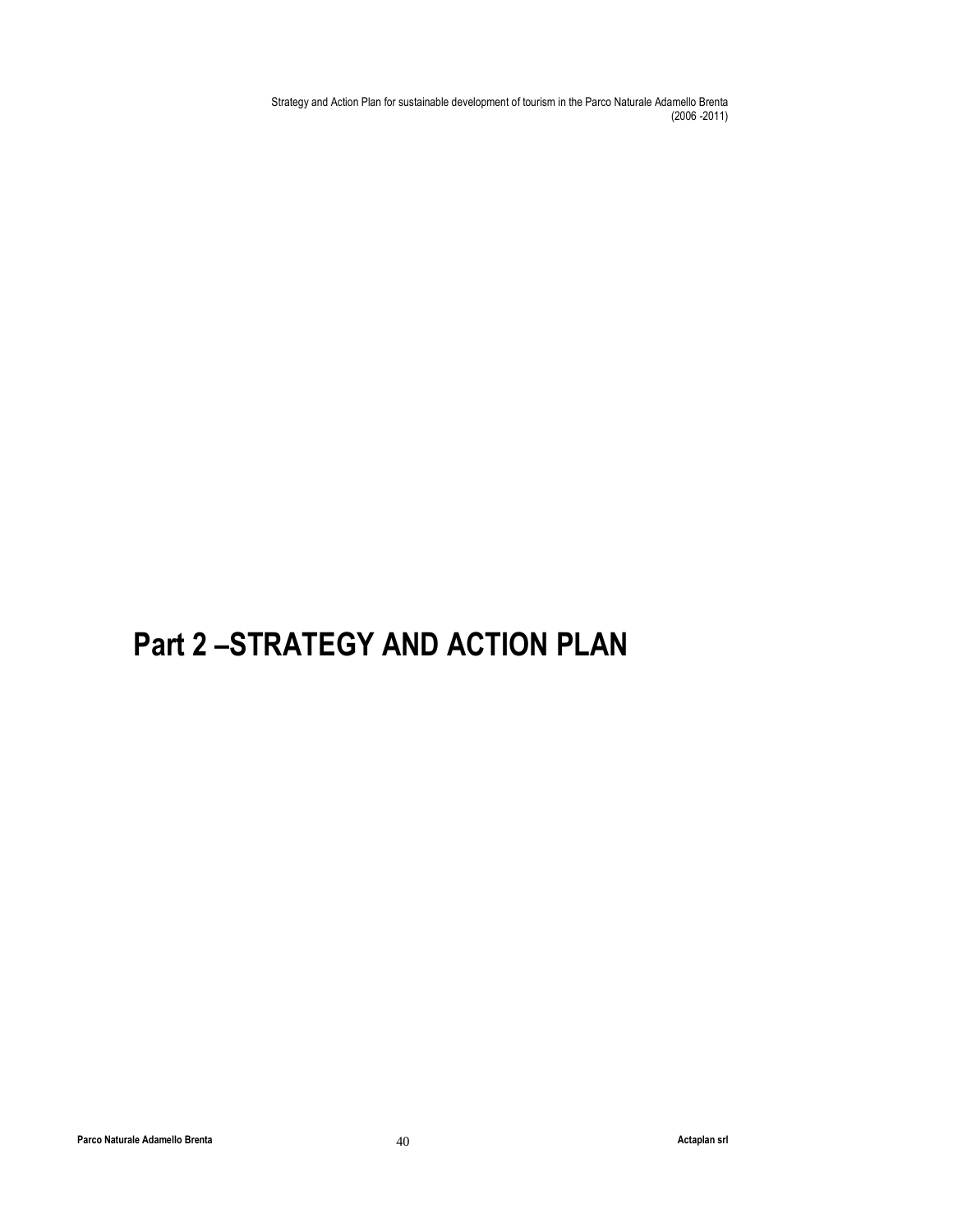# Part 2 –STRATEGY AND ACTION PLAN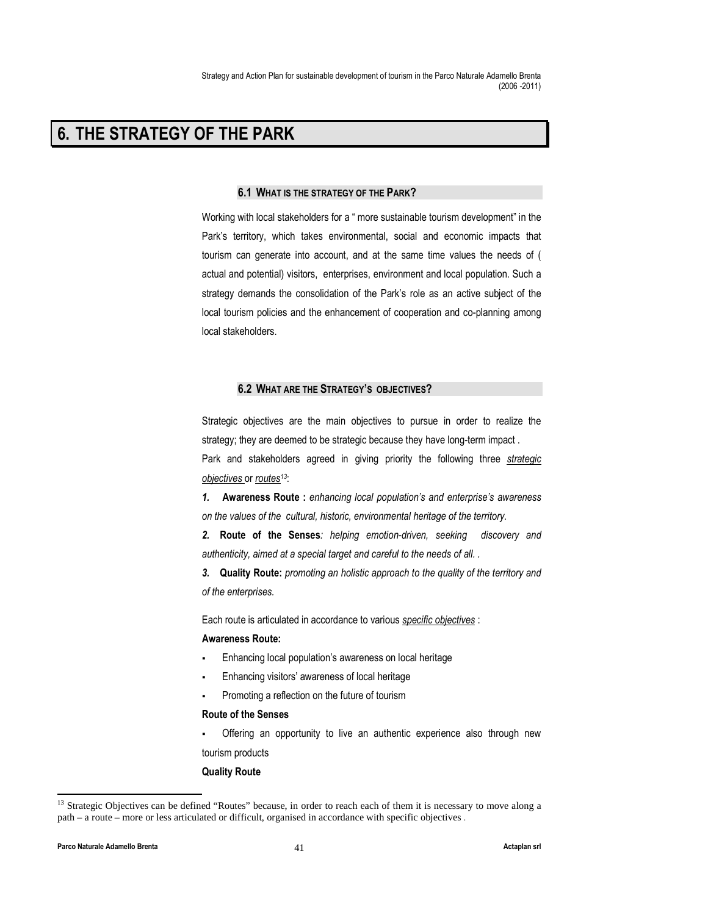# 6. THE STRATEGY OF THE PARK

### 6.1 WHAT IS THE STRATEGY OF THE PARK?

Working with local stakeholders for a " more sustainable tourism development" in the Park's territory, which takes environmental, social and economic impacts that tourism can generate into account, and at the same time values the needs of ( actual and potential) visitors, enterprises, environment and local population. Such a strategy demands the consolidation of the Park's role as an active subject of the local tourism policies and the enhancement of cooperation and co-planning among local stakeholders.

### 6.2 WHAT ARE THE STRATEGY'S OBJECTIVES?

Strategic objectives are the main objectives to pursue in order to realize the strategy; they are deemed to be strategic because they have long-term impact .

Park and stakeholders agreed in giving priority the following three *strategic objectives* or *routes*[13]:

***1.*** **Awareness Route :** *enhancing local population's and enterprise's awareness on the values of the cultural, historic, environmental heritage of the territory.*

***2.*** **Route of the Senses***: helping emotion-driven, seeking discovery and authenticity, aimed at a special target and careful to the needs of all. .*

***3.*** **Quality Route:** *promoting an holistic approach to the quality of the territory and of the enterprises.*

Each route is articulated in accordance to various *specific objectives* :

**Awareness Route:**

- Enhancing local population's awareness on local heritage
- Enhancing visitors' awareness of local heritage
- Promoting a reflection on the future of tourism

**Route of the Senses**

- Offering an opportunity to live an authentic experience also through new tourism products

**Quality Route**

[13] Strategic Objectives can be defined "Routes" because, in order to reach each of them it is necessary to move along a path – a route – more or less articulated or difficult, organised in accordance with specific objectives .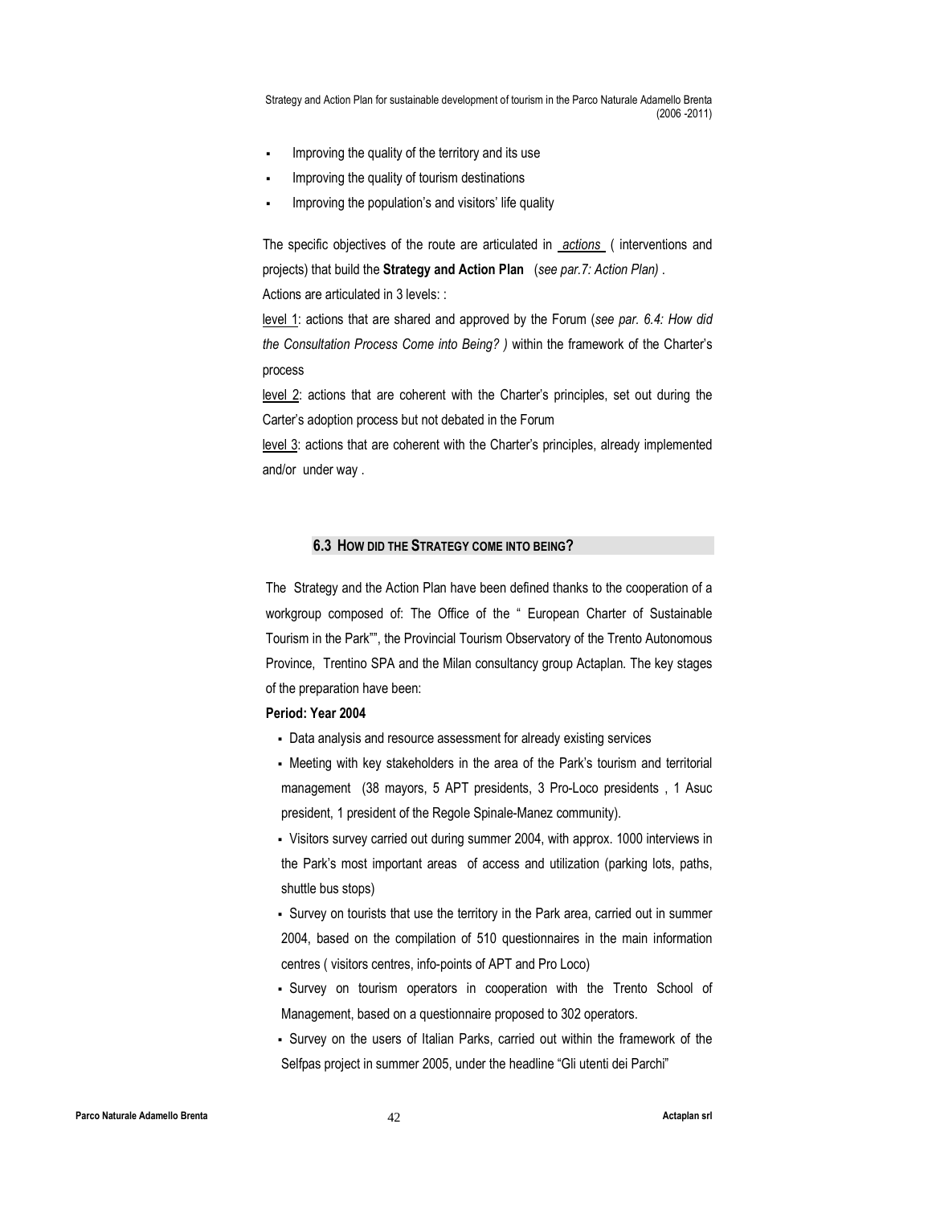- Improving the quality of the territory and its use
- Improving the quality of tourism destinations
- Improving the population's and visitors' life quality

The specific objectives of the route are articulated in *actions* ( interventions and projects) that build the **Strategy and Action Plan** (*see par.7: Action Plan)* .

Actions are articulated in 3 levels: :

level 1: actions that are shared and approved by the Forum (*see par. 6.4: How did the Consultation Process Come into Being? )* within the framework of the Charter's process

level 2: actions that are coherent with the Charter's principles, set out during the Carter's adoption process but not debated in the Forum

level 3: actions that are coherent with the Charter's principles, already implemented and/or under way .

### 6.3 How did the Strategy come into being?

The Strategy and the Action Plan have been defined thanks to the cooperation of a workgroup composed of: The Office of the " European Charter of Sustainable Tourism in the Park"", the Provincial Tourism Observatory of the Trento Autonomous Province, Trentino SPA and the Milan consultancy group Actaplan. The key stages of the preparation have been:

**Period: Year 2004**

- Data analysis and resource assessment for already existing services
- Meeting with key stakeholders in the area of the Park's tourism and territorial management (38 mayors, 5 APT presidents, 3 Pro-Loco presidents , 1 Asuc president, 1 president of the Regole Spinale-Manez community).
- Visitors survey carried out during summer 2004, with approx. 1000 interviews in the Park's most important areas of access and utilization (parking lots, paths, shuttle bus stops)
- Survey on tourists that use the territory in the Park area, carried out in summer 2004, based on the compilation of 510 questionnaires in the main information centres ( visitors centres, info-points of APT and Pro Loco)
- Survey on tourism operators in cooperation with the Trento School of Management, based on a questionnaire proposed to 302 operators.
- Survey on the users of Italian Parks, carried out within the framework of the Selfpas project in summer 2005, under the headline "Gli utenti dei Parchi"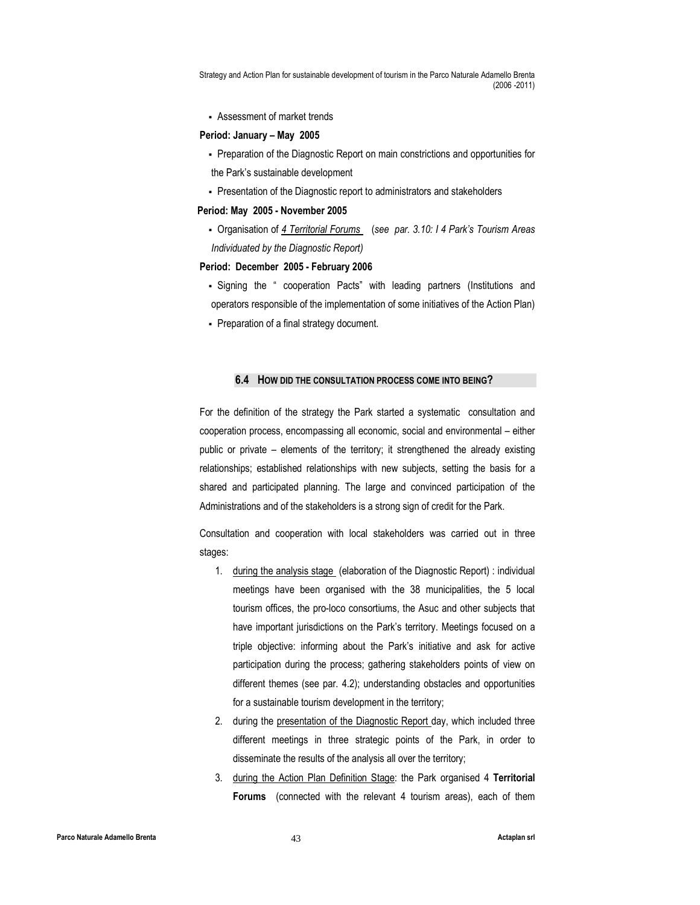- Assessment of market trends

**Period: January – May 2005**

- Preparation of the Diagnostic Report on main constrictions and opportunities for the Park's sustainable development
- Presentation of the Diagnostic report to administrators and stakeholders

**Period: May 2005 - November 2005**

- Organisation of *4 Territorial Forums* (*see par. 3.10: I 4 Park's Tourism Areas Individuated by the Diagnostic Report)*

**Period: December 2005 - February 2006**

- Signing the " cooperation Pacts" with leading partners (Institutions and operators responsible of the implementation of some initiatives of the Action Plan)
- Preparation of a final strategy document.

## 6.4 HOW DID THE CONSULTATION PROCESS COME INTO BEING?

For the definition of the strategy the Park started a systematic consultation and cooperation process, encompassing all economic, social and environmental – either public or private – elements of the territory; it strengthened the already existing relationships; established relationships with new subjects, setting the basis for a shared and participated planning. The large and convinced participation of the Administrations and of the stakeholders is a strong sign of credit for the Park.

Consultation and cooperation with local stakeholders was carried out in three stages:

1. during the analysis stage (elaboration of the Diagnostic Report) : individual meetings have been organised with the 38 municipalities, the 5 local tourism offices, the pro-loco consortiums, the Asuc and other subjects that have important jurisdictions on the Park's territory. Meetings focused on a triple objective: informing about the Park's initiative and ask for active participation during the process; gathering stakeholders points of view on different themes (see par. 4.2); understanding obstacles and opportunities for a sustainable tourism development in the territory;
2. during the presentation of the Diagnostic Report day, which included three different meetings in three strategic points of the Park, in order to disseminate the results of the analysis all over the territory;
3. during the Action Plan Definition Stage: the Park organised 4 **Territorial Forums** (connected with the relevant 4 tourism areas), each of them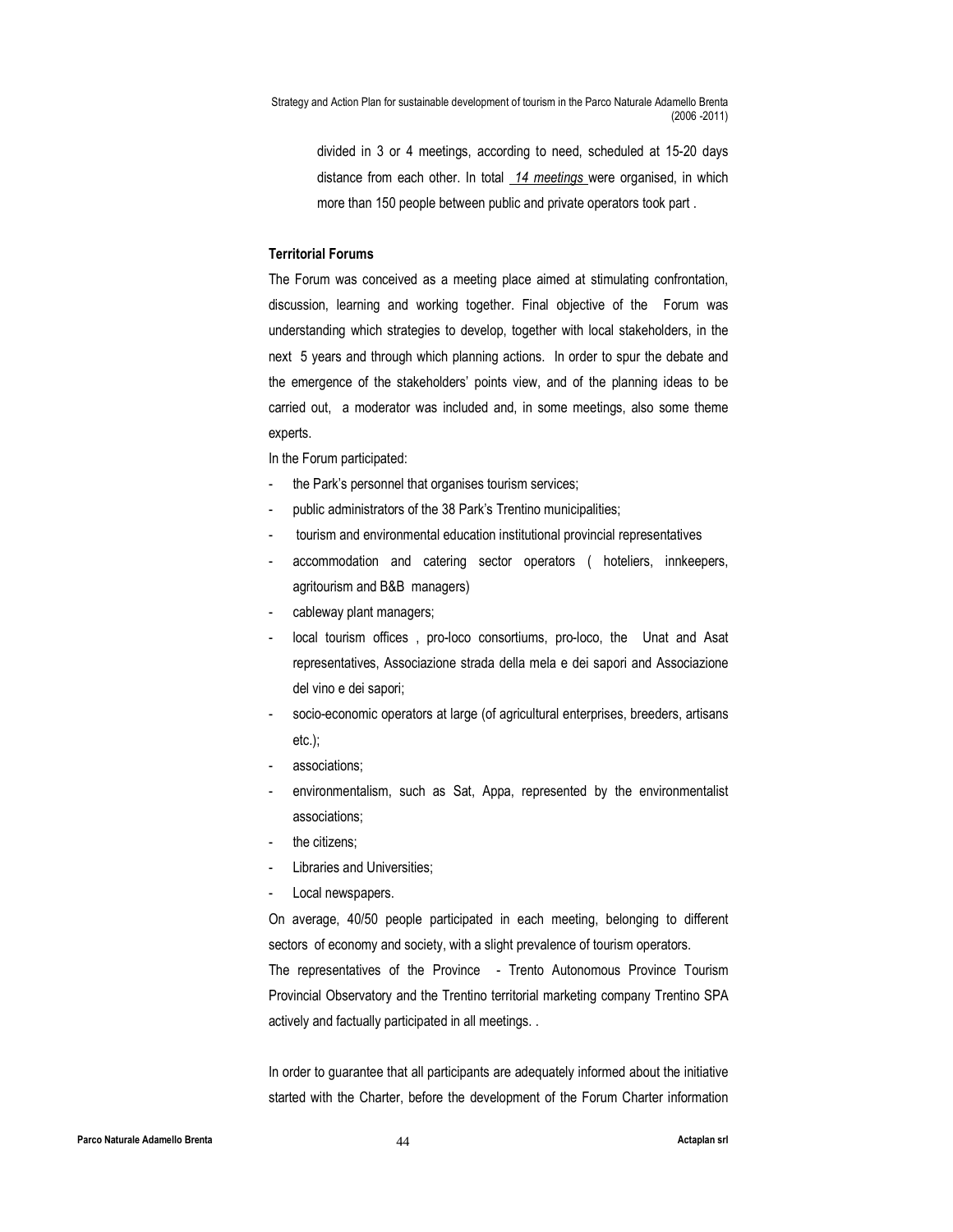divided in 3 or 4 meetings, according to need, scheduled at 15-20 days distance from each other. In total *14 meetings* were organised, in which more than 150 people between public and private operators took part .

**Territorial Forums**

The Forum was conceived as a meeting place aimed at stimulating confrontation, discussion, learning and working together. Final objective of the Forum was understanding which strategies to develop, together with local stakeholders, in the next 5 years and through which planning actions. In order to spur the debate and the emergence of the stakeholders' points view, and of the planning ideas to be carried out, a moderator was included and, in some meetings, also some theme experts.

In the Forum participated:

- the Park's personnel that organises tourism services;
- public administrators of the 38 Park's Trentino municipalities;
- tourism and environmental education institutional provincial representatives
- accommodation and catering sector operators ( hoteliers, innkeepers, agritourism and B&B managers)
- cableway plant managers;
- local tourism offices , pro-loco consortiums, pro-loco, the Unat and Asat representatives, Associazione strada della mela e dei sapori and Associazione del vino e dei sapori;
- socio-economic operators at large (of agricultural enterprises, breeders, artisans etc.);
- associations;
- environmentalism, such as Sat, Appa, represented by the environmentalist associations;
- the citizens;
- Libraries and Universities;
- Local newspapers.

On average, 40/50 people participated in each meeting, belonging to different sectors of economy and society, with a slight prevalence of tourism operators.

The representatives of the Province - Trento Autonomous Province Tourism Provincial Observatory and the Trentino territorial marketing company Trentino SPA actively and factually participated in all meetings. .

In order to guarantee that all participants are adequately informed about the initiative started with the Charter, before the development of the Forum Charter information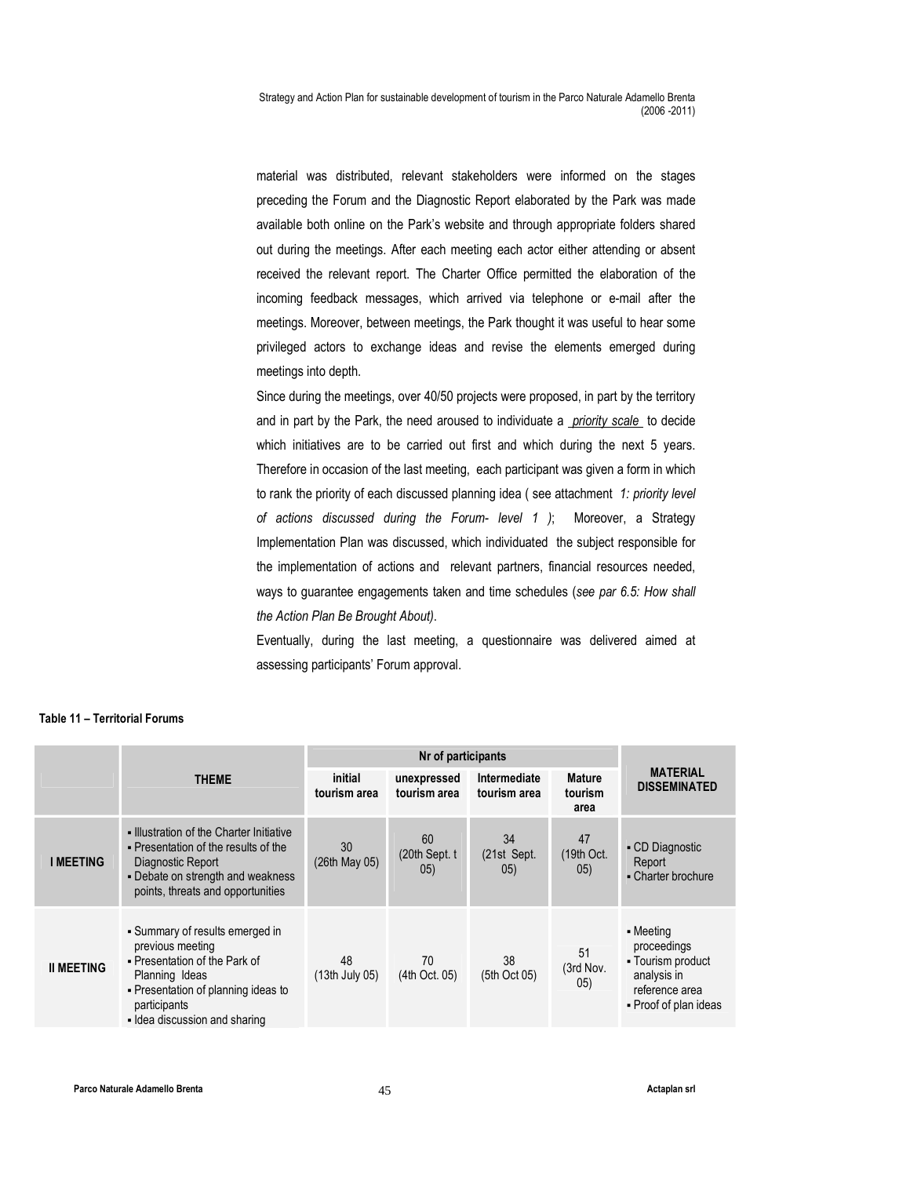material was distributed, relevant stakeholders were informed on the stages preceding the Forum and the Diagnostic Report elaborated by the Park was made available both online on the Park's website and through appropriate folders shared out during the meetings. After each meeting each actor either attending or absent received the relevant report. The Charter Office permitted the elaboration of the incoming feedback messages, which arrived via telephone or e-mail after the meetings. Moreover, between meetings, the Park thought it was useful to hear some privileged actors to exchange ideas and revise the elements emerged during meetings into depth.

Since during the meetings, over 40/50 projects were proposed, in part by the territory and in part by the Park, the need aroused to individuate a _priority scale_ to decide which initiatives are to be carried out first and which during the next 5 years. Therefore in occasion of the last meeting, each participant was given a form in which to rank the priority of each discussed planning idea ( see attachment *1: priority level of actions discussed during the Forum- level 1 )*; Moreover, a Strategy Implementation Plan was discussed, which individuated the subject responsible for the implementation of actions and relevant partners, financial resources needed, ways to guarantee engagements taken and time schedules (*see par 6.5: How shall the Action Plan Be Brought About)*.

Eventually, during the last meeting, a questionnaire was delivered aimed at assessing participants' Forum approval.

**Table 11 – Territorial Forums**

| | THEME | Nr of participants | | | | MATERIAL DISSEMINATED |
|---|---|---|---|---|---|---|
| | | initial tourism area | unexpressed tourism area | Intermediate tourism area | Mature tourism area | |
| **I MEETING** | ▪ Illustration of the Charter Initiative<br>▪ Presentation of the results of the Diagnostic Report<br>▪ Debate on strength and weakness points, threats and opportunities | 30 (26th May 05) | 60 (20th Sept. t 05) | 34 (21st Sept. 05) | 47 (19th Oct. 05) | ▪ CD Diagnostic Report<br>▪ Charter brochure |
| **II MEETING** | ▪ Summary of results emerged in previous meeting<br>▪ Presentation of the Park of Planning Ideas<br>▪ Presentation of planning ideas to participants<br>▪ Idea discussion and sharing | 48 (13th July 05) | 70 (4th Oct. 05) | 38 (5th Oct 05) | 51 (3rd Nov. 05) | ▪ Meeting proceedings<br>▪ Tourism product analysis in reference area<br>▪ Proof of plan ideas |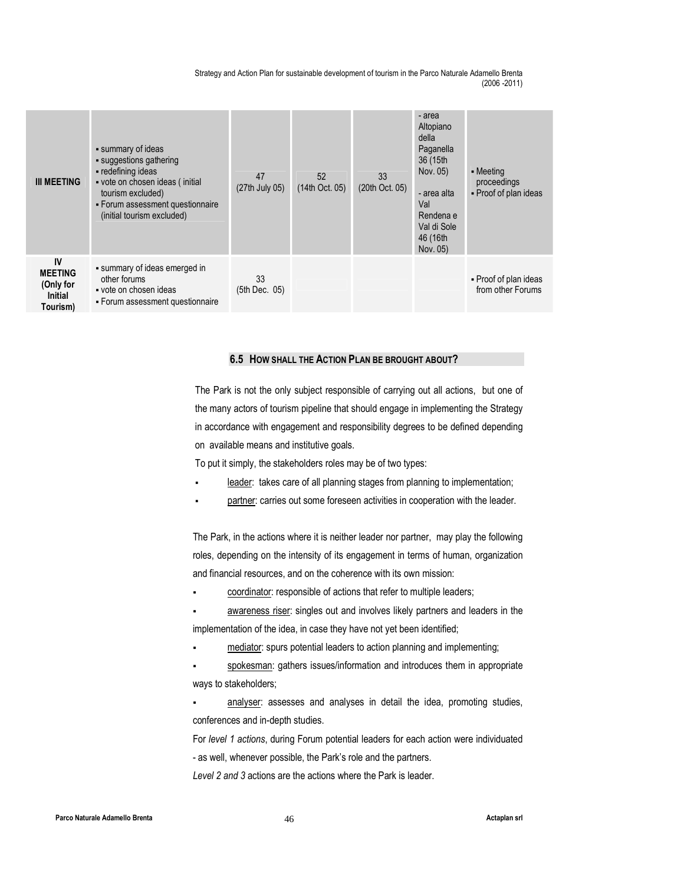| | | | | | | |
|---|---|---|---|---|---|---|
| **III MEETING** | ▪ summary of ideas<br>▪ suggestions gathering<br>▪ redefining ideas<br>▪ vote on chosen ideas ( initial tourism excluded)<br>▪ Forum assessment questionnaire (initial tourism excluded) | 47 (27th July 05) | 52 (14th Oct. 05) | 33 (20th Oct. 05) | - area Altopiano della Paganella 36 (15th Nov. 05)<br>- area alta Val Rendena e Val di Sole 46 (16th Nov. 05) | ▪ Meeting proceedings<br>▪ Proof of plan ideas |
| **IV MEETING (Only for Initial Tourism)** | ▪ summary of ideas emerged in other forums<br>▪ vote on chosen ideas<br>▪ Forum assessment questionnaire | 33 (5th Dec. 05) | | | | ▪ Proof of plan ideas from other Forums |

## 6.5 How shall the Action Plan be brought about?

The Park is not the only subject responsible of carrying out all actions, but one of the many actors of tourism pipeline that should engage in implementing the Strategy in accordance with engagement and responsibility degrees to be defined depending on available means and institutive goals.

To put it simply, the stakeholders roles may be of two types:

- leader: takes care of all planning stages from planning to implementation;
- partner: carries out some foreseen activities in cooperation with the leader.

The Park, in the actions where it is neither leader nor partner, may play the following roles, depending on the intensity of its engagement in terms of human, organization and financial resources, and on the coherence with its own mission:

- coordinator: responsible of actions that refer to multiple leaders;
- awareness riser: singles out and involves likely partners and leaders in the implementation of the idea, in case they have not yet been identified;
- mediator: spurs potential leaders to action planning and implementing;
- spokesman: gathers issues/information and introduces them in appropriate ways to stakeholders;
- analyser: assesses and analyses in detail the idea, promoting studies, conferences and in-depth studies.

For *level 1 actions*, during Forum potential leaders for each action were individuated - as well, whenever possible, the Park's role and the partners.

*Level 2 and 3* actions are the actions where the Park is leader.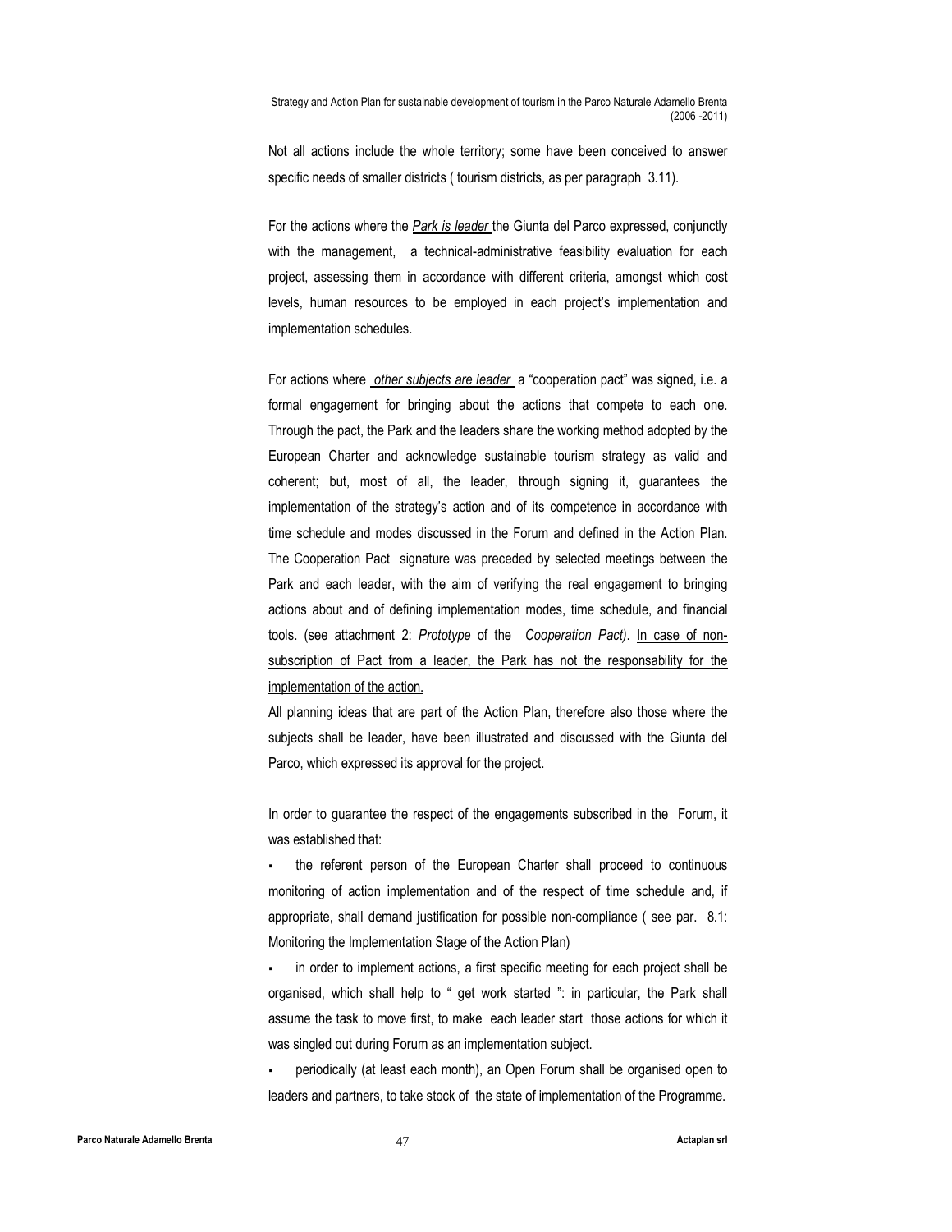Not all actions include the whole territory; some have been conceived to answer specific needs of smaller districts ( tourism districts, as per paragraph 3.11).

For the actions where the ***Park is leader*** the Giunta del Parco expressed, conjunctly with the management, a technical-administrative feasibility evaluation for each project, assessing them in accordance with different criteria, amongst which cost levels, human resources to be employed in each project's implementation and implementation schedules.

For actions where ***other subjects are leader*** a "cooperation pact" was signed, i.e. a formal engagement for bringing about the actions that compete to each one. Through the pact, the Park and the leaders share the working method adopted by the European Charter and acknowledge sustainable tourism strategy as valid and coherent; but, most of all, the leader, through signing it, guarantees the implementation of the strategy's action and of its competence in accordance with time schedule and modes discussed in the Forum and defined in the Action Plan. The Cooperation Pact signature was preceded by selected meetings between the Park and each leader, with the aim of verifying the real engagement to bringing actions about and of defining implementation modes, time schedule, and financial tools. (see attachment 2: *Prototype* of the *Cooperation Pact)*. In case of non-subscription of Pact from a leader, the Park has not the responsability for the implementation of the action.

All planning ideas that are part of the Action Plan, therefore also those where the subjects shall be leader, have been illustrated and discussed with the Giunta del Parco, which expressed its approval for the project.

In order to guarantee the respect of the engagements subscribed in the Forum, it was established that:

- the referent person of the European Charter shall proceed to continuous monitoring of action implementation and of the respect of time schedule and, if appropriate, shall demand justification for possible non-compliance ( see par. 8.1: Monitoring the Implementation Stage of the Action Plan)
- in order to implement actions, a first specific meeting for each project shall be organised, which shall help to " get work started ": in particular, the Park shall assume the task to move first, to make each leader start those actions for which it was singled out during Forum as an implementation subject.
- periodically (at least each month), an Open Forum shall be organised open to leaders and partners, to take stock of the state of implementation of the Programme.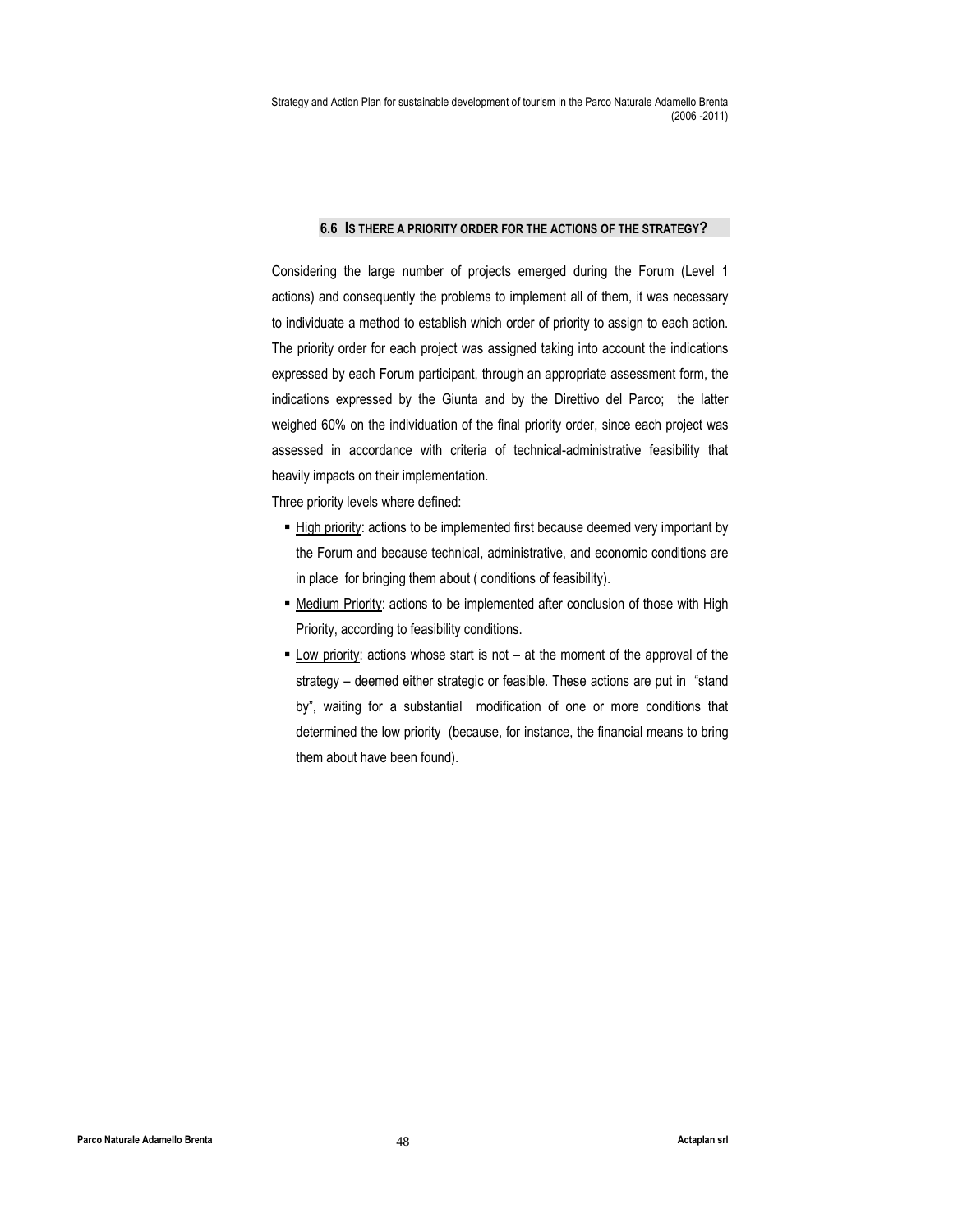### 6.6 IS THERE A PRIORITY ORDER FOR THE ACTIONS OF THE STRATEGY?

Considering the large number of projects emerged during the Forum (Level 1 actions) and consequently the problems to implement all of them, it was necessary to individuate a method to establish which order of priority to assign to each action. The priority order for each project was assigned taking into account the indications expressed by each Forum participant, through an appropriate assessment form, the indications expressed by the Giunta and by the Direttivo del Parco; the latter weighed 60% on the individuation of the final priority order, since each project was assessed in accordance with criteria of technical-administrative feasibility that heavily impacts on their implementation.

Three priority levels where defined:

- High priority: actions to be implemented first because deemed very important by the Forum and because technical, administrative, and economic conditions are in place for bringing them about ( conditions of feasibility).
- Medium Priority: actions to be implemented after conclusion of those with High Priority, according to feasibility conditions.
- Low priority: actions whose start is not – at the moment of the approval of the strategy – deemed either strategic or feasible. These actions are put in "stand by", waiting for a substantial modification of one or more conditions that determined the low priority (because, for instance, the financial means to bring them about have been found).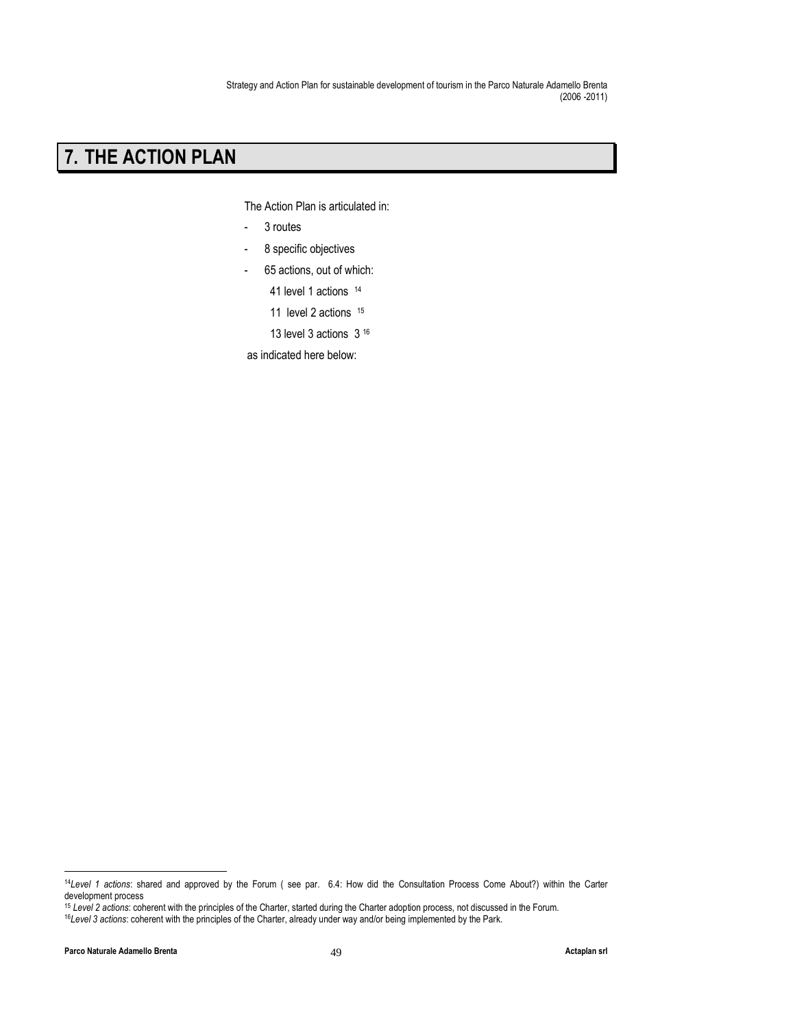# 7. THE ACTION PLAN

The Action Plan is articulated in:

- 3 routes
- 8 specific objectives
- 65 actions, out of which:

  41 level 1 actions [14]

  11 level 2 actions [15]

  13 level 3 actions 3 [16]

as indicated here below:

---

[14] *Level 1 actions*: shared and approved by the Forum ( see par. 6.4: How did the Consultation Process Come About?) within the Carter development process

[15] *Level 2 actions*: coherent with the principles of the Charter, started during the Charter adoption process, not discussed in the Forum.

[16] *Level 3 actions*: coherent with the principles of the Charter, already under way and/or being implemented by the Park.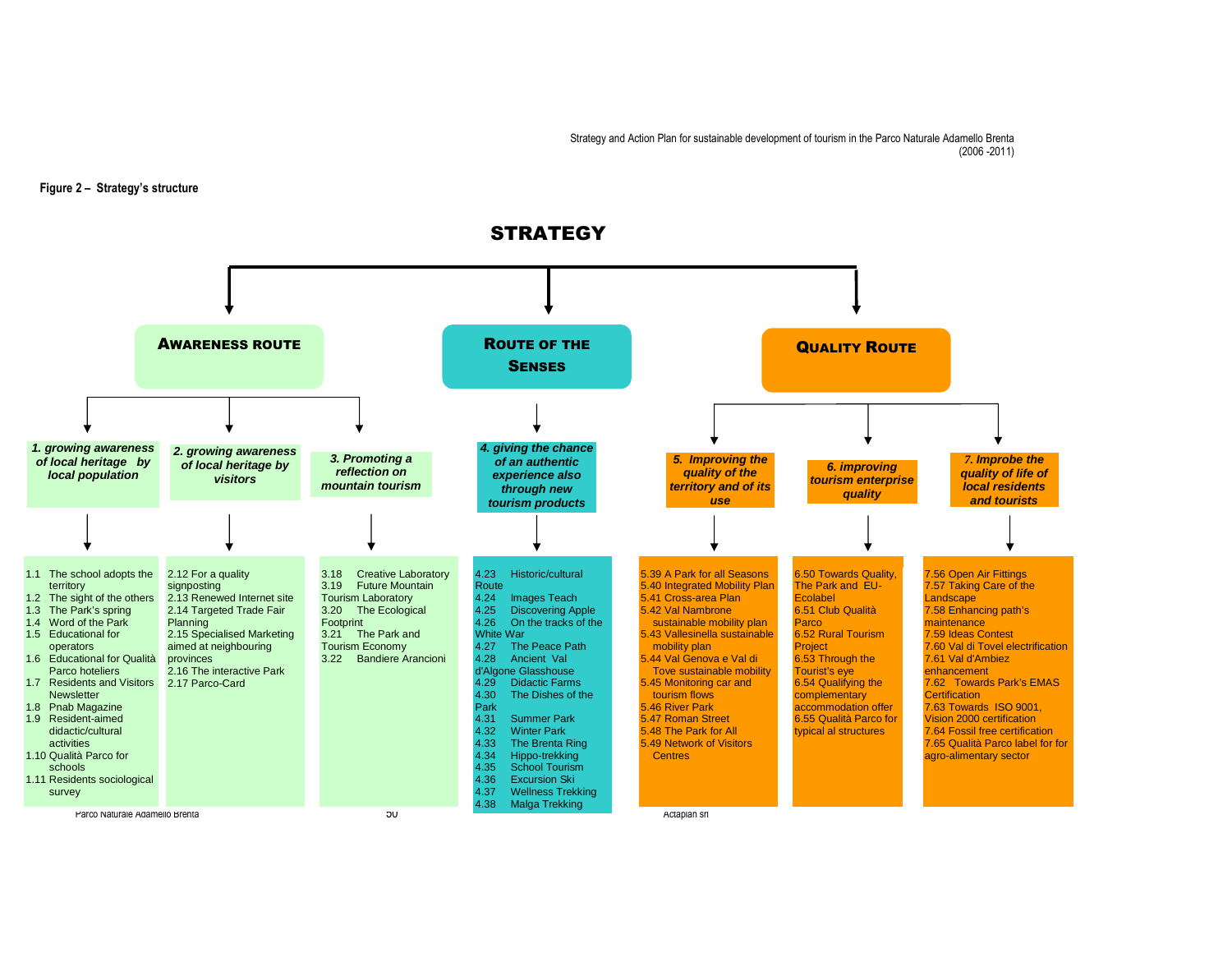**Figure 2 – Strategy's structure**

# STRATEGY

## AWARENESS ROUTE

### 1. growing awareness of local heritage by local population

- 1.1 The school adopts the territory
- 1.2 The sight of the others
- 1.3 The Park's spring
- 1.4 Word of the Park
- 1.5 Educational for operators
- 1.6 Educational for Qualità Parco hoteliers
- 1.7 Residents and Visitors Newsletter
- 1.8 Pnab Magazine
- 1.9 Resident-aimed didactic/cultural activities
- 1.10 Qualità Parco for schools
- 1.11 Residents sociological survey

### 2. growing awareness of local heritage by visitors

- 2.12 For a quality signposting
- 2.13 Renewed Internet site
- 2.14 Targeted Trade Fair Planning
- 2.15 Specialised Marketing aimed at neighbouring provinces
- 2.16 The interactive Park
- 2.17 Parco-Card

### 3. Promoting a reflection on mountain tourism

- 3.18 Creative Laboratory
- 3.19 Future Mountain Tourism Laboratory
- 3.20 The Ecological Footprint
- 3.21 The Park and Tourism Economy
- 3.22 Bandiere Arancioni

## ROUTE OF THE SENSES

### 4. giving the chance of an authentic experience also through new tourism products

- 4.23 Historic/cultural Route
- 4.24 Images Teach
- 4.25 Discovering Apple
- 4.26 On the tracks of the White War
- 4.27 The Peace Path
- 4.28 Ancient Val d'Algone Glasshouse
- 4.29 Didactic Farms
- 4.30 The Dishes of the Park
- 4.31 Summer Park
- 4.32 Winter Park
- 4.33 The Brenta Ring
- 4.34 Hippo-trekking
- 4.35 School Tourism
- 4.36 Excursion Ski
- 4.37 Wellness Trekking
- 4.38 Malga Trekking

## QUALITY ROUTE

### 5. Improving the quality of the territory and of its use

- 5.39 A Park for all Seasons
- 5.40 Integrated Mobility Plan
- 5.41 Cross-area Plan
- 5.42 Val Nambrone sustainable mobility plan
- 5.43 Vallesinella sustainable mobility plan
- 5.44 Val Genova e Val di Tove sustainable mobility
- 5.45 Monitoring car and tourism flows
- 5.46 River Park
- 5.47 Roman Street
- 5.48 The Park for All
- 5.49 Network of Visitors Centres

### 6. improving tourism enterprise quality

- 6.50 Towards Quality, The Park and EU-Ecolabel
- 6.51 Club Qualità Parco
- 6.52 Rural Tourism Project
- 6.53 Through the Tourist's eye
- 6.54 Qualifying the complementary accommodation offer
- 6.55 Qualità Parco for typical al structures

### 7. Imprоблbe the quality of life of local residents and tourists

- 7.56 Open Air Fittings
- 7.57 Taking Care of the Landscape
- 7.58 Enhancing path's maintenance
- 7.59 Ideas Contest
- 7.60 Val di Tovel electrification
- 7.61 Val d'Ambiez enhancement
- 7.62 Towards Park's EMAS Certification
- 7.63 Towards ISO 9001, Vision 2000 certification
- 7.64 Fossil free certification
- 7.65 Qualità Parco label for for agro-alimentary sector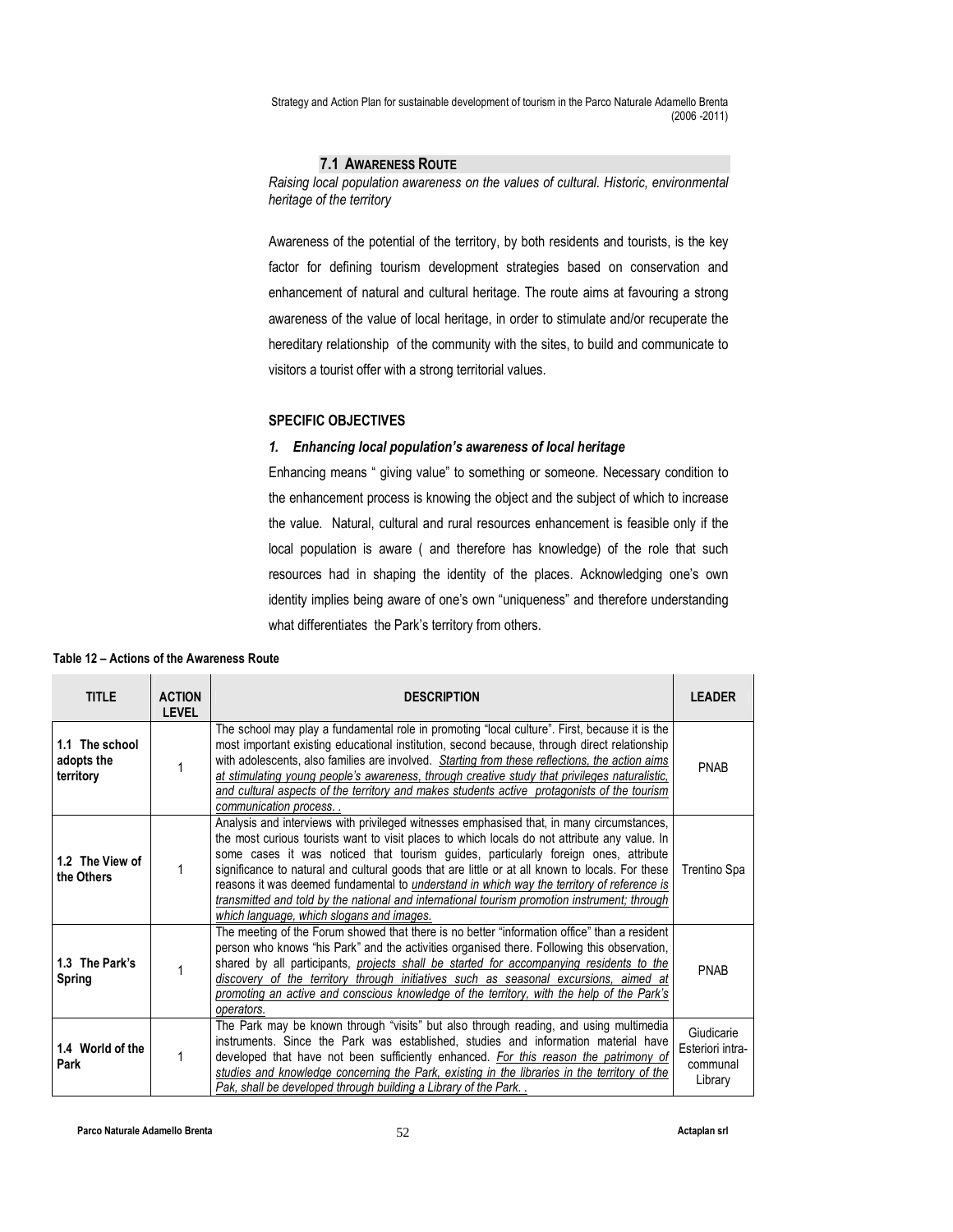## 7.1 AWARENESS ROUTE

*Raising local population awareness on the values of cultural. Historic, environmental heritage of the territory*

Awareness of the potential of the territory, by both residents and tourists, is the key factor for defining tourism development strategies based on conservation and enhancement of natural and cultural heritage. The route aims at favouring a strong awareness of the value of local heritage, in order to stimulate and/or recuperate the hereditary relationship of the community with the sites, to build and communicate to visitors a tourist offer with a strong territorial values.

**SPECIFIC OBJECTIVES**

***1. Enhancing local population's awareness of local heritage***

Enhancing means " giving value" to something or someone. Necessary condition to the enhancement process is knowing the object and the subject of which to increase the value. Natural, cultural and rural resources enhancement is feasible only if the local population is aware ( and therefore has knowledge) of the role that such resources had in shaping the identity of the places. Acknowledging one's own identity implies being aware of one's own "uniqueness" and therefore understanding what differentiates the Park's territory from others.

**Table 12 – Actions of the Awareness Route**

| TITLE | ACTION LEVEL | DESCRIPTION | LEADER |
|---|---|---|---|
| **1.1 The school adopts the territory** | 1 | The school may play a fundamental role in promoting "local culture". First, because it is the most important existing educational institution, second because, through direct relationship with adolescents, also families are involved. *Starting from these reflections, the action aims at stimulating young people's awareness, through creative study that privileges naturalistic, and cultural aspects of the territory and makes students active protagonists of the tourism communication process.* . | PNAB |
| **1.2 The View of the Others** | 1 | Analysis and interviews with privileged witnesses emphasised that, in many circumstances, the most curious tourists want to visit places to which locals do not attribute any value. In some cases it was noticed that tourism guides, particularly foreign ones, attribute significance to natural and cultural goods that are little or at all known to locals. For these reasons it was deemed fundamental to *understand in which way the territory of reference is transmitted and told by the national and international tourism promotion instrument; through which language, which slogans and images.* | Trentino Spa |
| **1.3 The Park's Spring** | 1 | The meeting of the Forum showed that there is no better "information office" than a resident person who knows "his Park" and the activities organised there. Following this observation, shared by all participants, *projects shall be started for accompanying residents to the discovery of the territory through initiatives such as seasonal excursions, aimed at promoting an active and conscious knowledge of the territory, with the help of the Park's operators.* | PNAB |
| **1.4 World of the Park** | 1 | The Park may be known through "visits" but also through reading, and using multimedia instruments. Since the Park was established, studies and information material have developed that have not been sufficiently enhanced. *For this reason the patrimony of studies and knowledge concerning the Park, existing in the libraries in the territory of the Pak, shall be developed through building a Library of the Park.* . | Giudicarie Esteriori intra-communal Library |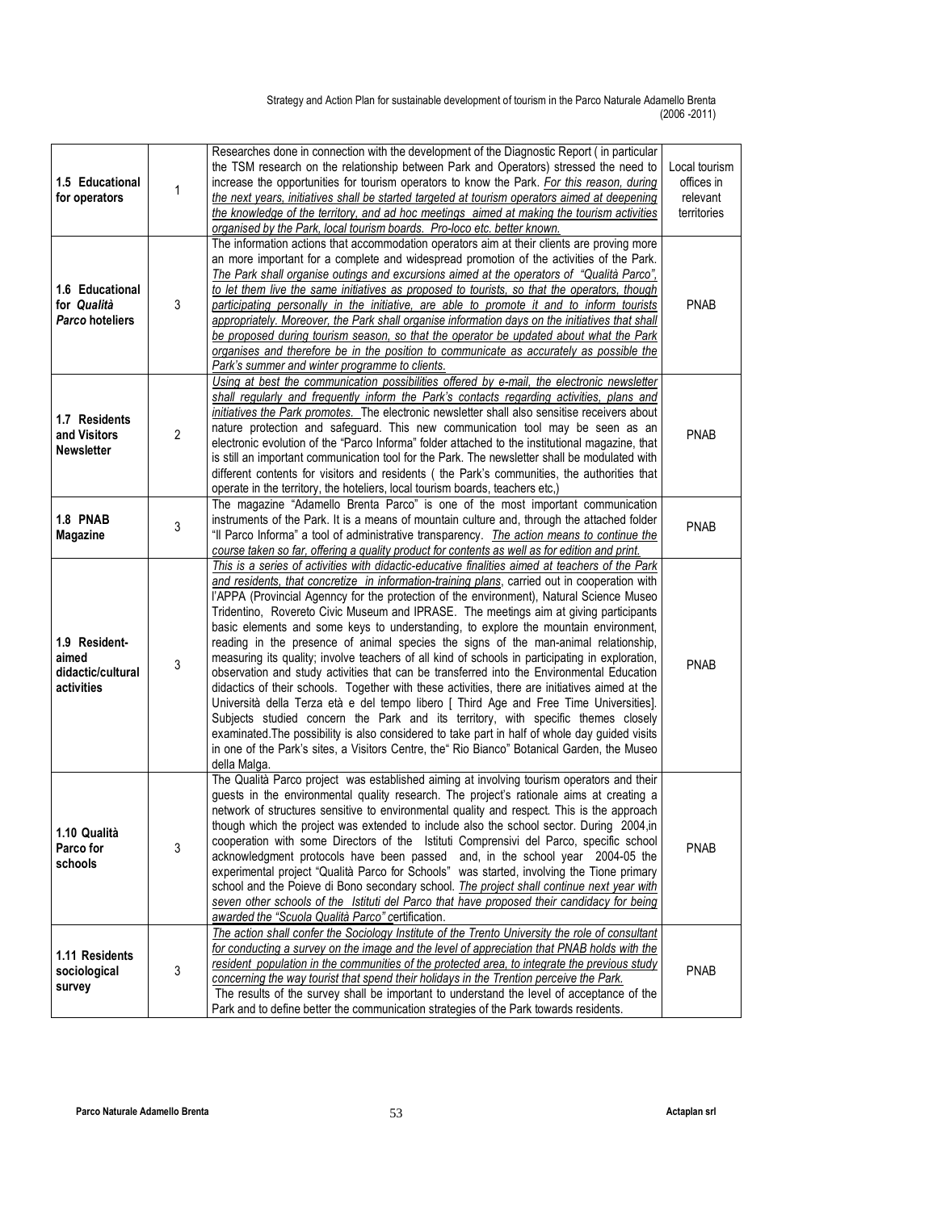| 1.5 Educational for operators | 1 | Researches done in connection with the development of the Diagnostic Report ( in particular the TSM research on the relationship between Park and Operators) stressed the need to increase the opportunities for tourism operators to know the Park. *For this reason, during the next years, initiatives shall be started targeted at tourism operators aimed at deepening the knowledge of the territory, and ad hoc meetings aimed at making the tourism activities organised by the Park, local tourism boards. Pro-loco etc. better known.* | Local tourism offices in relevant territories |
|---|---|---|---|
| 1.6 Educational for *Qualità Parco* hoteliers | 3 | The information actions that accommodation operators aim at their clients are proving more an more important for a complete and widespread promotion of the activities of the Park. *The Park shall organise outings and excursions aimed at the operators of "Qualità Parco", to let them live the same initiatives as proposed to tourists, so that the operators, though participating personally in the initiative, are able to promote it and to inform tourists appropriately. Moreover, the Park shall organise information days on the initiatives that shall be proposed during tourism season, so that the operator be updated about what the Park organises and therefore be in the position to communicate as accurately as possible the Park's summer and winter programme to clients.* | PNAB |
| 1.7 Residents and Visitors Newsletter | 2 | *Using at best the communication possibilities offered by e-mail, the electronic newsletter shall regularly and frequently inform the Park's contacts regarding activities, plans and initiatives the Park promotes.* The electronic newsletter shall also sensitise receivers about nature protection and safeguard. This new communication tool may be seen as an electronic evolution of the "Parco Informa" folder attached to the institutional magazine, that is still an important communication tool for the Park. The newsletter shall be modulated with different contents for visitors and residents ( the Park's communities, the authorities that operate in the territory, the hoteliers, local tourism boards, teachers etc,) | PNAB |
| 1.8 PNAB Magazine | 3 | The magazine "Adamello Brenta Parco" is one of the most important communication instruments of the Park. It is a means of mountain culture and, through the attached folder "Il Parco Informa" a tool of administrative transparency. *The action means to continue the course taken so far, offering a quality product for contents as well as for edition and print.* | PNAB |
| 1.9 Resident-aimed didactic/cultural activities | 3 | *This is a series of activities with didactic-educative finalities aimed at teachers of the Park and residents, that concretize in information-training plans*, carried out in cooperation with l'APPA (Provincial Agenncy for the protection of the environment), Natural Science Museo Tridentino, Rovereto Civic Museum and IPRASE. The meetings aim at giving participants basic elements and some keys to understanding, to explore the mountain environment, reading in the presence of animal species the signs of the man-animal relationship, measuring its quality; involve teachers of all kind of schools in participating in exploration, observation and study activities that can be transferred into the Environmental Education didactics of their schools. Together with these activities, there are initiatives aimed at the Università della Terza età e del tempo libero [ Third Age and Free Time Universities]. Subjects studied concern the Park and its territory, with specific themes closely examinated.The possibility is also considered to take part in half of whole day guided visits in one of the Park's sites, a Visitors Centre, the" Rio Bianco" Botanical Garden, the Museo della Malga. | PNAB |
| 1.10 Qualità Parco for schools | 3 | The Qualità Parco project was established aiming at involving tourism operators and their guests in the environmental quality research. The project's rationale aims at creating a network of structures sensitive to environmental quality and respect. This is the approach though which the project was extended to include also the school sector. During 2004,in cooperation with some Directors of the Istituti Comprensivi del Parco, specific school acknowledgment protocols have been passed and, in the school year 2004-05 the experimental project "Qualità Parco for Schools" was started, involving the Tione primary school and the Poieve di Bono secondary school. *The project shall continue next year with seven other schools of the Istituti del Parco that have proposed their candidacy for being awarded the "Scuola Qualità Parco" certification.* | PNAB |
| 1.11 Residents sociological survey | 3 | *The action shall confer the Sociology Institute of the Trento University the role of consultant for conducting a survey on the image and the level of appreciation that PNAB holds with the resident population in the communities of the protected area, to integrate the previous study concerning the way tourist that spend their holidays in the Trention perceive the Park.* The results of the survey shall be important to understand the level of acceptance of the Park and to define better the communication strategies of the Park towards residents. | PNAB |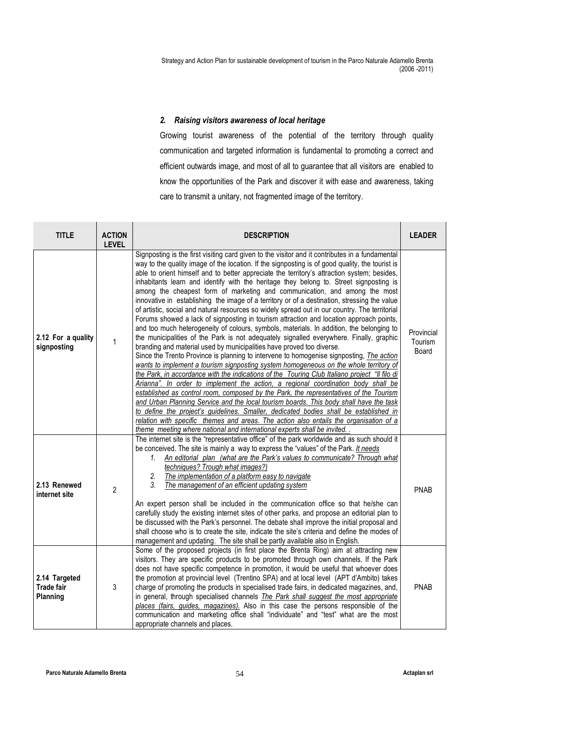### *2. Raising visitors awareness of local heritage*

Growing tourist awareness of the potential of the territory through quality communication and targeted information is fundamental to promoting a correct and efficient outwards image, and most of all to guarantee that all visitors are enabled to know the opportunities of the Park and discover it with ease and awareness, taking care to transmit a unitary, not fragmented image of the territory.

| TITLE | ACTION LEVEL | DESCRIPTION | LEADER |
|---|---|---|---|
| **2.12 For a quality signposting** | 1 | Signposting is the first visiting card given to the visitor and it contributes in a fundamental way to the quality image of the location. If the signposting is of good quality, the tourist is able to orient himself and to better appreciate the territory's attraction system; besides, inhabitants learn and identify with the heritage they belong to. Street signposting is among the cheapest form of marketing and communication, and among the most innovative in establishing the image of a territory or of a destination, stressing the value of artistic, social and natural resources so widely spread out in our country. The territorial Forums showed a lack of signposting in tourism attraction and location approach points, and too much heterogeneity of colours, symbols, materials. In addition, the belonging to the municipalities of the Park is not adequately signalled everywhere. Finally, graphic branding and material used by municipalities have proved too diverse.<br>Since the Trento Province is planning to intervene to homogenise signposting, *<u>The action wants to implement a tourism signposting system homogeneous on the whole territory of the Park, in accordance with the indications of the Touring Club Italiano project "Il filo di Arianna". In order to implement the action, a regional coordination body shall be established as control room, composed by the Park, the representatives of the Tourism and Urban Planning Service and the local tourism boards. This body shall have the task to define the project's guidelines. Smaller, dedicated bodies shall be established in relation with specific themes and areas. The action also entails the organisation of a theme meeting where national and international experts shall be invited. .</u>* | Provincial Tourism Board |
| **2.13 Renewed internet site** | 2 | The internet site is the "representative office" of the park worldwide and as such should it be conceived. The site is mainly a way to express the "values" of the Park. *<u>It needs</u>*<br>1. *<u>An editorial plan (what are the Park's values to communicate? Through what techniques? Trough what images?)</u>*<br>2. *<u>The implementation of a platform easy to navigate</u>*<br>3. *<u>The management of an efficient updating system</u>*<br><br>An expert person shall be included in the communication office so that he/she can carefully study the existing internet sites of other parks, and propose an editorial plan to be discussed with the Park's personnel. The debate shall improve the initial proposal and shall choose who is to create the site, indicate the site's criteria and define the modes of management and updating. The site shall be partly available also in English. | PNAB |
| **2.14 Targeted Trade fair Planning** | 3 | Some of the proposed projects (in first place the Brenta Ring) aim at attracting new visitors. They are specific products to be promoted through own channels. If the Park does not have specific competence in promotion, it would be useful that whoever does the promotion at provincial level (Trentino SPA) and at local level (APT d'Ambito) takes charge of promoting the products in specialised trade fairs, in dedicated magazines, and, in general, through specialised channels *<u>The Park shall suggest the most appropriate places (fairs, guides, magazines).</u>* Also in this case the persons responsible of the communication and marketing office shall "individuate" and "test" what are the most appropriate channels and places. | PNAB |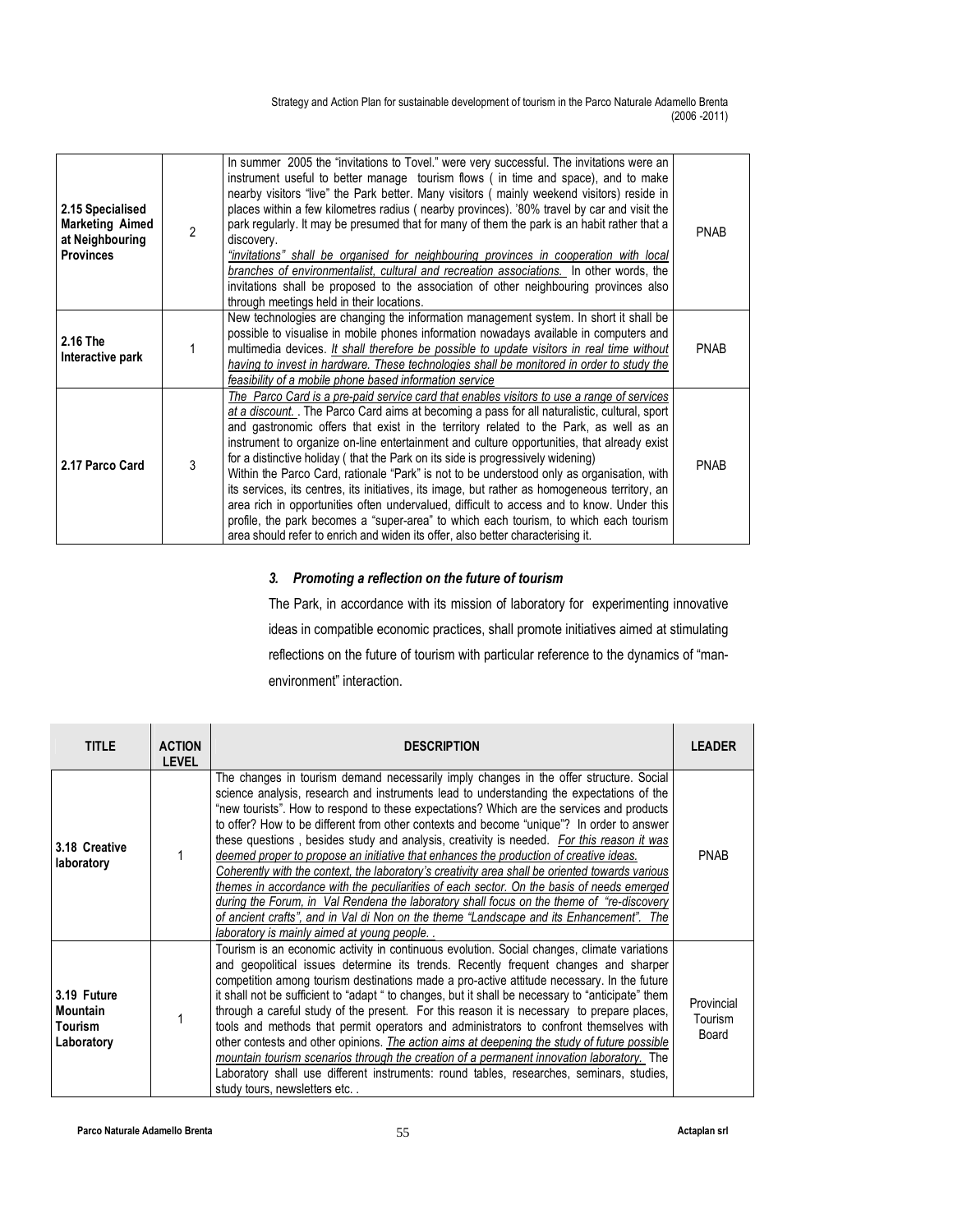| 2.15 Specialised Marketing Aimed at Neighbouring Provinces | 2 | In summer 2005 the "invitations to Tovel." were very successful. The invitations were an instrument useful to better manage tourism flows ( in time and space), and to make nearby visitors "live" the Park better. Many visitors ( mainly weekend visitors) reside in places within a few kilometres radius ( nearby provinces). '80% travel by car and visit the park regularly. It may be presumed that for many of them the park is an habit rather that a discovery. _"invitations" shall be organised for neighbouring provinces in cooperation with local branches of environmentalist, cultural and recreation associations._ In other words, the invitations shall be proposed to the association of other neighbouring provinces also through meetings held in their locations. | PNAB |
|---|---|---|---|
| 2.16 The Interactive park | 1 | New technologies are changing the information management system. In short it shall be possible to visualise in mobile phones information nowadays available in computers and multimedia devices. _It shall therefore be possible to update visitors in real time without having to invest in hardware. These technologies shall be monitored in order to study the feasibility of a mobile phone based information service_ | PNAB |
| 2.17 Parco Card | 3 | _The Parco Card is a pre-paid service card that enables visitors to use a range of services at a discount._ . The Parco Card aims at becoming a pass for all naturalistic, cultural, sport and gastronomic offers that exist in the territory related to the Park, as well as an instrument to organize on-line entertainment and culture opportunities, that already exist for a distinctive holiday ( that the Park on its side is progressively widening) Within the Parco Card, rationale "Park" is not to be understood only as organisation, with its services, its centres, its initiatives, its image, but rather as homogeneous territory, an area rich in opportunities often undervalued, difficult to access and to know. Under this profile, the park becomes a "super-area" to which each tourism, to which each tourism area should refer to enrich and widen its offer, also better characterising it. | PNAB |

### *3. Promoting a reflection on the future of tourism*

The Park, in accordance with its mission of laboratory for experimenting innovative ideas in compatible economic practices, shall promote initiatives aimed at stimulating reflections on the future of tourism with particular reference to the dynamics of "man-environment" interaction.

| TITLE | ACTION LEVEL | DESCRIPTION | LEADER |
|---|---|---|---|
| 3.18 Creative laboratory | 1 | The changes in tourism demand necessarily imply changes in the offer structure. Social science analysis, research and instruments lead to understanding the expectations of the "new tourists". How to respond to these expectations? Which are the services and products to offer? How to be different from other contexts and become "unique"? In order to answer these questions , besides study and analysis, creativity is needed. _For this reason it was deemed proper to propose an initiative that enhances the production of creative ideas. Coherently with the context, the laboratory's creativity area shall be oriented towards various themes in accordance with the peculiarities of each sector. On the basis of needs emerged during the Forum, in Val Rendena the laboratory shall focus on the theme of "re-discovery of ancient crafts", and in Val di Non on the theme "Landscape and its Enhancement". The laboratory is mainly aimed at young people._ . | PNAB |
| 3.19 Future Mountain Tourism Laboratory | 1 | Tourism is an economic activity in continuous evolution. Social changes, climate variations and geopolitical issues determine its trends. Recently frequent changes and sharper competition among tourism destinations made a pro-active attitude necessary. In the future it shall not be sufficient to "adapt " to changes, but it shall be necessary to "anticipate" them through a careful study of the present. For this reason it is necessary to prepare places, tools and methods that permit operators and administrators to confront themselves with other contests and other opinions. _The action aims at deepening the study of future possible mountain tourism scenarios through the creation of a permanent innovation laboratory._ The Laboratory shall use different instruments: round tables, researches, seminars, studies, study tours, newsletters etc. . | Provincial Tourism Board |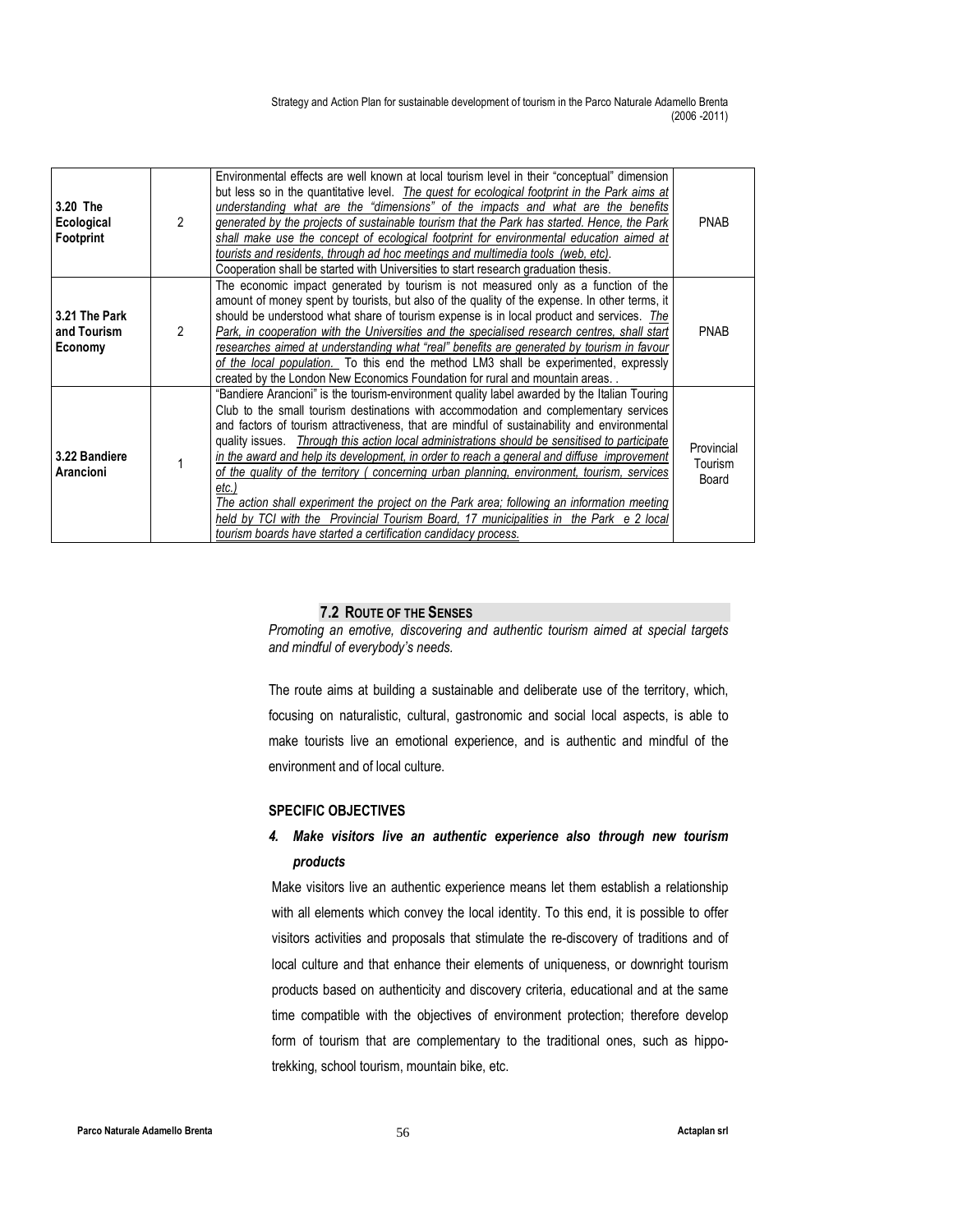| 3.20 The Ecological Footprint | 2 | Environmental effects are well known at local tourism level in their "conceptual" dimension but less so in the quantitative level. *The quest for ecological footprint in the Park aims at understanding what are the "dimensions" of the impacts and what are the benefits generated by the projects of sustainable tourism that the Park has started. Hence, the Park shall make use the concept of ecological footprint for environmental education aimed at tourists and residents, through ad hoc meetings and multimedia tools (web, etc).* Cooperation shall be started with Universities to start research graduation thesis. | PNAB |
|---|---|---|---|
| 3.21 The Park and Tourism Economy | 2 | The economic impact generated by tourism is not measured only as a function of the amount of money spent by tourists, but also of the quality of the expense. In other terms, it should be understood what share of tourism expense is in local product and services. *The Park, in cooperation with the Universities and the specialised research centres, shall start researches aimed at understanding what "real" benefits are generated by tourism in favour of the local population.* To this end the method LM3 shall be experimented, expressly created by the London New Economics Foundation for rural and mountain areas. . | PNAB |
| 3.22 Bandiere Arancioni | 1 | "Bandiere Arancioni" is the tourism-environment quality label awarded by the Italian Touring Club to the small tourism destinations with accommodation and complementary services and factors of tourism attractiveness, that are mindful of sustainability and environmental quality issues. *Through this action local administrations should be sensitised to participate in the award and help its development, in order to reach a general and diffuse improvement of the quality of the territory ( concerning urban planning, environment, tourism, services etc.)* *The action shall experiment the project on the Park area; following an information meeting held by TCI with the Provincial Tourism Board, 17 municipalities in the Park e 2 local tourism boards have started a certification candidacy process.* | Provincial Tourism Board |

## 7.2 ROUTE OF THE SENSES

*Promoting an emotive, discovering and authentic tourism aimed at special targets and mindful of everybody's needs.*

The route aims at building a sustainable and deliberate use of the territory, which, focusing on naturalistic, cultural, gastronomic and social local aspects, is able to make tourists live an emotional experience, and is authentic and mindful of the environment and of local culture.

### SPECIFIC OBJECTIVES

4. ***Make visitors live an authentic experience also through new tourism products***

Make visitors live an authentic experience means let them establish a relationship with all elements which convey the local identity. To this end, it is possible to offer visitors activities and proposals that stimulate the re-discovery of traditions and of local culture and that enhance their elements of uniqueness, or downright tourism products based on authenticity and discovery criteria, educational and at the same time compatible with the objectives of environment protection; therefore develop form of tourism that are complementary to the traditional ones, such as hippo-trekking, school tourism, mountain bike, etc.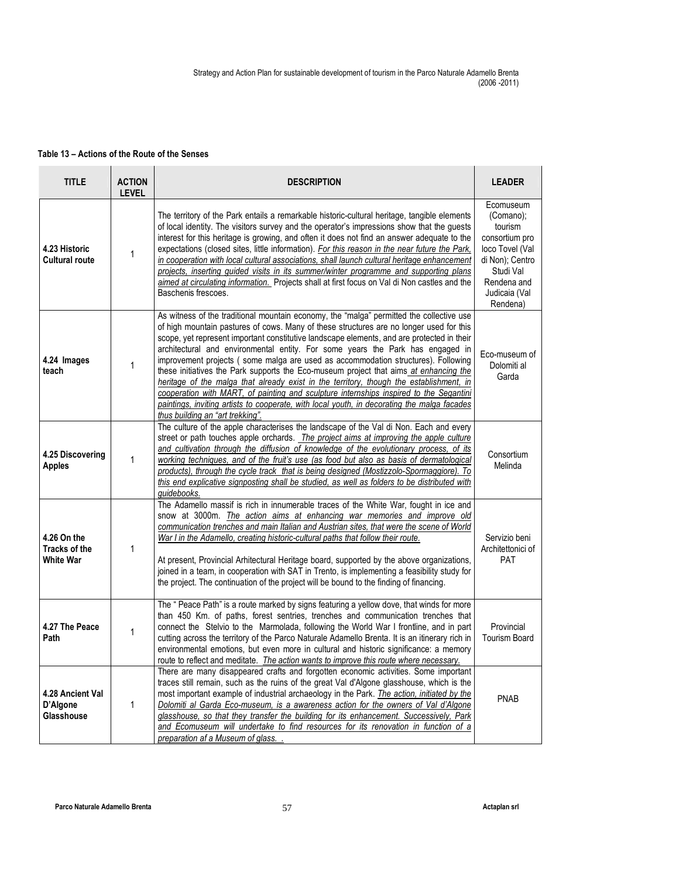**Table 13 – Actions of the Route of the Senses**

| TITLE | ACTION LEVEL | DESCRIPTION | LEADER |
|---|---|---|---|
| **4.23 Historic Cultural route** | 1 | The territory of the Park entails a remarkable historic-cultural heritage, tangible elements of local identity. The visitors survey and the operator's impressions show that the guests interest for this heritage is growing, and often it does not find an answer adequate to the expectations (closed sites, little information). *For this reason in the near future the Park, in cooperation with local cultural associations, shall launch cultural heritage enhancement projects, inserting guided visits in its summer/winter programme and supporting plans aimed at circulating information.* Projects shall at first focus on Val di Non castles and the Baschenis frescoes. | Ecomuseum (Comano); tourism consortium pro loco Tovel (Val di Non); Centro Studi Val Rendena and Judicaia (Val Rendena) |
| **4.24 Images teach** | 1 | As witness of the traditional mountain economy, the "malga" permitted the collective use of high mountain pastures of cows. Many of these structures are no longer used for this scope, yet represent important constitutive landscape elements, and are protected in their architectural and environmental entity. For some years the Park has engaged in improvement projects ( some malga are used as accommodation structures). Following these initiatives the Park supports the Eco-museum project that aims *at enhancing the heritage of the malga that already exist in the territory, though the establishment, in cooperation with MART, of painting and sculpture internships inspired to the Segantini paintings, inviting artists to cooperate, with local youth, in decorating the malga facades thus building an "art trekking".* | Eco-museum of Dolomiti al Garda |
| **4.25 Discovering Apples** | 1 | The culture of the apple characterises the landscape of the Val di Non. Each and every street or path touches apple orchards. *The project aims at improving the apple culture and cultivation through the diffusion of knowledge of the evolutionary process, of its working techniques, and of the fruit's use (as food but also as basis of dermatological products), through the cycle track that is being designed (Mostizzolo-Spormaggiore). To this end explicative signposting shall be studied, as well as folders to be distributed with guidebooks.* | Consortium Melinda |
| **4.26 On the Tracks of the White War** | 1 | The Adamello massif is rich in innumerable traces of the White War, fought in ice and snow at 3000m. *The action aims at enhancing war memories and improve old communication trenches and main Italian and Austrian sites, that were the scene of World War I in the Adamello, creating historic-cultural paths that follow their route.*<br><br>At present, Provincial Arhitectural Heritage board, supported by the above organizations, joined in a team, in cooperation with SAT in Trento, is implementing a feasibility study for the project. The continuation of the project will be bound to the finding of financing. | Servizio beni Architettonici of PAT |
| **4.27 The Peace Path** | 1 | The " Peace Path" is a route marked by signs featuring a yellow dove, that winds for more than 450 Km. of paths, forest sentries, trenches and communication trenches that connect the Stelvio to the Marmolada, following the World War I frontline, and in part cutting across the territory of the Parco Naturale Adamello Brenta. It is an itinerary rich in environmental emotions, but even more in cultural and historic significance: a memory route to reflect and meditate. *The action wants to improve this route where necessary.* | Provincial Tourism Board |
| **4.28 Ancient Val D'Algone Glasshouse** | 1 | There are many disappeared crafts and forgotten economic activities. Some important traces still remain, such as the ruins of the great Val d'Algone glasshouse, which is the most important example of industrial archaeology in the Park. *The action, initiated by the Dolomiti al Garda Eco-museum, is a awareness action for the owners of Val d'Algone glasshouse, so that they transfer the building for its enhancement. Successively, Park and Ecomuseum will undertake to find resources for its renovation in function of a preparation af a Museum of glass. .* | PNAB |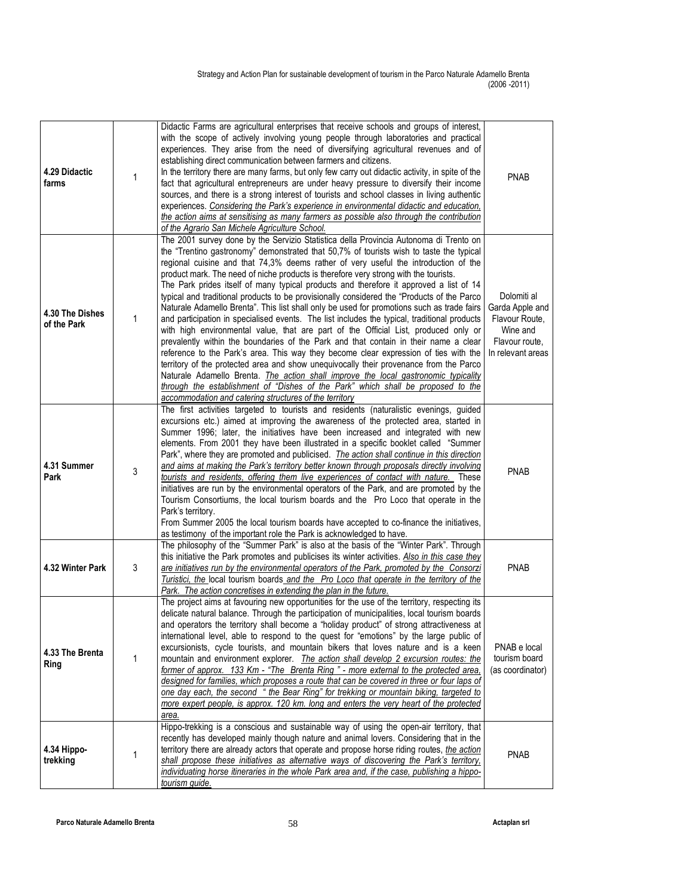| | | | |
|---|---|---|---|
| **4.29 Didactic farms** | 1 | Didactic Farms are agricultural enterprises that receive schools and groups of interest, with the scope of actively involving young people through laboratories and practical experiences. They arise from the need of diversifying agricultural revenues and of establishing direct communication between farmers and citizens.<br>In the territory there are many farms, but only few carry out didactic activity, in spite of the fact that agricultural entrepreneurs are under heavy pressure to diversify their income sources, and there is a strong interest of tourists and school classes in living authentic experiences. *Considering the Park's experience in environmental didactic and education, the action aims at sensitising as many farmers as possible also through the contribution of the Agrario San Michele Agriculture School.* | PNAB |
| **4.30 The Dishes of the Park** | 1 | The 2001 survey done by the Servizio Statistica della Provincia Autonoma di Trento on the "Trentino gastronomy" demonstrated that 50,7% of tourists wish to taste the typical regional cuisine and that 74,3% deems rather of very useful the introduction of the product mark. The need of niche products is therefore very strong with the tourists.<br>The Park prides itself of many typical products and therefore it approved a list of 14 typical and traditional products to be provisionally considered the "Products of the Parco Naturale Adamello Brenta". This list shall only be used for promotions such as trade fairs and participation in specialised events. The list includes the typical, traditional products with high environmental value, that are part of the Official List, produced only or prevalently within the boundaries of the Park and that contain in their name a clear reference to the Park's area. This way they become clear expression of ties with the territory of the protected area and show unequivocally their provenance from the Parco Naturale Adamello Brenta. *The action shall improve the local gastronomic typicality through the establishment of "Dishes of the Park" which shall be proposed to the accommodation and catering structures of the territory* | Dolomiti al Garda Apple and Flavour Route, Wine and Flavour route, In relevant areas |
| **4.31 Summer Park** | 3 | The first activities targeted to tourists and residents (naturalistic evenings, guided excursions etc.) aimed at improving the awareness of the protected area, started in Summer 1996; later, the initiatives have been increased and integrated with new elements. From 2001 they have been illustrated in a specific booklet called "Summer Park", where they are promoted and publicised. *The action shall continue in this direction and aims at making the Park's territory better known through proposals directly involving tourists and residents, offering them live experiences of contact with nature.* These initiatives are run by the environmental operators of the Park, and are promoted by the Tourism Consortiums, the local tourism boards and the Pro Loco that operate in the Park's territory.<br>From Summer 2005 the local tourism boards have accepted to co-finance the initiatives, as testimony of the important role the Park is acknowledged to have. | PNAB |
| **4.32 Winter Park** | 3 | The philosophy of the "Summer Park" is also at the basis of the "Winter Park". Through this initiative the Park promotes and publicises its winter activities. *Also in this case they are initiatives run by the environmental operators of the Park, promoted by the Consorzi Turistici, the* local tourism boards *and the Pro Loco that operate in the territory of the Park. The action concretises in extending the plan in the future.* | PNAB |
| **4.33 The Brenta Ring** | 1 | The project aims at favouring new opportunities for the use of the territory, respecting its delicate natural balance. Through the participation of municipalities, local tourism boards and operators the territory shall become a "holiday product" of strong attractiveness at international level, able to respond to the quest for "emotions" by the large public of excursionists, cycle tourists, and mountain bikers that loves nature and is a keen mountain and environment explorer. *The action shall develop 2 excursion routes: the former of approx. 133 Km - "The Brenta Ring " - more external to the protected area, designed for families, which proposes a route that can be covered in three or four laps of one day each, the second " the Bear Ring" for trekking or mountain biking, targeted to more expert people, is approx. 120 km. long and enters the very heart of the protected area.* | PNAB e local tourism board (as coordinator) |
| **4.34 Hippo-trekking** | 1 | Hippo-trekking is a conscious and sustainable way of using the open-air territory, that recently has developed mainly though nature and animal lovers. Considering that in the territory there are already actors that operate and propose horse riding routes, *the action shall propose these initiatives as alternative ways of discovering the Park's territory, individuating horse itineraries in the whole Park area and, if the case, publishing a hippo-tourism guide.* | PNAB |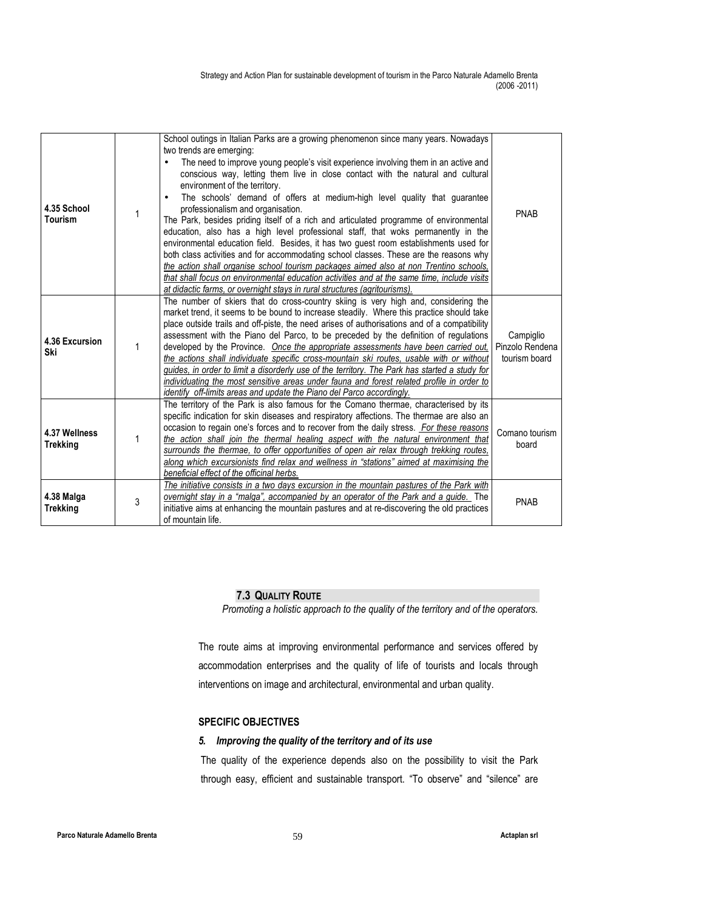| 4.35 School Tourism | 1 | School outings in Italian Parks are a growing phenomenon since many years. Nowadays two trends are emerging:<br>• The need to improve young people's visit experience involving them in an active and conscious way, letting them live in close contact with the natural and cultural environment of the territory.<br>• The schools' demand of offers at medium-high level quality that guarantee professionalism and organisation.<br>The Park, besides priding itself of a rich and articulated programme of environmental education, also has a high level professional staff, that woks permanently in the environmental education field. Besides, it has two guest room establishments used for both class activities and for accommodating school classes. These are the reasons why _the action shall organise school tourism packages aimed also at non Trentino schools, that shall focus on environmental education activities and at the same time, include visits at didactic farms, or overnight stays in rural structures (agritourisms)._ | PNAB |
|---|---|---|---|
| 4.36 Excursion Ski | 1 | The number of skiers that do cross-country skiing is very high and, considering the market trend, it seems to be bound to increase steadily. Where this practice should take place outside trails and off-piste, the need arises of authorisations and of a compatibility assessment with the Piano del Parco, to be preceded by the definition of regulations developed by the Province. _Once the appropriate assessments have been carried out, the actions shall individuate specific cross-mountain ski routes, usable with or without guides, in order to limit a disorderly use of the territory. The Park has started a study for individuating the most sensitive areas under fauna and forest related profile in order to identify off-limits areas and update the Piano del Parco accordingly._ | Campiglio Pinzolo Rendena tourism board |
| 4.37 Wellness Trekking | 1 | The territory of the Park is also famous for the Comano thermae, characterised by its specific indication for skin diseases and respiratory affections. The thermae are also an occasion to regain one's forces and to recover from the daily stress. _For these reasons the action shall join the thermal healing aspect with the natural environment that surrounds the thermae, to offer opportunities of open air relax through trekking routes, along which excursionists find relax and wellness in "stations" aimed at maximising the beneficial effect of the officinal herbs._ | Comano tourism board |
| 4.38 Malga Trekking | 3 | _The initiative consists in a two days excursion in the mountain pastures of the Park with overnight stay in a "malga", accompanied by an operator of the Park and a guide._ The initiative aims at enhancing the mountain pastures and at re-discovering the old practices of mountain life. | PNAB |

### 7.3 QUALITY ROUTE

*Promoting a holistic approach to the quality of the territory and of the operators.*

The route aims at improving environmental performance and services offered by accommodation enterprises and the quality of life of tourists and locals through interventions on image and architectural, environmental and urban quality.

**SPECIFIC OBJECTIVES**

***5. Improving the quality of the territory and of its use***

The quality of the experience depends also on the possibility to visit the Park through easy, efficient and sustainable transport. "To observe" and "silence" are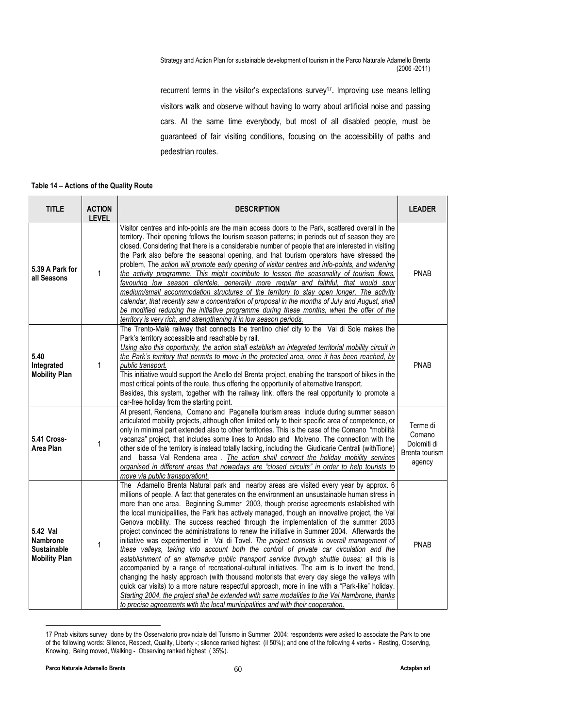recurrent terms in the visitor's expectations survey[17]. Improving use means letting visitors walk and observe without having to worry about artificial noise and passing cars. At the same time everybody, but most of all disabled people, must be guaranteed of fair visiting conditions, focusing on the accessibility of paths and pedestrian routes.

**Table 14 – Actions of the Quality Route**

| TITLE | ACTION LEVEL | DESCRIPTION | LEADER |
|---|---|---|---|
| **5.39 A Park for all Seasons** | 1 | Visitor centres and info-points are the main access doors to the Park, scattered overall in the territory. Their opening follows the tourism season patterns; in periods out of season they are closed. Considering that there is a considerable number of people that are interested in visiting the Park also before the seasonal opening, and that tourism operators have stressed the problem, The *action will promote early opening of visitor centres and info-points, and widening the activity programme. This might contribute to lessen the seasonality of tourism flows, favouring low season clientele, generally more regular and faithful, that would spur medium/small accommodation structures of the territory to stay open longer. The activity calendar, that recently saw a concentration of proposal in the months of July and August, shall be modified reducing the initiative programme during these months, when the offer of the territory is very rich, and strengthening it in low season periods.* | PNAB |
| **5.40 Integrated Mobility Plan** | 1 | The Trento-Malè railway that connects the trentino chief city to the Val di Sole makes the Park's territory accessible and reachable by rail. *Using also this opportunity, the action shall establish an integrated territorial mobility circuit in the Park's territory that permits to move in the protected area, once it has been reached, by public transport.* This initiative would support the Anello del Brenta project, enabling the transport of bikes in the most critical points of the route, thus offering the opportunity of alternative transport. Besides, this system, together with the railway link, offers the real opportunity to promote a car-free holiday from the starting point. | PNAB |
| **5.41 Cross-Area Plan** | 1 | At present, Rendena, Comano and Paganella tourism areas include during summer season articulated mobility projects, although often limited only to their specific area of competence, or only in minimal part extended also to other territories. This is the case of the Comano "mobilità vacanza" project, that includes some lines to Andalo and Molveno. The connection with the other side of the territory is instead totally lacking, including the Giudicarie Centrali (withTione) and bassa Val Rendena area . *The action shall connect the holiday mobility services organised in different areas that nowadays are "closed circuits" in order to help tourists to move via public transportationt.* | Terme di Comano Dolomiti di Brenta tourism agency |
| **5.42 Val Nambrone Sustainable Mobility Plan** | 1 | The Adamello Brenta Natural park and nearby areas are visited every year by approx. 6 millions of people. A fact that generates on the environment an unsustainable human stress in more than one area. Beginning Summer 2003, though precise agreements established with the local municipalities, the Park has actively managed, though an innovative project, the Val Genova mobility. The success reached through the implementation of the summer 2003 project convinced the administrations to renew the initiative in Summer 2004. Afterwards the initiative was experimented in Val di Tovel. *The project consists in overall management of these valleys, taking into account both the control of private car circulation and the establishment of an alternative public transport service through shuttle buses;* all this is accompanied by a range of recreational-cultural initiatives. The aim is to invert the trend, changing the hasty approach (with thousand motorists that every day siege the valleys with quick car visits) to a more nature respectful approach, more in line with a "Park-like" holiday. *Starting 2004, the project shall be extended with same modalities to the Val Nambrone, thanks to precise agreements with the local municipalities and with their cooperation.* | PNAB |

---

[17] Pnab visitors survey done by the Osservatorio provinciale del Turismo in Summer 2004: respondents were asked to associate the Park to one of the following words: Silence, Respect, Quality, Liberty -; silence ranked highest (il 50%); and one of the following 4 verbs - Resting, Observing, Knowing, Being moved, Walking - Observing ranked highest ( 35%).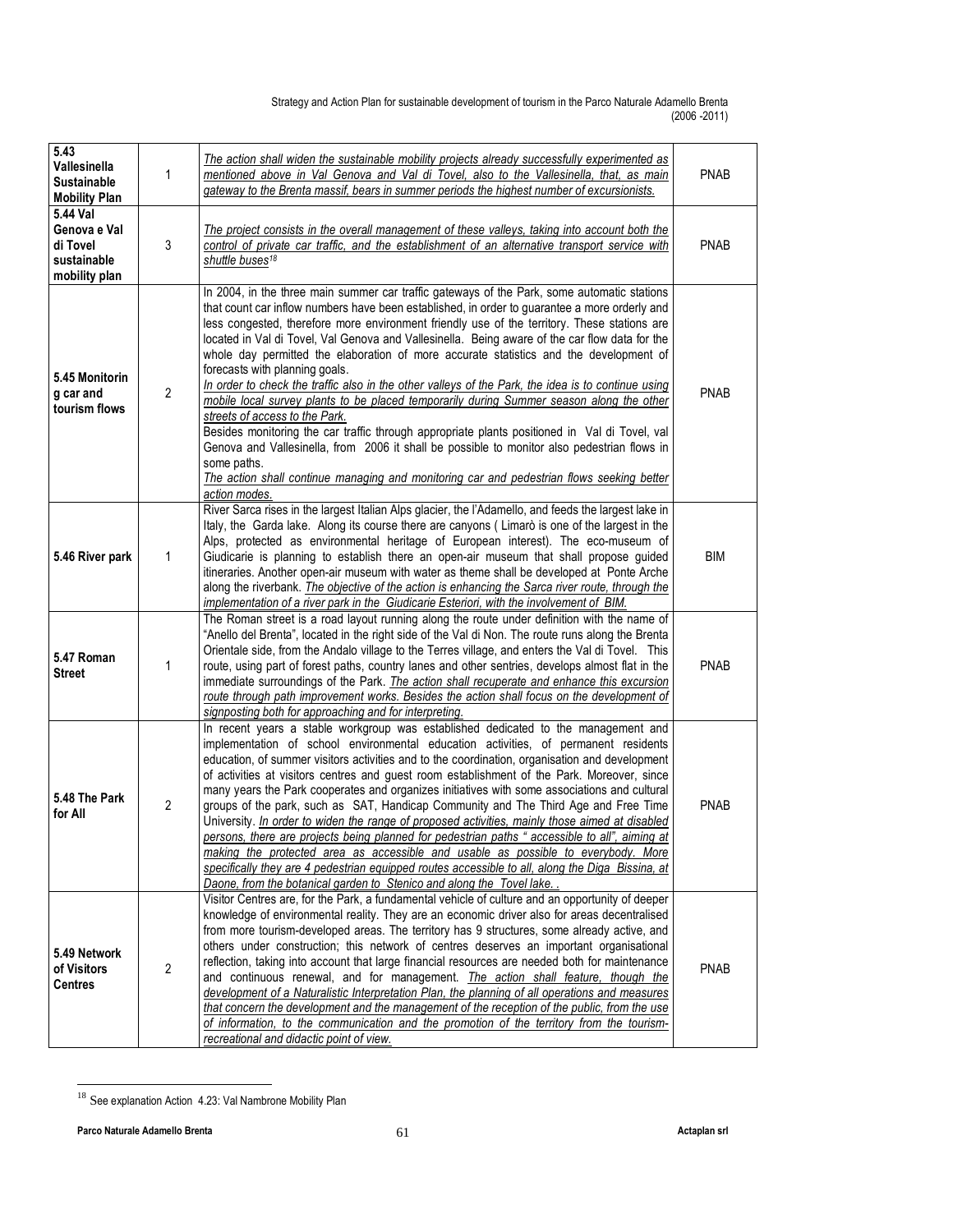| **5.43 Vallesinella Sustainable Mobility Plan** | 1 | *The action shall widen the sustainable mobility projects already successfully experimented as mentioned above in Val Genova and Val di Tovel, also to the Vallesinella, that, as main gateway to the Brenta massif, bears in summer periods the highest number of excursionists.* | PNAB |
|---|---|---|---|
| **5.44 Val Genova e Val di Tovel sustainable mobility plan** | 3 | *The project consists in the overall management of these valleys, taking into account both the control of private car traffic, and the establishment of an alternative transport service with shuttle buses*[18] | PNAB |
| **5.45 Monitoring car and tourism flows** | 2 | In 2004, in the three main summer car traffic gateways of the Park, some automatic stations that count car inflow numbers have been established, in order to guarantee a more orderly and less congested, therefore more environment friendly use of the territory. These stations are located in Val di Tovel, Val Genova and Vallesinella. Being aware of the car flow data for the whole day permitted the elaboration of more accurate statistics and the development of forecasts with planning goals. *In order to check the traffic also in the other valleys of the Park, the idea is to continue using mobile local survey plants to be placed temporarily during Summer season along the other streets of access to the Park.* Besides monitoring the car traffic through appropriate plants positioned in Val di Tovel, val Genova and Vallesinella, from 2006 it shall be possible to monitor also pedestrian flows in some paths. *The action shall continue managing and monitoring car and pedestrian flows seeking better action modes.* | PNAB |
| **5.46 River park** | 1 | River Sarca rises in the largest Italian Alps glacier, the l'Adamello, and feeds the largest lake in Italy, the Garda lake. Along its course there are canyons ( Limarò is one of the largest in the Alps, protected as environmental heritage of European interest). The eco-museum of Giudicarie is planning to establish there an open-air museum that shall propose guided itineraries. Another open-air museum with water as theme shall be developed at Ponte Arche along the riverbank. *The objective of the action is enhancing the Sarca river route, through the implementation of a river park in the Giudicarie Esteriori, with the involvement of BIM.* | BIM |
| **5.47 Roman Street** | 1 | The Roman street is a road layout running along the route under definition with the name of "Anello del Brenta", located in the right side of the Val di Non. The route runs along the Brenta Orientale side, from the Andalo village to the Terres village, and enters the Val di Tovel. This route, using part of forest paths, country lanes and other sentries, develops almost flat in the immediate surroundings of the Park. *The action shall recuperate and enhance this excursion route through path improvement works. Besides the action shall focus on the development of signposting both for approaching and for interpreting.* | PNAB |
| **5.48 The Park for All** | 2 | In recent years a stable workgroup was established dedicated to the management and implementation of school environmental education activities, of permanent residents education, of summer visitors activities and to the coordination, organisation and development of activities at visitors centres and guest room establishment of the Park. Moreover, since many years the Park cooperates and organizes initiatives with some associations and cultural groups of the park, such as SAT, Handicap Community and The Third Age and Free Time University. *In order to widen the range of proposed activities, mainly those aimed at disabled persons, there are projects being planned for pedestrian paths " accessible to all", aiming at making the protected area as accessible and usable as possible to everybody. More specifically they are 4 pedestrian equipped routes accessible to all, along the Diga Bissina, at Daone, from the botanical garden to Stenico and along the Tovel lake. .* | PNAB |
| **5.49 Network of Visitors Centres** | 2 | Visitor Centres are, for the Park, a fundamental vehicle of culture and an opportunity of deeper knowledge of environmental reality. They are an economic driver also for areas decentralised from more tourism-developed areas. The territory has 9 structures, some already active, and others under construction; this network of centres deserves an important organisational reflection, taking into account that large financial resources are needed both for maintenance and continuous renewal, and for management. *The action shall feature, though the development of a Naturalistic Interpretation Plan, the planning of all operations and measures that concern the development and the management of the reception of the public, from the use of information, to the communication and the promotion of the territory from the tourism-recreational and didactic point of view.* | PNAB |

[18] See explanation Action 4.23: Val Nambrone Mobility Plan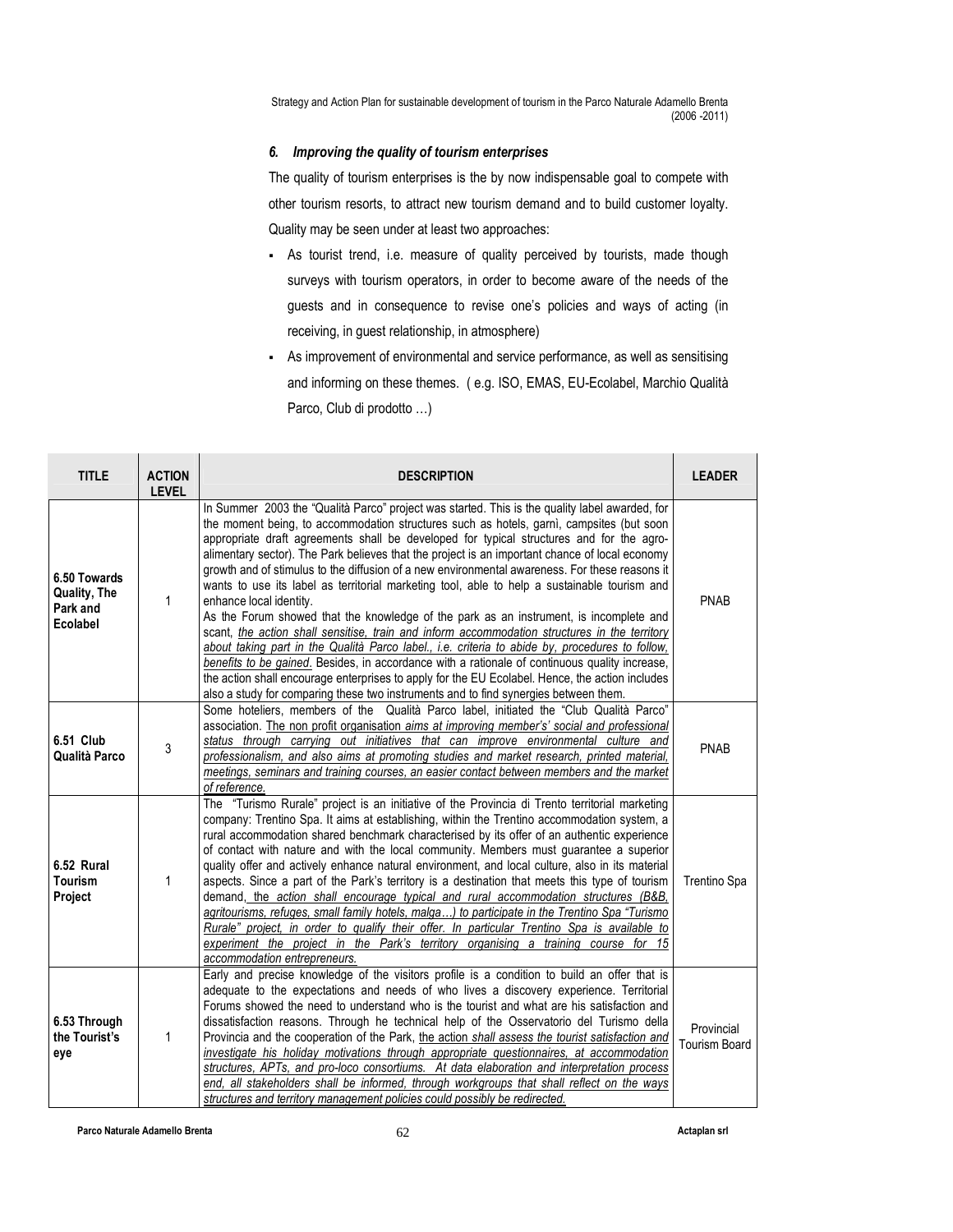### *6. Improving the quality of tourism enterprises*

The quality of tourism enterprises is the by now indispensable goal to compete with other tourism resorts, to attract new tourism demand and to build customer loyalty. Quality may be seen under at least two approaches:

- As tourist trend, i.e. measure of quality perceived by tourists, made though surveys with tourism operators, in order to become aware of the needs of the guests and in consequence to revise one's policies and ways of acting (in receiving, in guest relationship, in atmosphere)
- As improvement of environmental and service performance, as well as sensitising and informing on these themes. ( e.g. ISO, EMAS, EU-Ecolabel, Marchio Qualità Parco, Club di prodotto …)

| TITLE | ACTION LEVEL | DESCRIPTION | LEADER |
|---|---|---|---|
| **6.50 Towards Quality, The Park and Ecolabel** | 1 | In Summer 2003 the "Qualità Parco" project was started. This is the quality label awarded, for the moment being, to accommodation structures such as hotels, garnì, campsites (but soon appropriate draft agreements shall be developed for typical structures and for the agro-alimentary sector). The Park believes that the project is an important chance of local economy growth and of stimulus to the diffusion of a new environmental awareness. For these reasons it wants to use its label as territorial marketing tool, able to help a sustainable tourism and enhance local identity. As the Forum showed that the knowledge of the park as an instrument, is incomplete and scant, *the action shall sensitise, train and inform accommodation structures in the territory about taking part in the Qualità Parco label., i.e. criteria to abide by, procedures to follow, benefits to be gained*. Besides, in accordance with a rationale of continuous quality increase, the action shall encourage enterprises to apply for the EU Ecolabel. Hence, the action includes also a study for comparing these two instruments and to find synergies between them. | PNAB |
| **6.51 Club Qualità Parco** | 3 | Some hoteliers, members of the Qualità Parco label, initiated the "Club Qualità Parco" association. The non profit organisation *aims at improving member's' social and professional status through carrying out initiatives that can improve environmental culture and professionalism, and also aims at promoting studies and market research, printed material, meetings, seminars and training courses, an easier contact between members and the market of reference.* | PNAB |
| **6.52 Rural Tourism Project** | 1 | The "Turismo Rurale" project is an initiative of the Provincia di Trento territorial marketing company: Trentino Spa. It aims at establishing, within the Trentino accommodation system, a rural accommodation shared benchmark characterised by its offer of an authentic experience of contact with nature and with the local community. Members must guarantee a superior quality offer and actively enhance natural environment, and local culture, also in its material aspects. Since a part of the Park's territory is a destination that meets this type of tourism demand, *the action shall encourage typical and rural accommodation structures (B&B, agritourisms, refuges, small family hotels, malga…) to participate in the Trentino Spa "Turismo Rurale" project, in order to qualify their offer. In particular Trentino Spa is available to experiment the project in the Park's territory organising a training course for 15 accommodation entrepreneurs.* | Trentino Spa |
| **6.53 Through the Tourist's eye** | 1 | Early and precise knowledge of the visitors profile is a condition to build an offer that is adequate to the expectations and needs of who lives a discovery experience. Territorial Forums showed the need to understand who is the tourist and what are his satisfaction and dissatisfaction reasons. Through he technical help of the Osservatorio del Turismo della Provincia and the cooperation of the Park, the action *shall assess the tourist satisfaction and investigate his holiday motivations through appropriate questionnaires, at accommodation structures, APTs, and pro-loco consortiums. At data elaboration and interpretation process end, all stakeholders shall be informed, through workgroups that shall reflect on the ways structures and territory management policies could possibly be redirected.* | Provincial Tourism Board |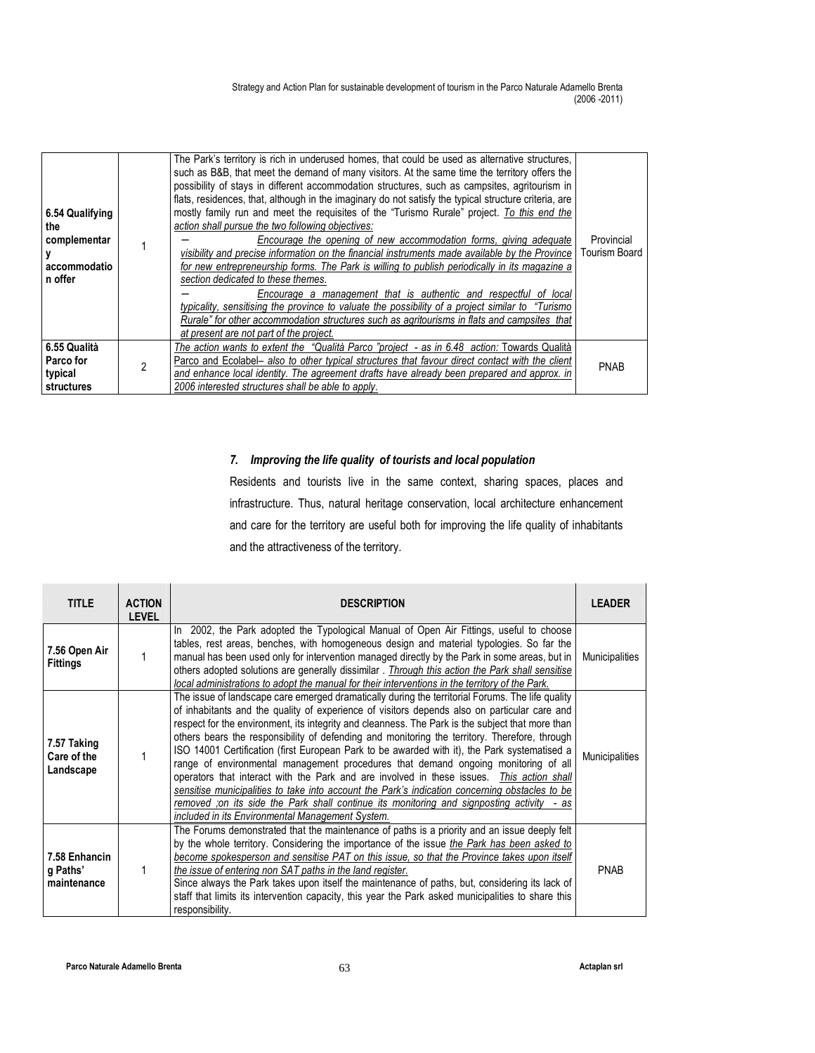| | | | |
|---|---|---|---|
| **6.54 Qualifying the complementary accommodation offer** | 1 | The Park's territory is rich in underused homes, that could be used as alternative structures, such as B&B, that meet the demand of many visitors. At the same time the territory offers the possibility of stays in different accommodation structures, such as campsites, agritourism in flats, residences, that, although in the imaginary do not satisfy the typical structure criteria, are mostly family run and meet the requisites of the "Turismo Rurale" project. <u>*To this end the action shall pursue the two following objectives:*</u><br>– <u>*Encourage the opening of new accommodation forms, giving adequate visibility and precise information on the financial instruments made available by the Province for new entrepreneurship forms. The Park is willing to publish periodically in its magazine a section dedicated to these themes.*</u><br>– <u>*Encourage a management that is authentic and respectful of local typicality, sensitising the province to valuate the possibility of a project similar to "Turismo Rurale" for other accommodation structures such as agritourisms in flats and campsites that at present are not part of the project.*</u> | Provincial Tourism Board |
| **6.55 Qualità Parco for typical structures** | 2 | <u>*The action wants to extent the "Qualità Parco "project - as in 6.48 action:*</u> <u>Towards Qualità Parco and Ecolabel</u><u>*– also to other typical structures that favour direct contact with the client and enhance local identity. The agreement drafts have already been prepared and approx. in 2006 interested structures shall be able to apply.*</u> | PNAB |

### *7. Improving the life quality of tourists and local population*

Residents and tourists live in the same context, sharing spaces, places and infrastructure. Thus, natural heritage conservation, local architecture enhancement and care for the territory are useful both for improving the life quality of inhabitants and the attractiveness of the territory.

| TITLE | ACTION LEVEL | DESCRIPTION | LEADER |
|---|---|---|---|
| **7.56 Open Air Fittings** | 1 | In 2002, the Park adopted the Typological Manual of Open Air Fittings, useful to choose tables, rest areas, benches, with homogeneous design and material typologies. So far the manual has been used only for intervention managed directly by the Park in some areas, but in others adopted solutions are generally dissimilar . <u>*Through this action the Park shall sensitise local administrations to adopt the manual for their interventions in the territory of the Park.*</u> | Municipalities |
| **7.57 Taking Care of the Landscape** | 1 | The issue of landscape care emerged dramatically during the territorial Forums. The life quality of inhabitants and the quality of experience of visitors depends also on particular care and respect for the environment, its integrity and cleanness. The Park is the subject that more than others bears the responsibility of defending and monitoring the territory. Therefore, through ISO 14001 Certification (first European Park to be awarded with it), the Park systematised a range of environmental management procedures that demand ongoing monitoring of all operators that interact with the Park and are involved in these issues. <u>*This action shall sensitise municipalities to take into account the Park's indication concerning obstacles to be removed ;on its side the Park shall continue its monitoring and signposting activity - as included in its Environmental Management System.*</u> | Municipalities |
| **7.58 Enhancing Paths' maintenance** | 1 | The Forums demonstrated that the maintenance of paths is a priority and an issue deeply felt by the whole territory. Considering the importance of the issue <u>*the Park has been asked to become spokesperson and sensitise PAT on this issue, so that the Province takes upon itself the issue of entering non SAT paths in the land register.*</u><br>Since always the Park takes upon itself the maintenance of paths, but, considering its lack of staff that limits its intervention capacity, this year the Park asked municipalities to share this responsibility. | PNAB |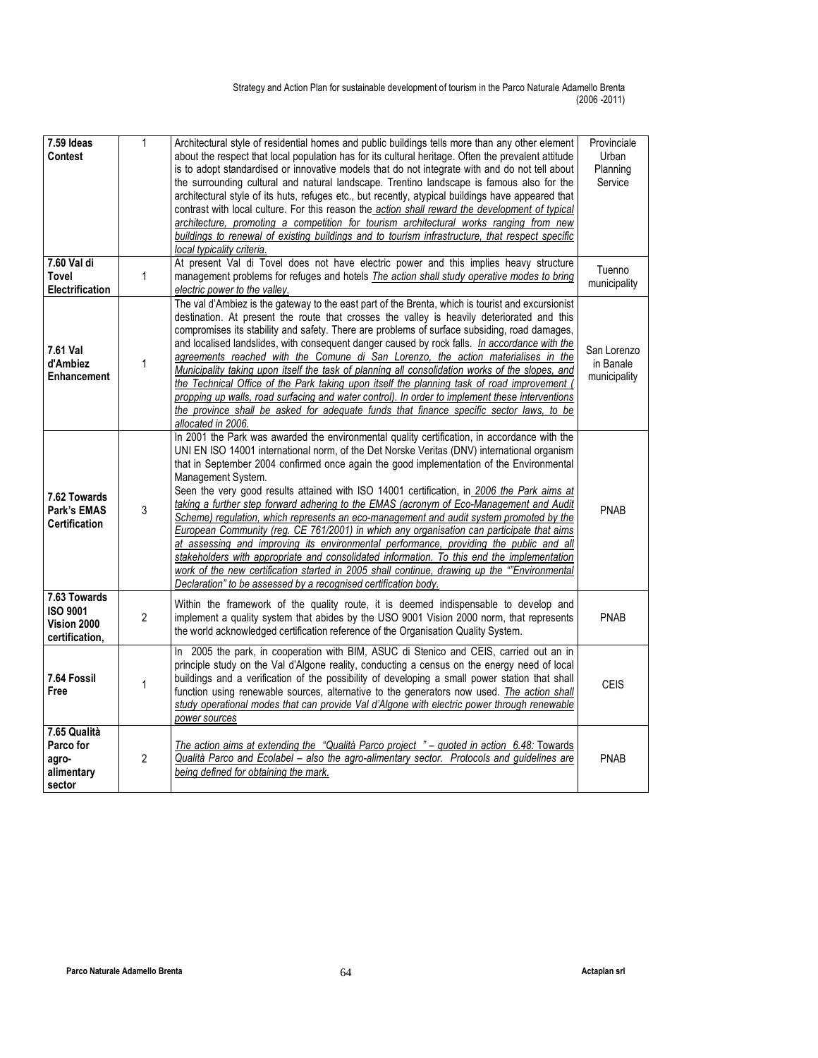| | | | |
|---|---|---|---|
| **7.59 Ideas Contest** | 1 | Architectural style of residential homes and public buildings tells more than any other element about the respect that local population has for its cultural heritage. Often the prevalent attitude is to adopt standardised or innovative models that do not integrate with and do not tell about the surrounding cultural and natural landscape. Trentino landscape is famous also for the architectural style of its huts, refuges etc., but recently, atypical buildings have appeared that contrast with local culture. For this reason the *action shall reward the development of typical architecture, promoting a competition for tourism architectural works ranging from new buildings to renewal of existing buildings and to tourism infrastructure, that respect specific local typicality criteria.* | Provinciale Urban Planning Service |
| **7.60 Val di Tovel Electrification** | 1 | At present Val di Tovel does not have electric power and this implies heavy structure management problems for refuges and hotels *The action shall study operative modes to bring electric power to the valley.* | Tuenno municipality |
| **7.61 Val d'Ambiez Enhancement** | 1 | The val d'Ambiez is the gateway to the east part of the Brenta, which is tourist and excursionist destination. At present the route that crosses the valley is heavily deteriorated and this compromises its stability and safety. There are problems of surface subsiding, road damages, and localised landslides, with consequent danger caused by rock falls. *In accordance with the agreements reached with the Comune di San Lorenzo, the action materialises in the Municipality taking upon itself the task of planning all consolidation works of the slopes, and the Technical Office of the Park taking upon itself the planning task of road improvement ( propping up walls, road surfacing and water control). In order to implement these interventions the province shall be asked for adequate funds that finance specific sector laws, to be allocated in 2006.* | San Lorenzo in Banale municipality |
| **7.62 Towards Park's EMAS Certification** | 3 | In 2001 the Park was awarded the environmental quality certification, in accordance with the UNI EN ISO 14001 international norm, of the Det Norske Veritas (DNV) international organism that in September 2004 confirmed once again the good implementation of the Environmental Management System.<br>Seen the very good results attained with ISO 14001 certification, in *2006 the Park aims at taking a further step forward adhering to the EMAS (acronym of Eco-Management and Audit Scheme) regulation, which represents an eco-management and audit system promoted by the European Community (reg. CE 761/2001) in which any organisation can participate that aims at assessing and improving its environmental performance, providing the public and all stakeholders with appropriate and consolidated information. To this end the implementation work of the new certification started in 2005 shall continue, drawing up the ""Environmental Declaration" to be assessed by a recognised certification body.* | PNAB |
| **7.63 Towards ISO 9001 Vision 2000 certification,** | 2 | Within the framework of the quality route, it is deemed indispensable to develop and implement a quality system that abides by the USO 9001 Vision 2000 norm, that represents the world acknowledged certification reference of the Organisation Quality System. | PNAB |
| **7.64 Fossil Free** | 1 | In 2005 the park, in cooperation with BIM, ASUC di Stenico and CEIS, carried out an in principle study on the Val d'Algone reality, conducting a census on the energy need of local buildings and a verification of the possibility of developing a small power station that shall function using renewable sources, alternative to the generators now used. *The action shall study operational modes that can provide Val d'Algone with electric power through renewable power sources* | CEIS |
| **7.65 Qualità Parco for agro-alimentary sector** | 2 | *The action aims at extending the "Qualità Parco project " – quoted in action 6.48:* Towards *Qualità Parco and Ecolabel – also the agro-alimentary sector. Protocols and guidelines are being defined for obtaining the mark.* | PNAB |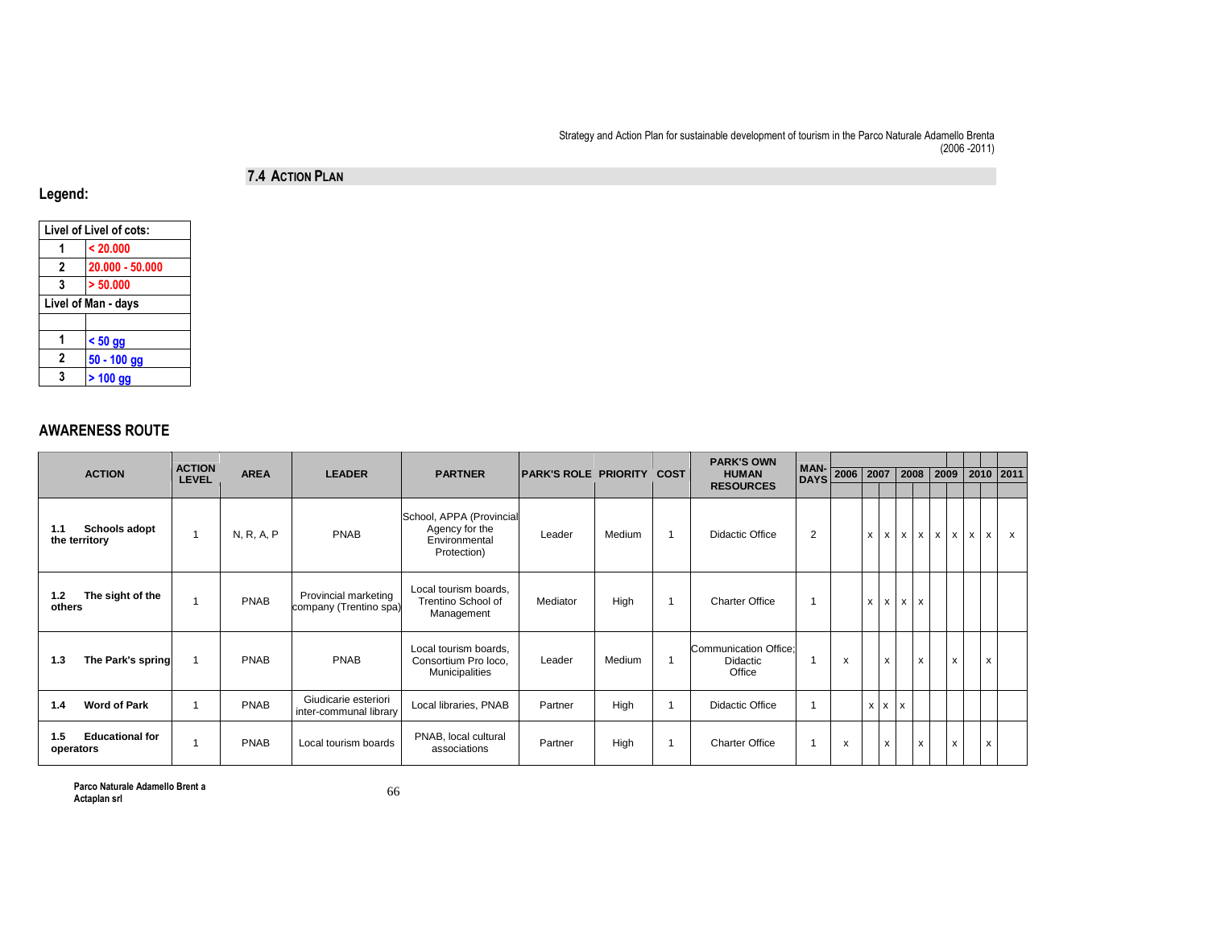## 7.4 ACTION PLAN

**Legend:**

| Livel of Livel of cots: | |
|---|---|
| 1 | < 20.000 |
| 2 | 20.000 - 50.000 |
| 3 | > 50.000 |
| Livel of Man - days | |
| | |
| 1 | < 50 gg |
| 2 | 50 - 100 gg |
| 3 | > 100 gg |

### AWARENESS ROUTE

| ACTION | ACTION LEVEL | AREA | LEADER | PARTNER | PARK'S ROLE | PRIORITY | COST | PARK'S OWN HUMAN RESOURCES | MAN-DAYS | 2006 | 2007 | | 2008 | | 2009 | | 2010 | | 2011 |
|---|---|---|---|---|---|---|---|---|---|---|---|---|---|---|---|---|---|---|---|
| **1.1 Schools adopt the territory** | 1 | N, R, A, P | PNAB | School, APPA (Provincial Agency for the Environmental Protection) | Leader | Medium | 1 | Didactic Office | 2 | | x | x | x | x | x | x | x | x | x |
| **1.2 The sight of the others** | 1 | PNAB | Provincial marketing company (Trentino spa) | Local tourism boards, Trentino School of Management | Mediator | High | 1 | Charter Office | 1 | | x | x | x | x | | | | | |
| **1.3 The Park's spring** | 1 | PNAB | PNAB | Local tourism boards, Consortium Pro loco, Municipalities | Leader | Medium | 1 | Communication Office; Didactic Office | 1 | x | | x | | x | | x | | x | |
| **1.4 Word of Park** | 1 | PNAB | Giudicarie esteriori inter-communal library | Local libraries, PNAB | Partner | High | 1 | Didactic Office | 1 | | x | x | x | | | | | | |
| **1.5 Educational for operators** | 1 | PNAB | Local tourism boards | PNAB, local cultural associations | Partner | High | 1 | Charter Office | 1 | x | | x | | x | | x | | x | |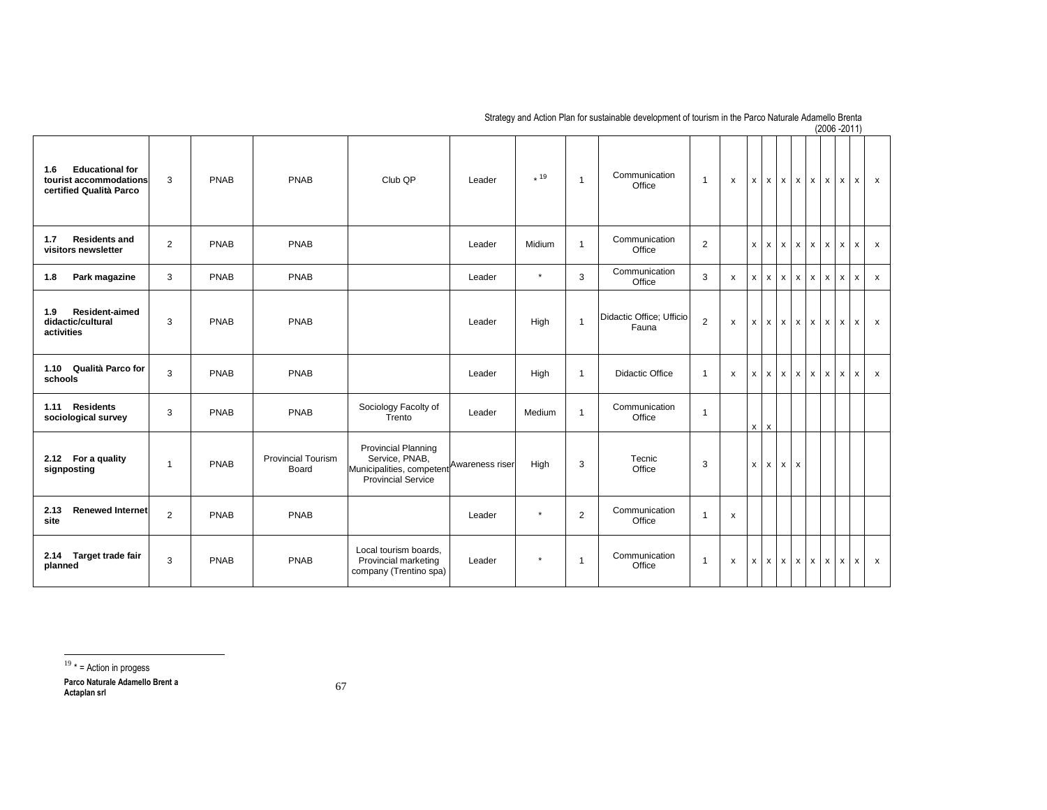| | | | | | | | | | | | | | | | | | | | |
|---|---|---|---|---|---|---|---|---|---|---|---|---|---|---|---|---|---|---|---|
| **1.6 Educational for tourist accommodations certified Qualità Parco** | 3 | PNAB | PNAB | Club QP | Leader | * [19] | 1 | Communication Office | 1 | x | x | x | x | x | x | x | x | x | x |
| **1.7 Residents and visitors newsletter** | 2 | PNAB | PNAB | | Leader | Midium | 1 | Communication Office | 2 | | x | x | x | x | x | x | x | x | x |
| **1.8 Park magazine** | 3 | PNAB | PNAB | | Leader | * | 3 | Communication Office | 3 | x | x | x | x | x | x | x | x | x | x |
| **1.9 Resident-aimed didactic/cultural activities** | 3 | PNAB | PNAB | | Leader | High | 1 | Didactic Office; Ufficio Fauna | 2 | x | x | x | x | x | x | x | x | x | x |
| **1.10 Qualità Parco for schools** | 3 | PNAB | PNAB | | Leader | High | 1 | Didactic Office | 1 | x | x | x | x | x | x | x | x | x | x |
| **1.11 Residents sociological survey** | 3 | PNAB | PNAB | Sociology Facolty of Trento | Leader | Medium | 1 | Communication Office | 1 | | x | x | | | | | | | |
| **2.12 For a quality signposting** | 1 | PNAB | Provincial Tourism Board | Provincial Planning Service, PNAB, Municipalities, competent Provincial Service | Awareness riser | High | 3 | Tecnic Office | 3 | | x | x | x | x | | | | | |
| **2.13 Renewed Internet site** | 2 | PNAB | PNAB | | Leader | * | 2 | Communication Office | 1 | x | | | | | | | | | |
| **2.14 Target trade fair planned** | 3 | PNAB | PNAB | Local tourism boards, Provincial marketing company (Trentino spa) | Leader | * | 1 | Communication Office | 1 | x | x | x | x | x | x | x | x | x | x |

[19] * = Action in progess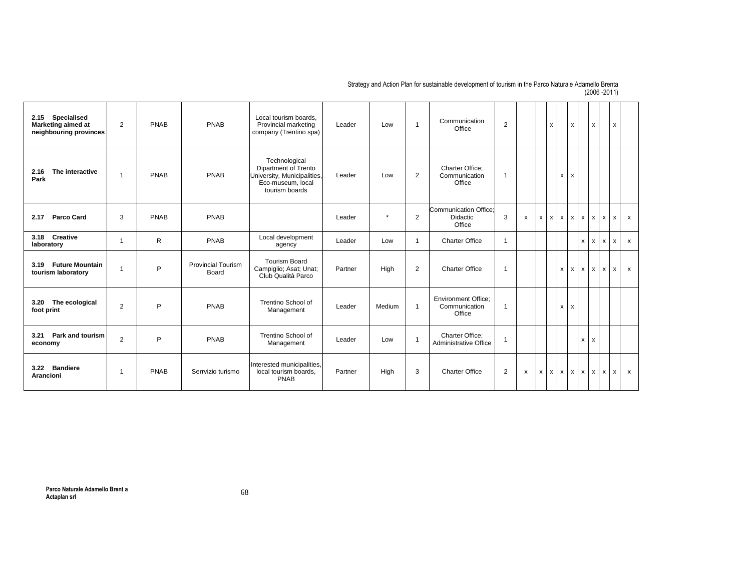| | | | | | | | | | | | | | | | | | | | |
|---|---|---|---|---|---|---|---|---|---|---|---|---|---|---|---|---|---|---|---|
| **2.15 Specialised Marketing aimed at neighbouring provinces** | 2 | PNAB | PNAB | Local tourism boards, Provincial marketing company (Trentino spa) | Leader | Low | 1 | Communication Office | 2 | | | x | | x | | x | | x | |
| **2.16 The interactive Park** | 1 | PNAB | PNAB | Technological Dipartment of Trento University, Municipalities, Eco-museum, local tourism boards | Leader | Low | 2 | Charter Office; Communication Office | 1 | | | | x | x | | | | | |
| **2.17 Parco Card** | 3 | PNAB | PNAB | | Leader | * | 2 | Communication Office; Didactic Office | 3 | x | x | x | x | x | x | x | x | x | x |
| **3.18 Creative laboratory** | 1 | R | PNAB | Local development agency | Leader | Low | 1 | Charter Office | 1 | | | | | | x | x | x | x | x |
| **3.19 Future Mountain tourism laboratory** | 1 | P | Provincial Tourism Board | Tourism Board Campiglio; Asat; Unat; Club Qualità Parco | Partner | High | 2 | Charter Office | 1 | | | | x | x | x | x | x | x | x |
| **3.20 The ecological foot print** | 2 | P | PNAB | Trentino School of Management | Leader | Medium | 1 | Environment Office; Communication Office | 1 | | | | x | x | | | | | |
| **3.21 Park and tourism economy** | 2 | P | PNAB | Trentino School of Management | Leader | Low | 1 | Charter Office; Administrative Office | 1 | | | | | | x | x | | | |
| **3.22 Bandiere Arancioni** | 1 | PNAB | Serrvizio turismo | Interested municipalities, local tourism boards, PNAB | Partner | High | 3 | Charter Office | 2 | x | x | x | x | x | x | x | x | x | x |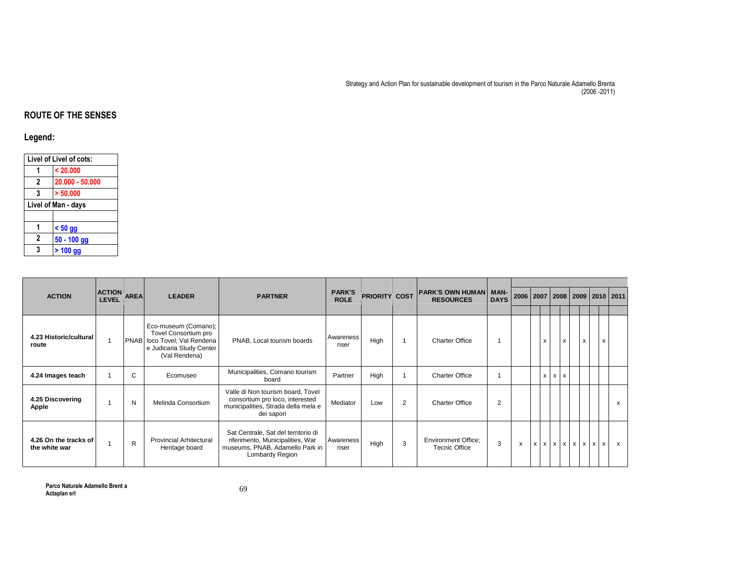## ROUTE OF THE SENSES

### Legend:

| Livel of Livel of cots: | |
|---|---|
| 1 | **< 20.000** |
| 2 | **20.000 - 50.000** |
| 3 | **> 50.000** |
| **Livel of Man - days** | |
| | |
| 1 | **< 50 gg** |
| 2 | **50 - 100 gg** |
| 3 | **> 100 gg** |

| ACTION | ACTION LEVEL | AREA | LEADER | PARTNER | PARK'S ROLE | PRIORITY | COST | PARK'S OWN HUMAN RESOURCES | MAN-DAYS | 2006 | 2007 | | 2008 | | 2009 | | 2010 | | 2011 |
|---|---|---|---|---|---|---|---|---|---|---|---|---|---|---|---|---|---|---|---|
| **4.23 Historic/cultural route** | 1 | PNAB | Eco-museum (Comano); Tovel Consortium pro loco Tovel; Val Rendena e Judicaria Study Center (Val Rendena) | PNAB, Local tourism boards | Awareness riser | High | 1 | Charter Office | 1 | | | x | | x | | x | | x | |
| **4.24 Images teach** | 1 | C | Ecomuseo | Municipalities, Comano tourism board | Partner | High | 1 | Charter Office | 1 | | | x | x | x | | | | | |
| **4.25 Discovering Apple** | 1 | N | Melinda Consortium | Valle di Non tourism board, Tovel consortium pro loco, interested municipalities, Strada della mela e dei sapori | Mediator | Low | 2 | Charter Office | 2 | | | | | | | | | | x |
| **4.26 On the tracks of the white war** | 1 | R | Provincial Arhitectural Heritage board | Sat Centrale, Sat del territorio di riferimento, Municipalities, War museums, PNAB, Adamello Park in Lombardy Region | Awareness riser | High | 3 | Environment Office; Tecnic Office | 3 | x | x | x | x | x | x | x | x | x | x |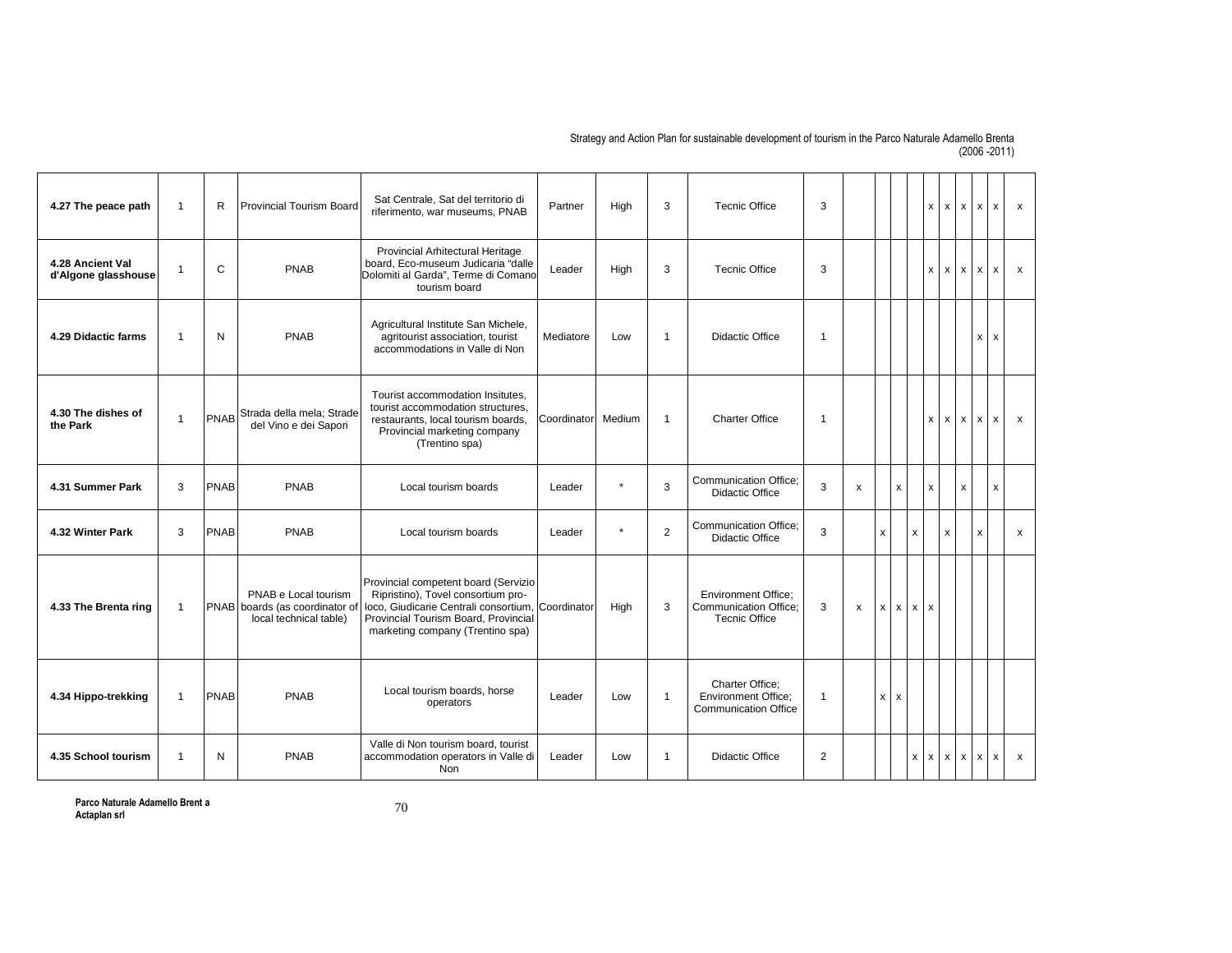|  |  |  |  |  |  |  |  |  |  |  |  |  |  |  |  |  |  |  |  |
|---|---|---|---|---|---|---|---|---|---|---|---|---|---|---|---|---|---|---|---|
| **4.27 The peace path** | 1 | R | Provincial Tourism Board | Sat Centrale, Sat del territorio di riferimento, war museums, PNAB | Partner | High | 3 | Tecnic Office | 3 |  |  |  |  | x | x | x | x | x | x |
| **4.28 Ancient Val d'Algone glasshouse** | 1 | C | PNAB | Provincial Arhitectural Heritage board, Eco-museum Judicaria "dalle Dolomiti al Garda", Terme di Comano tourism board | Leader | High | 3 | Tecnic Office | 3 |  |  |  |  | x | x | x | x | x | x |
| **4.29 Didactic farms** | 1 | N | PNAB | Agricultural Institute San Michele, agritourist association, tourist accommodations in Valle di Non | Mediatore | Low | 1 | Didactic Office | 1 |  |  |  |  |  |  |  | x | x |  |
| **4.30 The dishes of the Park** | 1 | PNAB | Strada della mela; Strade del Vino e dei Sapori | Tourist accommodation Insitutes, tourist accommodation structures, restaurants, local tourism boards, Provincial marketing company (Trentino spa) | Coordinator | Medium | 1 | Charter Office | 1 |  |  |  |  | x | x | x | x | x | x |
| **4.31 Summer Park** | 3 | PNAB | PNAB | Local tourism boards | Leader | * | 3 | Communication Office; Didactic Office | 3 | x |  | x |  | x |  | x |  | x |  |
| **4.32 Winter Park** | 3 | PNAB | PNAB | Local tourism boards | Leader | * | 2 | Communication Office; Didactic Office | 3 |  | x |  | x |  | x |  | x |  | x |
| **4.33 The Brenta ring** | 1 | PNAB | PNAB e Local tourism boards (as coordinator of local technical table) | Provincial competent board (Servizio Ripristino), Tovel consortium pro-loco, Giudicarie Centrali consortium, Provincial Tourism Board, Provincial marketing company (Trentino spa) | Coordinator | High | 3 | Environment Office; Communication Office; Tecnic Office | 3 | x | x | x | x | x |  |  |  |  |  |
| **4.34 Hippo-trekking** | 1 | PNAB | PNAB | Local tourism boards, horse operators | Leader | Low | 1 | Charter Office; Environment Office; Communication Office | 1 |  | x | x |  |  |  |  |  |  |  |
| **4.35 School tourism** | 1 | N | PNAB | Valle di Non tourism board, tourist accommodation operators in Valle di Non | Leader | Low | 1 | Didactic Office | 2 |  |  |  | x | x | x | x | x | x | x |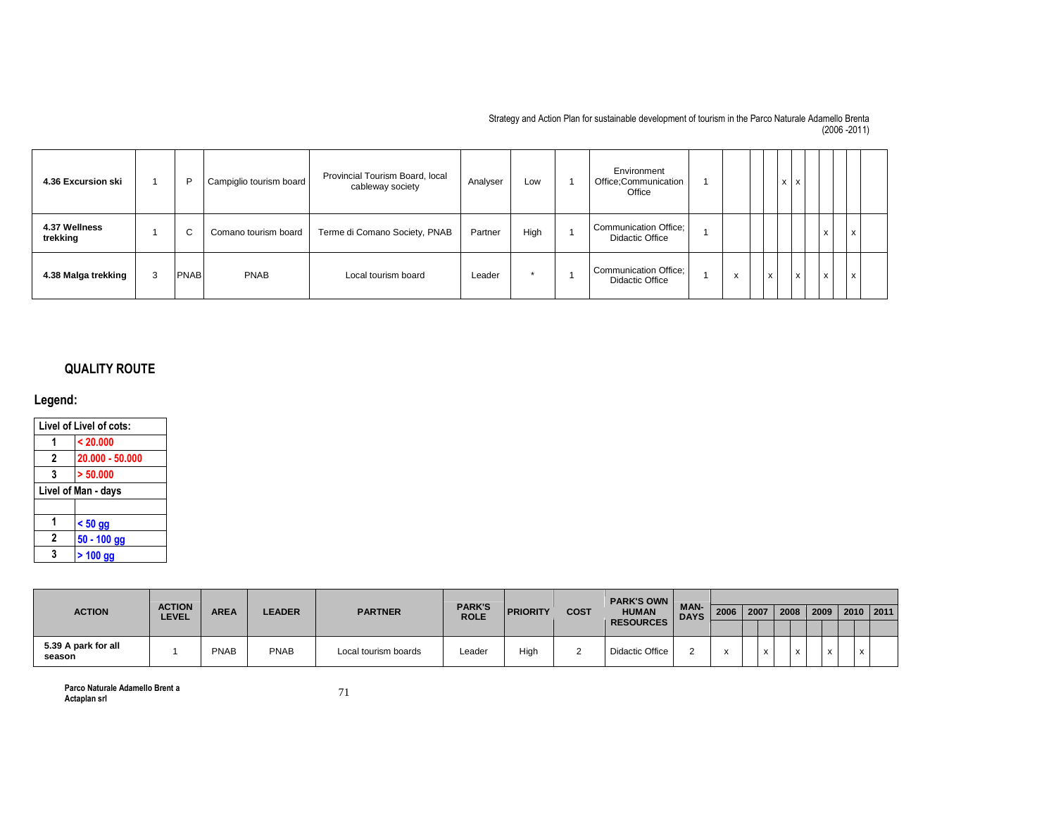| 4.36 Excursion ski | 1 | P | Campiglio tourism board | Provincial Tourism Board, local cableway society | Analyser | Low | 1 | Environment Office;Communication Office | 1 | | | | x | x | | | | | |
|---|---|---|---|---|---|---|---|---|---|---|---|---|---|---|---|---|---|---|---|
| 4.37 Wellness trekking | 1 | C | Comano tourism board | Terme di Comano Society, PNAB | Partner | High | 1 | Communication Office; Didactic Office | 1 | | | | | | | x | | x | |
| 4.38 Malga trekking | 3 | PNAB | PNAB | Local tourism board | Leader | * | 1 | Communication Office; Didactic Office | 1 | x | | x | | x | | x | | x | |

## QUALITY ROUTE

### Legend:

| Livel of Livel of cots: | |
|---|---|
| 1 | < 20.000 |
| 2 | 20.000 - 50.000 |
| 3 | > 50.000 |
| Livel of Man - days | |
| | |
| 1 | < 50 gg |
| 2 | 50 - 100 gg |
| 3 | > 100 gg |

| ACTION | ACTION LEVEL | AREA | LEADER | PARTNER | PARK'S ROLE | PRIORITY | COST | PARK'S OWN HUMAN RESOURCES | MAN-DAYS | 2006 | 2007 | | 2008 | | 2009 | | 2010 | | 2011 |
|---|---|---|---|---|---|---|---|---|---|---|---|---|---|---|---|---|---|---|---|
| 5.39 A park for all season | 1 | PNAB | PNAB | Local tourism boards | Leader | High | 2 | Didactic Office | 2 | x | | x | | x | | x | | x | |

Parco Naturale Adamello Brent a
Actaplan srl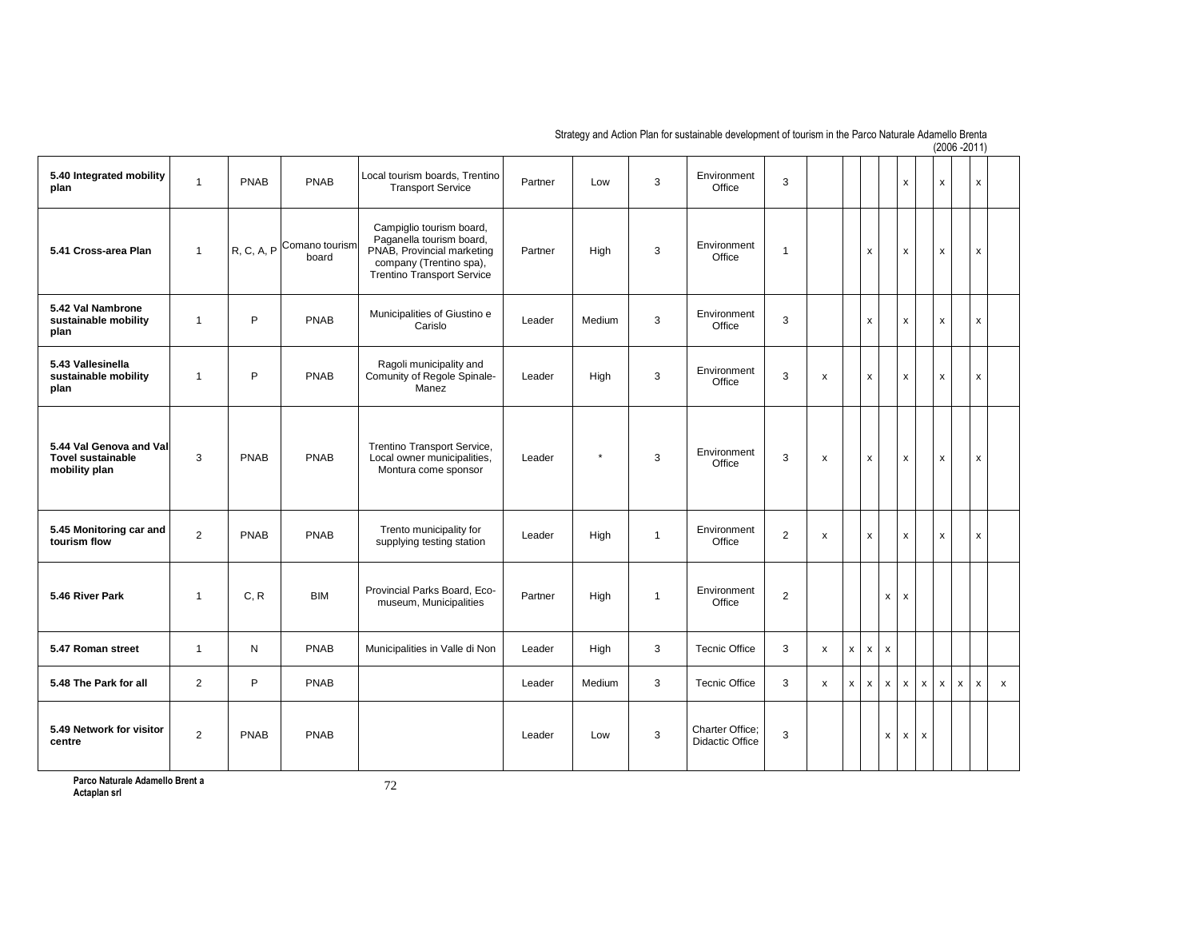| | | | | | | | | | | | | | | | | | | | |
|---|---|---|---|---|---|---|---|---|---|---|---|---|---|---|---|---|---|---|---|
| **5.40 Integrated mobility plan** | 1 | PNAB | PNAB | Local tourism boards, Trentino Transport Service | Partner | Low | 3 | Environment Office | 3 | | | | | x | | x | | x | |
| **5.41 Cross-area Plan** | 1 | R, C, A, P | Comano tourism board | Campiglio tourism board, Paganella tourism board, PNAB, Provincial marketing company (Trentino spa), Trentino Transport Service | Partner | High | 3 | Environment Office | 1 | | | x | | x | | x | | x | |
| **5.42 Val Nambrone sustainable mobility plan** | 1 | P | PNAB | Municipalities of Giustino e Carislo | Leader | Medium | 3 | Environment Office | 3 | | | x | | x | | x | | x | |
| **5.43 Vallesinella sustainable mobility plan** | 1 | P | PNAB | Ragoli municipality and Comunity of Regole Spinale-Manez | Leader | High | 3 | Environment Office | 3 | x | | x | | x | | x | | x | |
| **5.44 Val Genova and Val Tovel sustainable mobility plan** | 3 | PNAB | PNAB | Trentino Transport Service, Local owner municipalities, Montura come sponsor | Leader | * | 3 | Environment Office | 3 | x | | x | | x | | x | | x | |
| **5.45 Monitoring car and tourism flow** | 2 | PNAB | PNAB | Trento municipality for supplying testing station | Leader | High | 1 | Environment Office | 2 | x | | x | | x | | x | | x | |
| **5.46 River Park** | 1 | C, R | BIM | Provincial Parks Board, Eco-museum, Municipalities | Partner | High | 1 | Environment Office | 2 | | | | x | x | | | | | |
| **5.47 Roman street** | 1 | N | PNAB | Municipalities in Valle di Non | Leader | High | 3 | Tecnic Office | 3 | x | x | x | x | | | | | | |
| **5.48 The Park for all** | 2 | P | PNAB | | Leader | Medium | 3 | Tecnic Office | 3 | x | x | x | x | x | x | x | x | x | x |
| **5.49 Network for visitor centre** | 2 | PNAB | PNAB | | Leader | Low | 3 | Charter Office; Didactic Office | 3 | | | | x | x | x | | | | |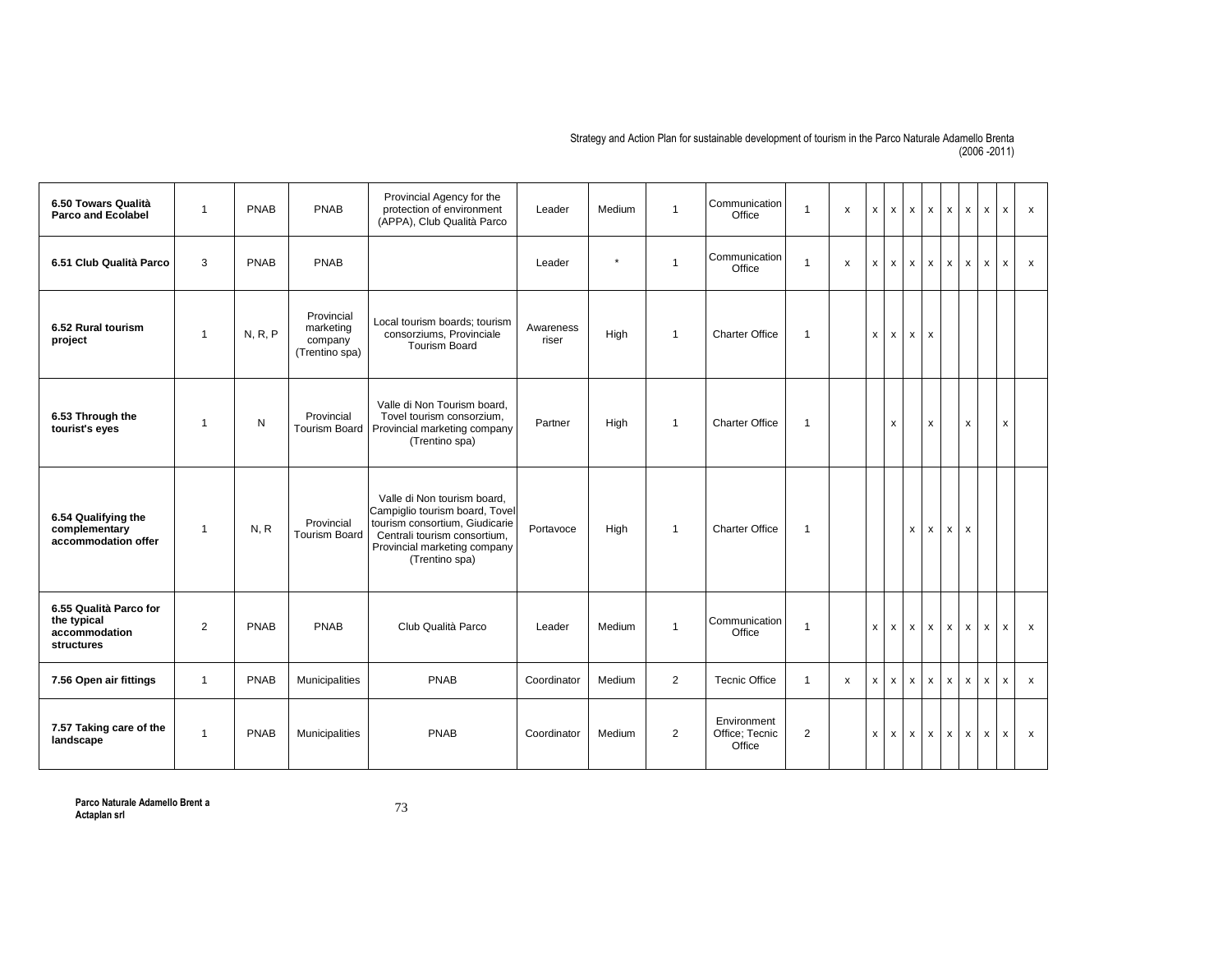| | | | | | | | | | | | | | | | | | | | |
|---|---|---|---|---|---|---|---|---|---|---|---|---|---|---|---|---|---|---|---|
| **6.50 Towars Qualità Parco and Ecolabel** | 1 | PNAB | PNAB | Provincial Agency for the protection of environment (APPA), Club Qualità Parco | Leader | Medium | 1 | Communication Office | 1 | x | x | x | x | x | x | x | x | x | x |
| **6.51 Club Qualità Parco** | 3 | PNAB | PNAB | | Leader | * | 1 | Communication Office | 1 | x | x | x | x | x | x | x | x | x | x |
| **6.52 Rural tourism project** | 1 | N, R, P | Provincial marketing company (Trentino spa) | Local tourism boards; tourism consorziums, Provinciale Tourism Board | Awareness riser | High | 1 | Charter Office | 1 | | x | x | x | x | | | | | |
| **6.53 Through the tourist's eyes** | 1 | N | Provincial Tourism Board | Valle di Non Tourism board, Tovel tourism consorzium, Provincial marketing company (Trentino spa) | Partner | High | 1 | Charter Office | 1 | | | x | | x | | x | | x | |
| **6.54 Qualifying the complementary accommodation offer** | 1 | N, R | Provincial Tourism Board | Valle di Non tourism board, Campiglio tourism board, Tovel tourism consortium, Giudicarie Centrali tourism consortium, Provincial marketing company (Trentino spa) | Portavoce | High | 1 | Charter Office | 1 | | | | x | x | x | x | | | |
| **6.55 Qualità Parco for the typical accommodation structures** | 2 | PNAB | PNAB | Club Qualità Parco | Leader | Medium | 1 | Communication Office | 1 | | x | x | x | x | x | x | x | x | x |
| **7.56 Open air fittings** | 1 | PNAB | Municipalities | PNAB | Coordinator | Medium | 2 | Tecnic Office | 1 | x | x | x | x | x | x | x | x | x | x |
| **7.57 Taking care of the landscape** | 1 | PNAB | Municipalities | PNAB | Coordinator | Medium | 2 | Environment Office; Tecnic Office | 2 | | x | x | x | x | x | x | x | x | x |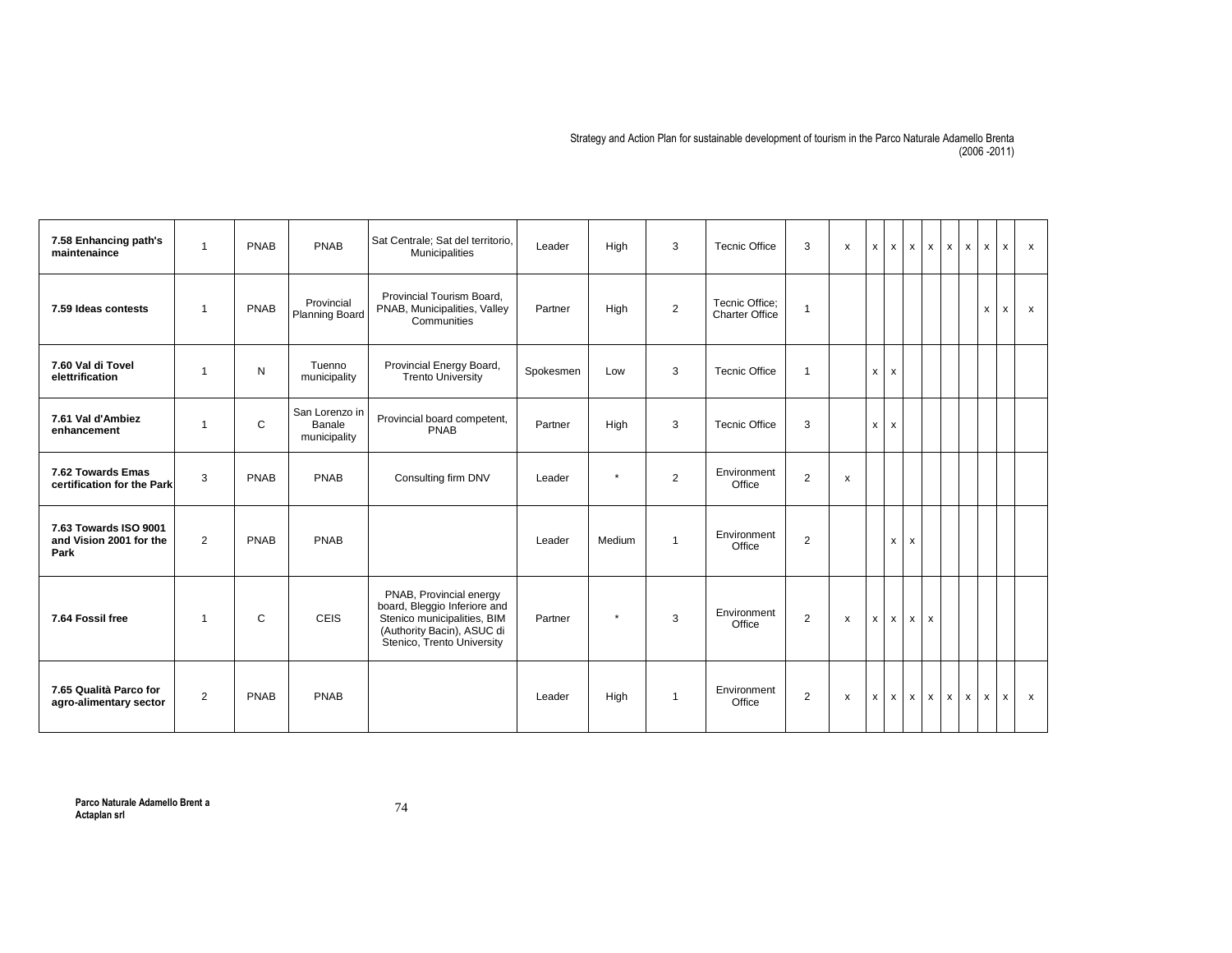| | | | | | | | | | | | | | | | | | | | |
|---|---|---|---|---|---|---|---|---|---|---|---|---|---|---|---|---|---|---|---|
| **7.58 Enhancing path's maintenaince** | 1 | PNAB | PNAB | Sat Centrale; Sat del territorio, Municipalities | Leader | High | 3 | Tecnic Office | 3 | x | x | x | x | x | x | x | x | x | x |
| **7.59 Ideas contests** | 1 | PNAB | Provincial Planning Board | Provincial Tourism Board, PNAB, Municipalities, Valley Communities | Partner | High | 2 | Tecnic Office; Charter Office | 1 | | | | | | | | x | x | x |
| **7.60 Val di Tovel elettrification** | 1 | N | Tuenno municipality | Provincial Energy Board, Trento University | Spokesmen | Low | 3 | Tecnic Office | 1 | | x | x | | | | | | | |
| **7.61 Val d'Ambiez enhancement** | 1 | C | San Lorenzo in Banale municipality | Provincial board competent, PNAB | Partner | High | 3 | Tecnic Office | 3 | | x | x | | | | | | | |
| **7.62 Towards Emas certification for the Park** | 3 | PNAB | PNAB | Consulting firm DNV | Leader | * | 2 | Environment Office | 2 | x | | | | | | | | | |
| **7.63 Towards ISO 9001 and Vision 2001 for the Park** | 2 | PNAB | PNAB | | Leader | Medium | 1 | Environment Office | 2 | | | x | x | | | | | | |
| **7.64 Fossil free** | 1 | C | CEIS | PNAB, Provincial energy board, Bleggio Inferiore and Stenico municipalities, BIM (Authority Bacin), ASUC di Stenico, Trento University | Partner | * | 3 | Environment Office | 2 | x | x | x | x | x | | | | | |
| **7.65 Qualità Parco for agro-alimentary sector** | 2 | PNAB | PNAB | | Leader | High | 1 | Environment Office | 2 | x | x | x | x | x | x | x | x | x | x |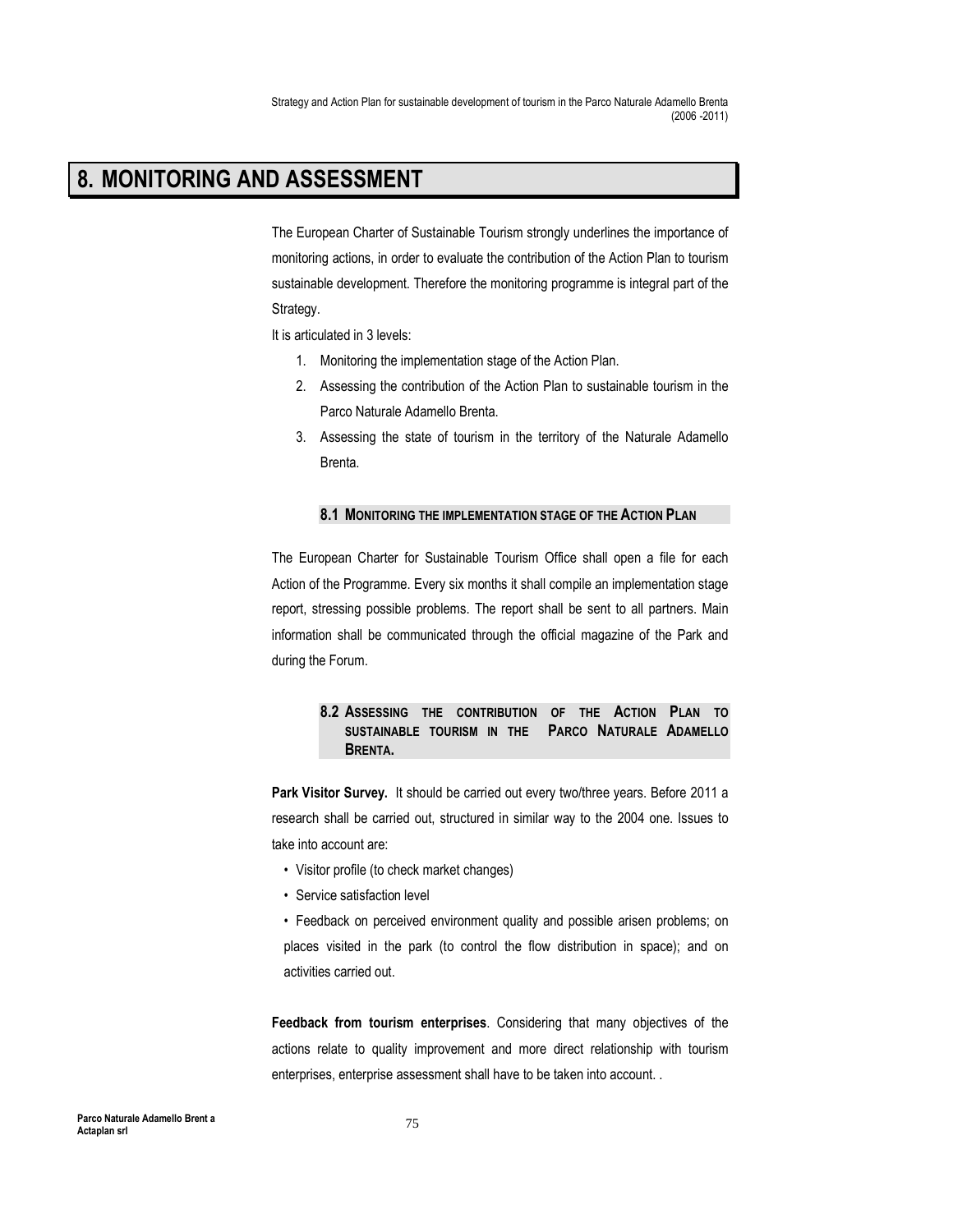# 8. MONITORING AND ASSESSMENT

The European Charter of Sustainable Tourism strongly underlines the importance of monitoring actions, in order to evaluate the contribution of the Action Plan to tourism sustainable development. Therefore the monitoring programme is integral part of the Strategy.

It is articulated in 3 levels:

1. Monitoring the implementation stage of the Action Plan.
2. Assessing the contribution of the Action Plan to sustainable tourism in the Parco Naturale Adamello Brenta.
3. Assessing the state of tourism in the territory of the Naturale Adamello Brenta.

## 8.1 MONITORING THE IMPLEMENTATION STAGE OF THE ACTION PLAN

The European Charter for Sustainable Tourism Office shall open a file for each Action of the Programme. Every six months it shall compile an implementation stage report, stressing possible problems. The report shall be sent to all partners. Main information shall be communicated through the official magazine of the Park and during the Forum.

## 8.2 ASSESSING THE CONTRIBUTION OF THE ACTION PLAN TO SUSTAINABLE TOURISM IN THE PARCO NATURALE ADAMELLO BRENTA.

**Park Visitor Survey.** It should be carried out every two/three years. Before 2011 a research shall be carried out, structured in similar way to the 2004 one. Issues to take into account are:

- Visitor profile (to check market changes)
- Service satisfaction level
- Feedback on perceived environment quality and possible arisen problems; on places visited in the park (to control the flow distribution in space); and on activities carried out.

**Feedback from tourism enterprises**. Considering that many objectives of the actions relate to quality improvement and more direct relationship with tourism enterprises, enterprise assessment shall have to be taken into account. .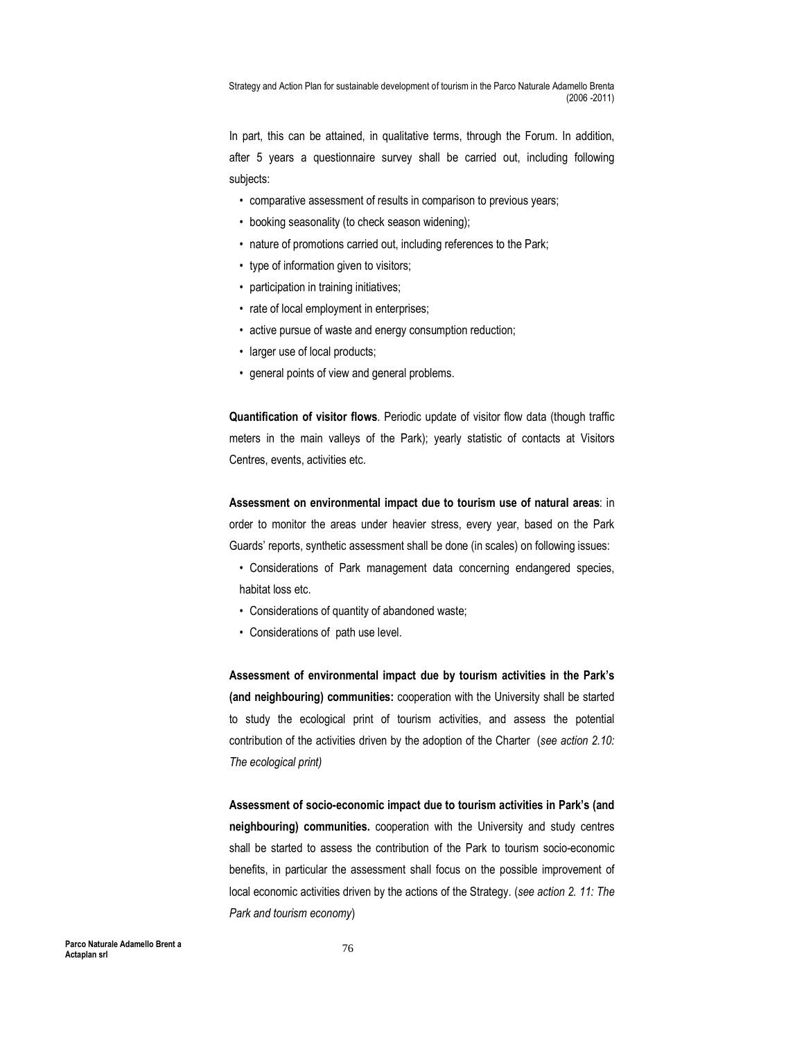In part, this can be attained, in qualitative terms, through the Forum. In addition, after 5 years a questionnaire survey shall be carried out, including following subjects:

- comparative assessment of results in comparison to previous years;
- booking seasonality (to check season widening);
- nature of promotions carried out, including references to the Park;
- type of information given to visitors;
- participation in training initiatives;
- rate of local employment in enterprises;
- active pursue of waste and energy consumption reduction;
- larger use of local products;
- general points of view and general problems.

**Quantification of visitor flows**. Periodic update of visitor flow data (though traffic meters in the main valleys of the Park); yearly statistic of contacts at Visitors Centres, events, activities etc.

**Assessment on environmental impact due to tourism use of natural areas**: in order to monitor the areas under heavier stress, every year, based on the Park Guards' reports, synthetic assessment shall be done (in scales) on following issues:

- Considerations of Park management data concerning endangered species, habitat loss etc.
- Considerations of quantity of abandoned waste;
- Considerations of path use level.

**Assessment of environmental impact due by tourism activities in the Park's (and neighbouring) communities:** cooperation with the University shall be started to study the ecological print of tourism activities, and assess the potential contribution of the activities driven by the adoption of the Charter (*see action 2.10: The ecological print)*

**Assessment of socio-economic impact due to tourism activities in Park's (and neighbouring) communities.** cooperation with the University and study centres shall be started to assess the contribution of the Park to tourism socio-economic benefits, in particular the assessment shall focus on the possible improvement of local economic activities driven by the actions of the Strategy. (*see action 2. 11: The Park and tourism economy*)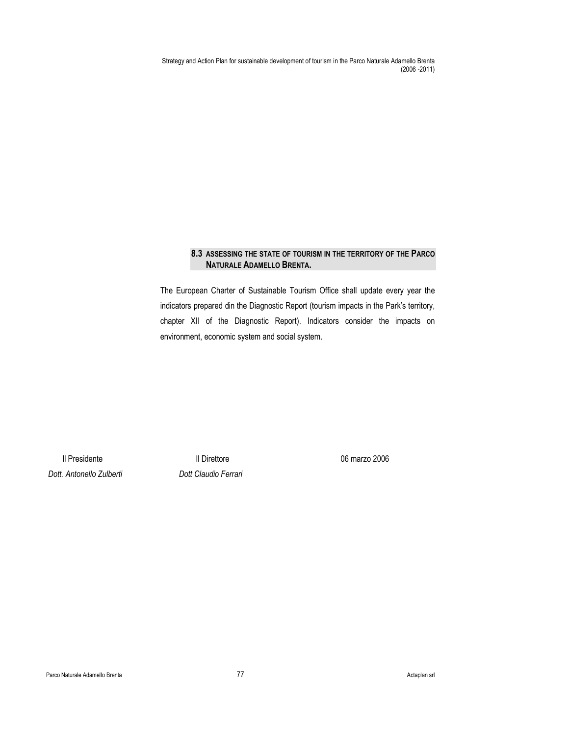### 8.3 ASSESSING THE STATE OF TOURISM IN THE TERRITORY OF THE PARCO NATURALE ADAMELLO BRENTA.

The European Charter of Sustainable Tourism Office shall update every year the indicators prepared din the Diagnostic Report (tourism impacts in the Park's territory, chapter XII of the Diagnostic Report). Indicators consider the impacts on environment, economic system and social system.

Il Presidente
*Dott. Antonello Zulberti*

Il Direttore
*Dott Claudio Ferrari*

06 marzo 2006